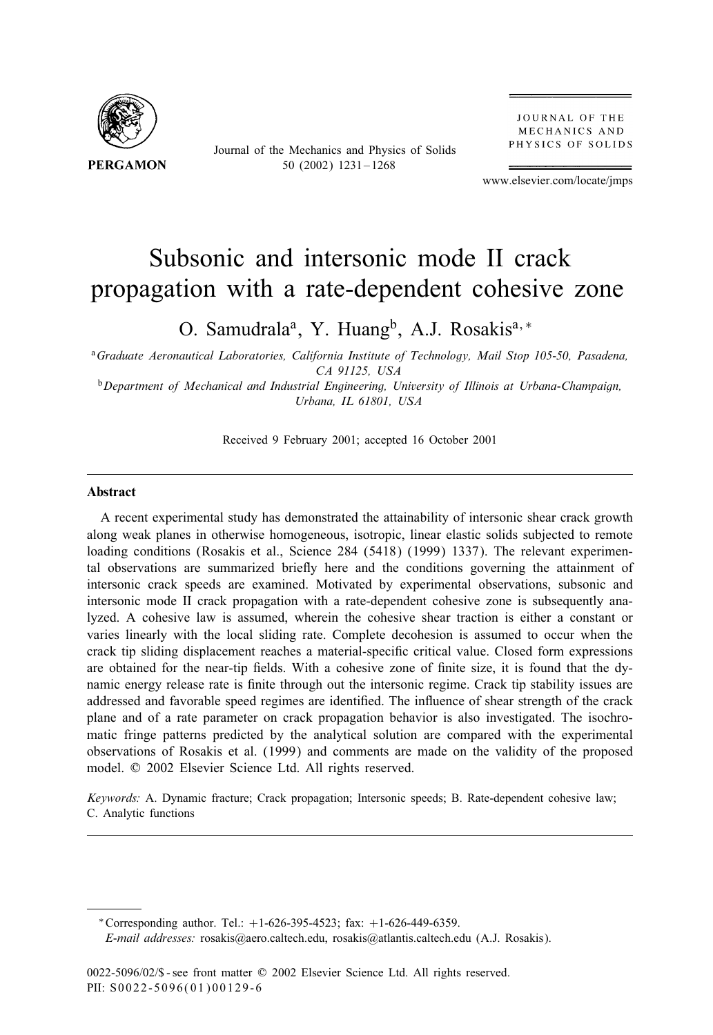# Subsonic and intersonic mode II crack propagation with a rate-dependent cohesive zone

O. Samudrala[a], Y. Huang[b], A.J. Rosakis[a,*]

[a] *Graduate Aeronautical Laboratories, California Institute of Technology, Mail Stop 105-50, Pasadena, CA 91125, USA*

[b] *Department of Mechanical and Industrial Engineering, University of Illinois at Urbana-Champaign, Urbana, IL 61801, USA*

Received 9 February 2001; accepted 16 October 2001

---

## Abstract

A recent experimental study has demonstrated the attainability of intersonic shear crack growth along weak planes in otherwise homogeneous, isotropic, linear elastic solids subjected to remote loading conditions (Rosakis et al., Science 284 (5418) (1999) 1337). The relevant experimental observations are summarized briefly here and the conditions governing the attainment of intersonic crack speeds are examined. Motivated by experimental observations, subsonic and intersonic mode II crack propagation with a rate-dependent cohesive zone is subsequently analyzed. A cohesive law is assumed, wherein the cohesive shear traction is either a constant or varies linearly with the local sliding rate. Complete decohesion is assumed to occur when the crack tip sliding displacement reaches a material-specific critical value. Closed form expressions are obtained for the near-tip fields. With a cohesive zone of finite size, it is found that the dynamic energy release rate is finite through out the intersonic regime. Crack tip stability issues are addressed and favorable speed regimes are identified. The influence of shear strength of the crack plane and of a rate parameter on crack propagation behavior is also investigated. The isochromatic fringe patterns predicted by the analytical solution are compared with the experimental observations of Rosakis et al. (1999) and comments are made on the validity of the proposed model. © 2002 Elsevier Science Ltd. All rights reserved.

*Keywords:* A. Dynamic fracture; Crack propagation; Intersonic speeds; B. Rate-dependent cohesive law; C. Analytic functions

---

* Corresponding author. Tel.: +1-626-395-4523; fax: +1-626-449-6359.
*E-mail addresses:* rosakis@aero.caltech.edu, rosakis@atlantis.caltech.edu (A.J. Rosakis).

0022-5096/02/$ - see front matter © 2002 Elsevier Science Ltd. All rights reserved.
PII: S0022-5096(01)00129-6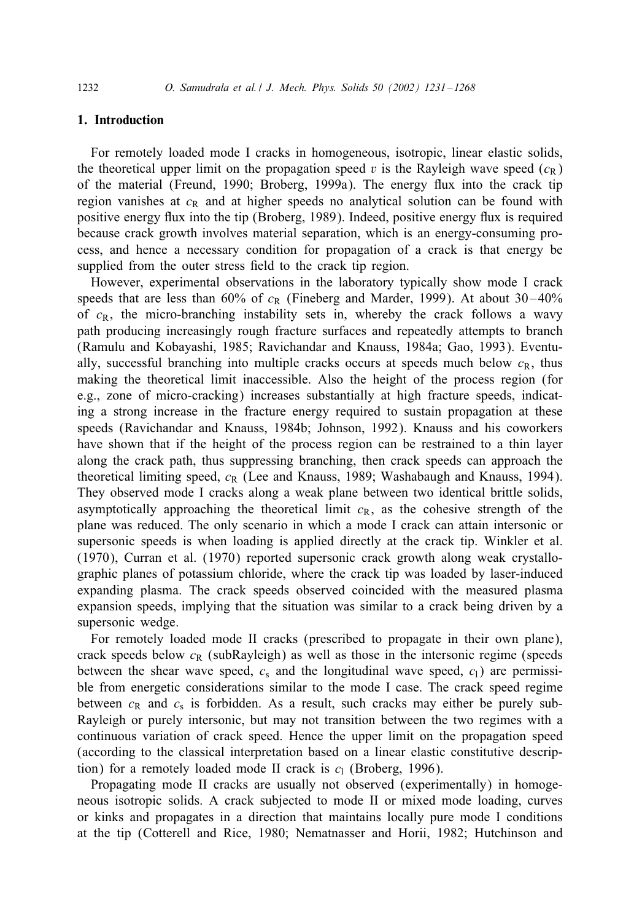## 1. Introduction

For remotely loaded mode I cracks in homogeneous, isotropic, linear elastic solids, the theoretical upper limit on the propagation speed $v$ is the Rayleigh wave speed ($c_R$) of the material (Freund, 1990; Broberg, 1999a). The energy flux into the crack tip region vanishes at $c_R$ and at higher speeds no analytical solution can be found with positive energy flux into the tip (Broberg, 1989). Indeed, positive energy flux is required because crack growth involves material separation, which is an energy-consuming process, and hence a necessary condition for propagation of a crack is that energy be supplied from the outer stress field to the crack tip region.

However, experimental observations in the laboratory typically show mode I crack speeds that are less than 60% of $c_R$ (Fineberg and Marder, 1999). At about 30–40% of $c_R$, the micro-branching instability sets in, whereby the crack follows a wavy path producing increasingly rough fracture surfaces and repeatedly attempts to branch (Ramulu and Kobayashi, 1985; Ravichandar and Knauss, 1984a; Gao, 1993). Eventually, successful branching into multiple cracks occurs at speeds much below $c_R$, thus making the theoretical limit inaccessible. Also the height of the process region (for e.g., zone of micro-cracking) increases substantially at high fracture speeds, indicating a strong increase in the fracture energy required to sustain propagation at these speeds (Ravichandar and Knauss, 1984b; Johnson, 1992). Knauss and his coworkers have shown that if the height of the process region can be restrained to a thin layer along the crack path, thus suppressing branching, then crack speeds can approach the theoretical limiting speed, $c_R$ (Lee and Knauss, 1989; Washabaugh and Knauss, 1994). They observed mode I cracks along a weak plane between two identical brittle solids, asymptotically approaching the theoretical limit $c_R$, as the cohesive strength of the plane was reduced. The only scenario in which a mode I crack can attain intersonic or supersonic speeds is when loading is applied directly at the crack tip. Winkler et al. (1970), Curran et al. (1970) reported supersonic crack growth along weak crystallographic planes of potassium chloride, where the crack tip was loaded by laser-induced expanding plasma. The crack speeds observed coincided with the measured plasma expansion speeds, implying that the situation was similar to a crack being driven by a supersonic wedge.

For remotely loaded mode II cracks (prescribed to propagate in their own plane), crack speeds below $c_R$ (subRayleigh) as well as those in the intersonic regime (speeds between the shear wave speed, $c_s$ and the longitudinal wave speed, $c_l$) are permissible from energetic considerations similar to the mode I case. The crack speed regime between $c_R$ and $c_s$ is forbidden. As a result, such cracks may either be purely subRayleigh or purely intersonic, but may not transition between the two regimes with a continuous variation of crack speed. Hence the upper limit on the propagation speed (according to the classical interpretation based on a linear elastic constitutive description) for a remotely loaded mode II crack is $c_l$ (Broberg, 1996).

Propagating mode II cracks are usually not observed (experimentally) in homogeneous isotropic solids. A crack subjected to mode II or mixed mode loading, curves or kinks and propagates in a direction that maintains locally pure mode I conditions at the tip (Cotterell and Rice, 1980; Nematnasser and Horii, 1982; Hutchinson and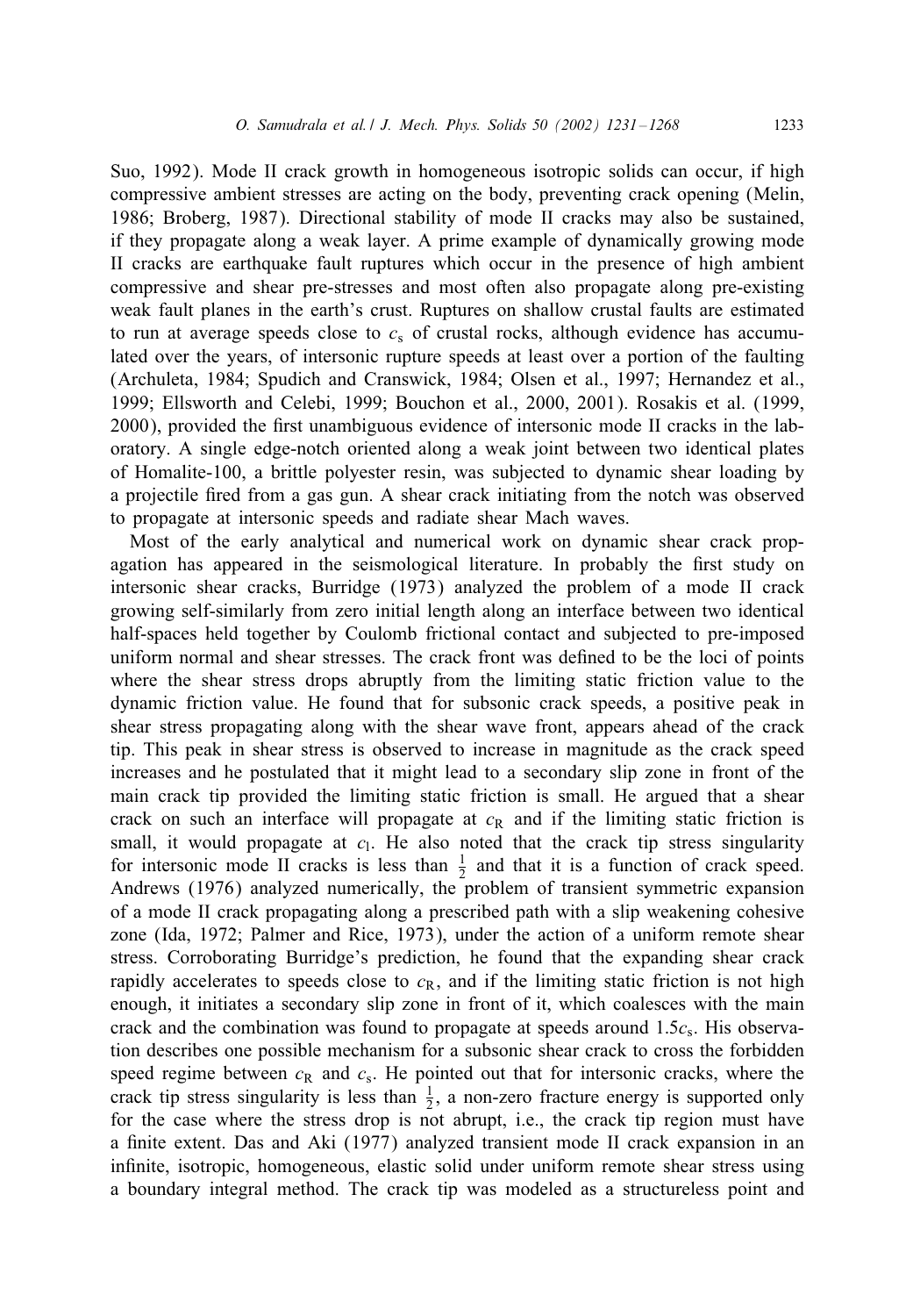Suo, 1992). Mode II crack growth in homogeneous isotropic solids can occur, if high compressive ambient stresses are acting on the body, preventing crack opening (Melin, 1986; Broberg, 1987). Directional stability of mode II cracks may also be sustained, if they propagate along a weak layer. A prime example of dynamically growing mode II cracks are earthquake fault ruptures which occur in the presence of high ambient compressive and shear pre-stresses and most often also propagate along pre-existing weak fault planes in the earth's crust. Ruptures on shallow crustal faults are estimated to run at average speeds close to $c_s$ of crustal rocks, although evidence has accumulated over the years, of intersonic rupture speeds at least over a portion of the faulting (Archuleta, 1984; Spudich and Cranswick, 1984; Olsen et al., 1997; Hernandez et al., 1999; Ellsworth and Celebi, 1999; Bouchon et al., 2000, 2001). Rosakis et al. (1999, 2000), provided the first unambiguous evidence of intersonic mode II cracks in the laboratory. A single edge-notch oriented along a weak joint between two identical plates of Homalite-100, a brittle polyester resin, was subjected to dynamic shear loading by a projectile fired from a gas gun. A shear crack initiating from the notch was observed to propagate at intersonic speeds and radiate shear Mach waves.

Most of the early analytical and numerical work on dynamic shear crack propagation has appeared in the seismological literature. In probably the first study on intersonic shear cracks, Burridge (1973) analyzed the problem of a mode II crack growing self-similarly from zero initial length along an interface between two identical half-spaces held together by Coulomb frictional contact and subjected to pre-imposed uniform normal and shear stresses. The crack front was defined to be the loci of points where the shear stress drops abruptly from the limiting static friction value to the dynamic friction value. He found that for subsonic crack speeds, a positive peak in shear stress propagating along with the shear wave front, appears ahead of the crack tip. This peak in shear stress is observed to increase in magnitude as the crack speed increases and he postulated that it might lead to a secondary slip zone in front of the main crack tip provided the limiting static friction is small. He argued that a shear crack on such an interface will propagate at $c_R$ and if the limiting static friction is small, it would propagate at $c_l$. He also noted that the crack tip stress singularity for intersonic mode II cracks is less than $\frac{1}{2}$ and that it is a function of crack speed. Andrews (1976) analyzed numerically, the problem of transient symmetric expansion of a mode II crack propagating along a prescribed path with a slip weakening cohesive zone (Ida, 1972; Palmer and Rice, 1973), under the action of a uniform remote shear stress. Corroborating Burridge's prediction, he found that the expanding shear crack rapidly accelerates to speeds close to $c_R$, and if the limiting static friction is not high enough, it initiates a secondary slip zone in front of it, which coalesces with the main crack and the combination was found to propagate at speeds around $1.5c_s$. His observation describes one possible mechanism for a subsonic shear crack to cross the forbidden speed regime between $c_R$ and $c_s$. He pointed out that for intersonic cracks, where the crack tip stress singularity is less than $\frac{1}{2}$, a non-zero fracture energy is supported only for the case where the stress drop is not abrupt, i.e., the crack tip region must have a finite extent. Das and Aki (1977) analyzed transient mode II crack expansion in an infinite, isotropic, homogeneous, elastic solid under uniform remote shear stress using a boundary integral method. The crack tip was modeled as a structureless point and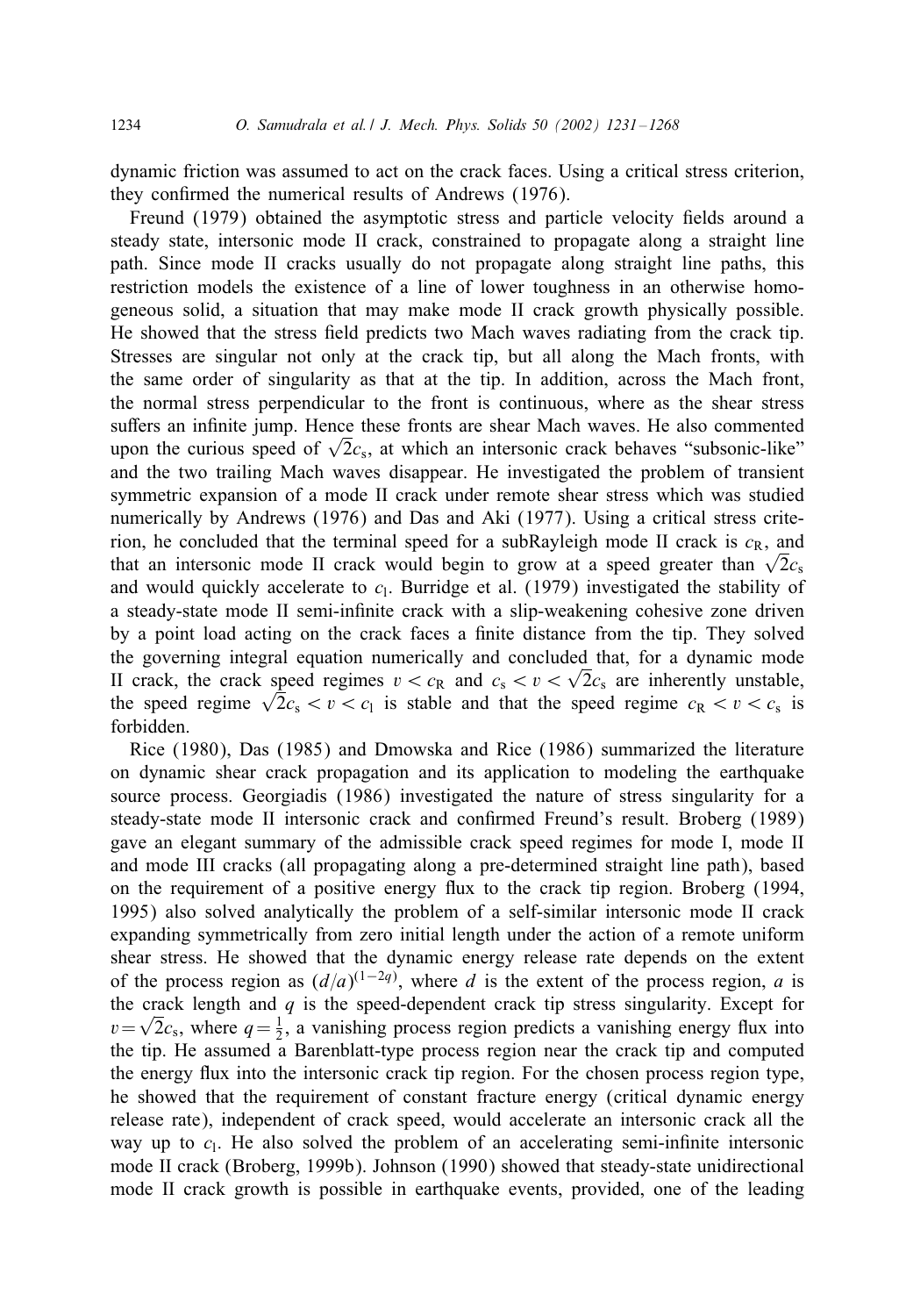dynamic friction was assumed to act on the crack faces. Using a critical stress criterion, they confirmed the numerical results of Andrews (1976).

Freund (1979) obtained the asymptotic stress and particle velocity fields around a steady state, intersonic mode II crack, constrained to propagate along a straight line path. Since mode II cracks usually do not propagate along straight line paths, this restriction models the existence of a line of lower toughness in an otherwise homogeneous solid, a situation that may make mode II crack growth physically possible. He showed that the stress field predicts two Mach waves radiating from the crack tip. Stresses are singular not only at the crack tip, but all along the Mach fronts, with the same order of singularity as that at the tip. In addition, across the Mach front, the normal stress perpendicular to the front is continuous, where as the shear stress suffers an infinite jump. Hence these fronts are shear Mach waves. He also commented upon the curious speed of $\sqrt{2}c_s$, at which an intersonic crack behaves "subsonic-like" and the two trailing Mach waves disappear. He investigated the problem of transient symmetric expansion of a mode II crack under remote shear stress which was studied numerically by Andrews (1976) and Das and Aki (1977). Using a critical stress criterion, he concluded that the terminal speed for a subRayleigh mode II crack is $c_R$, and that an intersonic mode II crack would begin to grow at a speed greater than $\sqrt{2}c_s$ and would quickly accelerate to $c_l$. Burridge et al. (1979) investigated the stability of a steady-state mode II semi-infinite crack with a slip-weakening cohesive zone driven by a point load acting on the crack faces a finite distance from the tip. They solved the governing integral equation numerically and concluded that, for a dynamic mode II crack, the crack speed regimes $v < c_R$ and $c_s < v < \sqrt{2}c_s$ are inherently unstable, the speed regime $\sqrt{2}c_s < v < c_l$ is stable and that the speed regime $c_R < v < c_s$ is forbidden.

Rice (1980), Das (1985) and Dmowska and Rice (1986) summarized the literature on dynamic shear crack propagation and its application to modeling the earthquake source process. Georgiadis (1986) investigated the nature of stress singularity for a steady-state mode II intersonic crack and confirmed Freund's result. Broberg (1989) gave an elegant summary of the admissible crack speed regimes for mode I, mode II and mode III cracks (all propagating along a pre-determined straight line path), based on the requirement of a positive energy flux to the crack tip region. Broberg (1994, 1995) also solved analytically the problem of a self-similar intersonic mode II crack expanding symmetrically from zero initial length under the action of a remote uniform shear stress. He showed that the dynamic energy release rate depends on the extent of the process region as $(d/a)^{(1-2q)}$, where $d$ is the extent of the process region, $a$ is the crack length and $q$ is the speed-dependent crack tip stress singularity. Except for $v = \sqrt{2}c_s$, where $q = \frac{1}{2}$, a vanishing process region predicts a vanishing energy flux into the tip. He assumed a Barenblatt-type process region near the crack tip and computed the energy flux into the intersonic crack tip region. For the chosen process region type, he showed that the requirement of constant fracture energy (critical dynamic energy release rate), independent of crack speed, would accelerate an intersonic crack all the way up to $c_l$. He also solved the problem of an accelerating semi-infinite intersonic mode II crack (Broberg, 1999b). Johnson (1990) showed that steady-state unidirectional mode II crack growth is possible in earthquake events, provided, one of the leading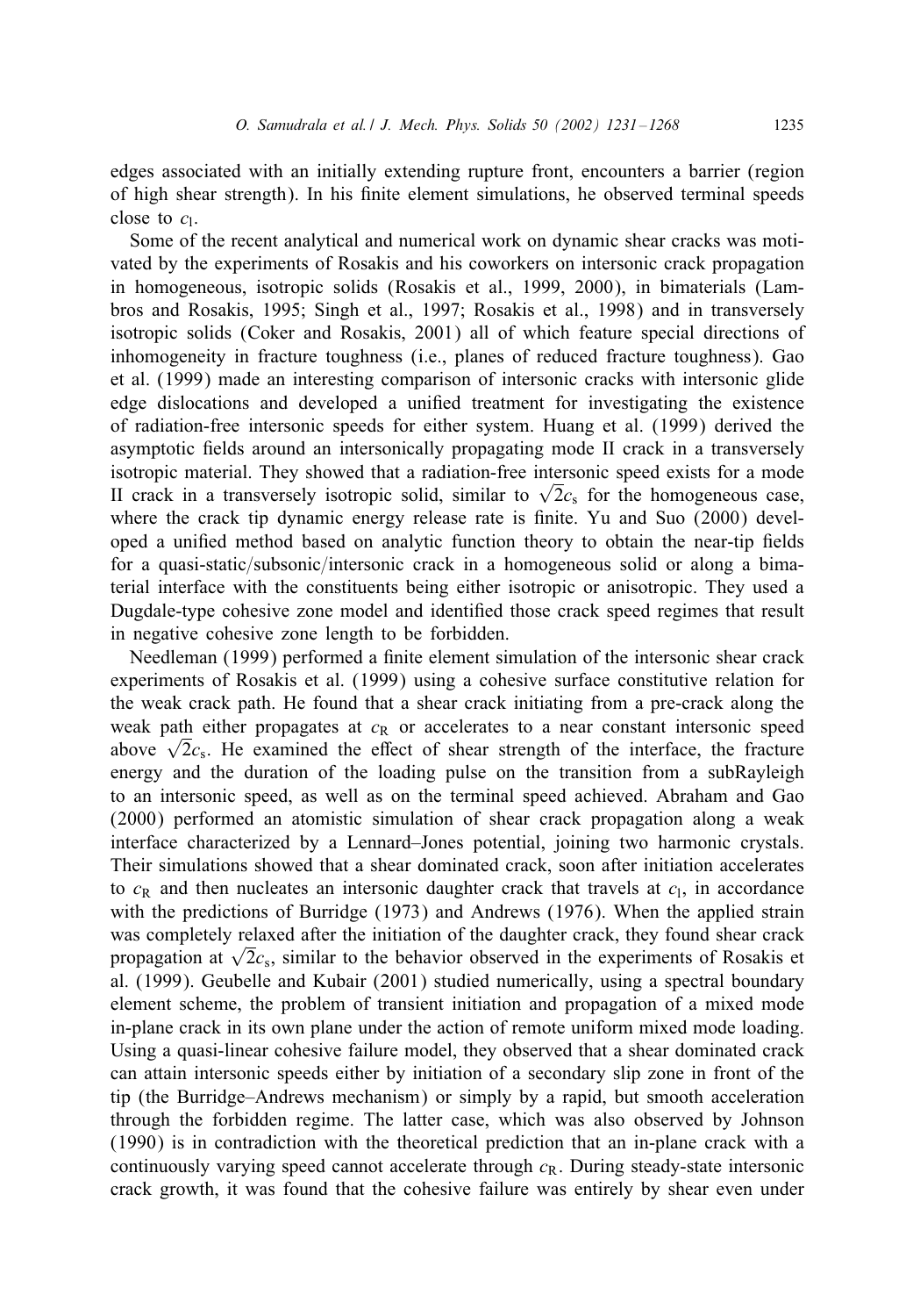edges associated with an initially extending rupture front, encounters a barrier (region of high shear strength). In his finite element simulations, he observed terminal speeds close to $c_l$.

Some of the recent analytical and numerical work on dynamic shear cracks was motivated by the experiments of Rosakis and his coworkers on intersonic crack propagation in homogeneous, isotropic solids (Rosakis et al., 1999, 2000), in bimaterials (Lambros and Rosakis, 1995; Singh et al., 1997; Rosakis et al., 1998) and in transversely isotropic solids (Coker and Rosakis, 2001) all of which feature special directions of inhomogeneity in fracture toughness (i.e., planes of reduced fracture toughness). Gao et al. (1999) made an interesting comparison of intersonic cracks with intersonic glide edge dislocations and developed a unified treatment for investigating the existence of radiation-free intersonic speeds for either system. Huang et al. (1999) derived the asymptotic fields around an intersonically propagating mode II crack in a transversely isotropic material. They showed that a radiation-free intersonic speed exists for a mode II crack in a transversely isotropic solid, similar to $\sqrt{2}c_s$ for the homogeneous case, where the crack tip dynamic energy release rate is finite. Yu and Suo (2000) developed a unified method based on analytic function theory to obtain the near-tip fields for a quasi-static/subsonic/intersonic crack in a homogeneous solid or along a bimaterial interface with the constituents being either isotropic or anisotropic. They used a Dugdale-type cohesive zone model and identified those crack speed regimes that result in negative cohesive zone length to be forbidden.

Needleman (1999) performed a finite element simulation of the intersonic shear crack experiments of Rosakis et al. (1999) using a cohesive surface constitutive relation for the weak crack path. He found that a shear crack initiating from a pre-crack along the weak path either propagates at $c_R$ or accelerates to a near constant intersonic speed above $\sqrt{2}c_s$. He examined the effect of shear strength of the interface, the fracture energy and the duration of the loading pulse on the transition from a subRayleigh to an intersonic speed, as well as on the terminal speed achieved. Abraham and Gao (2000) performed an atomistic simulation of shear crack propagation along a weak interface characterized by a Lennard–Jones potential, joining two harmonic crystals. Their simulations showed that a shear dominated crack, soon after initiation accelerates to $c_R$ and then nucleates an intersonic daughter crack that travels at $c_l$, in accordance with the predictions of Burridge (1973) and Andrews (1976). When the applied strain was completely relaxed after the initiation of the daughter crack, they found shear crack propagation at $\sqrt{2}c_s$, similar to the behavior observed in the experiments of Rosakis et al. (1999). Geubelle and Kubair (2001) studied numerically, using a spectral boundary element scheme, the problem of transient initiation and propagation of a mixed mode in-plane crack in its own plane under the action of remote uniform mixed mode loading. Using a quasi-linear cohesive failure model, they observed that a shear dominated crack can attain intersonic speeds either by initiation of a secondary slip zone in front of the tip (the Burridge–Andrews mechanism) or simply by a rapid, but smooth acceleration through the forbidden regime. The latter case, which was also observed by Johnson (1990) is in contradiction with the theoretical prediction that an in-plane crack with a continuously varying speed cannot accelerate through $c_R$. During steady-state intersonic crack growth, it was found that the cohesive failure was entirely by shear even under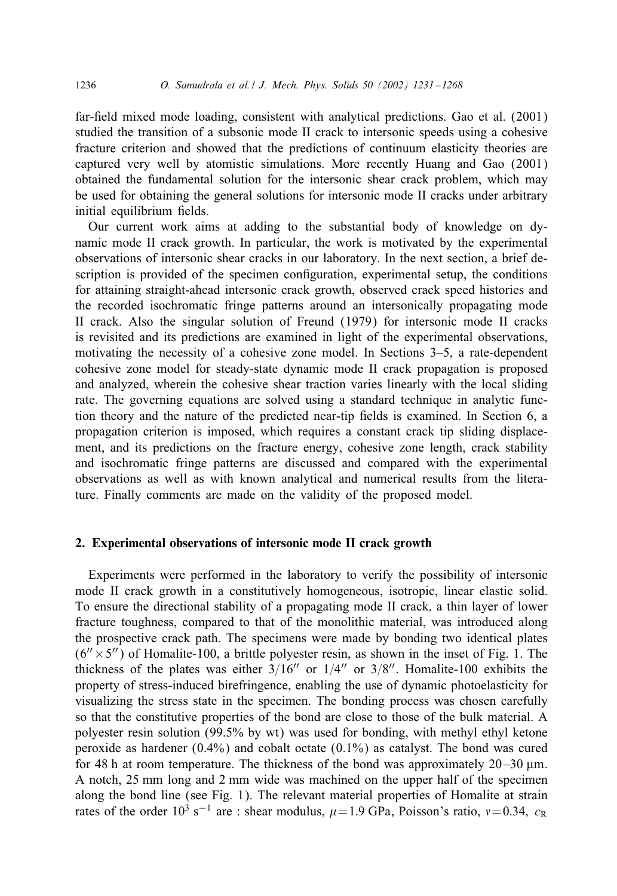far-field mixed mode loading, consistent with analytical predictions. Gao et al. (2001) studied the transition of a subsonic mode II crack to intersonic speeds using a cohesive fracture criterion and showed that the predictions of continuum elasticity theories are captured very well by atomistic simulations. More recently Huang and Gao (2001) obtained the fundamental solution for the intersonic shear crack problem, which may be used for obtaining the general solutions for intersonic mode II cracks under arbitrary initial equilibrium fields.

Our current work aims at adding to the substantial body of knowledge on dynamic mode II crack growth. In particular, the work is motivated by the experimental observations of intersonic shear cracks in our laboratory. In the next section, a brief description is provided of the specimen configuration, experimental setup, the conditions for attaining straight-ahead intersonic crack growth, observed crack speed histories and the recorded isochromatic fringe patterns around an intersonically propagating mode II crack. Also the singular solution of Freund (1979) for intersonic mode II cracks is revisited and its predictions are examined in light of the experimental observations, motivating the necessity of a cohesive zone model. In Sections 3–5, a rate-dependent cohesive zone model for steady-state dynamic mode II crack propagation is proposed and analyzed, wherein the cohesive shear traction varies linearly with the local sliding rate. The governing equations are solved using a standard technique in analytic function theory and the nature of the predicted near-tip fields is examined. In Section 6, a propagation criterion is imposed, which requires a constant crack tip sliding displacement, and its predictions on the fracture energy, cohesive zone length, crack stability and isochromatic fringe patterns are discussed and compared with the experimental observations as well as with known analytical and numerical results from the literature. Finally comments are made on the validity of the proposed model.

## 2. Experimental observations of intersonic mode II crack growth

Experiments were performed in the laboratory to verify the possibility of intersonic mode II crack growth in a constitutively homogeneous, isotropic, linear elastic solid. To ensure the directional stability of a propagating mode II crack, a thin layer of lower fracture toughness, compared to that of the monolithic material, was introduced along the prospective crack path. The specimens were made by bonding two identical plates ($6'' \times 5''$) of Homalite-100, a brittle polyester resin, as shown in the inset of Fig. 1. The thickness of the plates was either $3/16''$ or $1/4''$ or $3/8''$. Homalite-100 exhibits the property of stress-induced birefringence, enabling the use of dynamic photoelasticity for visualizing the stress state in the specimen. The bonding process was chosen carefully so that the constitutive properties of the bond are close to those of the bulk material. A polyester resin solution (99.5% by wt) was used for bonding, with methyl ethyl ketone peroxide as hardener (0.4%) and cobalt octate (0.1%) as catalyst. The bond was cured for 48 h at room temperature. The thickness of the bond was approximately 20–30 μm. A notch, 25 mm long and 2 mm wide was machined on the upper half of the specimen along the bond line (see Fig. 1). The relevant material properties of Homalite at strain rates of the order $10^3\ \mathrm{s}^{-1}$ are : shear modulus, $\mu = 1.9$ GPa, Poisson's ratio, $v = 0.34$, $c_R$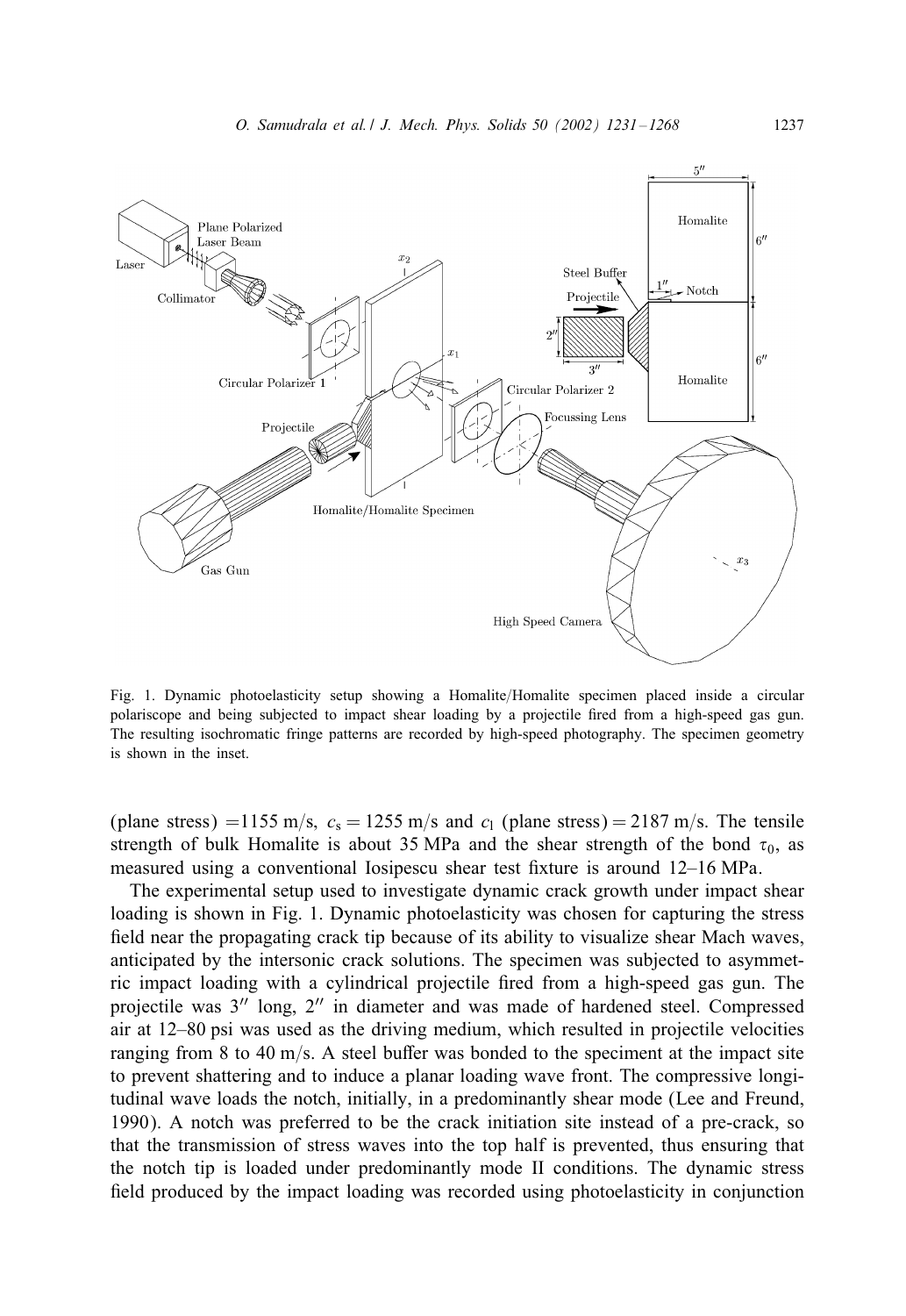Fig. 1. Dynamic photoelasticity setup showing a Homalite/Homalite specimen placed inside a circular polariscope and being subjected to impact shear loading by a projectile fired from a high-speed gas gun. The resulting isochromatic fringe patterns are recorded by high-speed photography. The specimen geometry is shown in the inset.

(plane stress) =1155 m/s, $c_s = 1255$ m/s and $c_l$ (plane stress) = 2187 m/s. The tensile strength of bulk Homalite is about 35 MPa and the shear strength of the bond $\tau_0$, as measured using a conventional Iosipescu shear test fixture is around 12–16 MPa.

The experimental setup used to investigate dynamic crack growth under impact shear loading is shown in Fig. 1. Dynamic photoelasticity was chosen for capturing the stress field near the propagating crack tip because of its ability to visualize shear Mach waves, anticipated by the intersonic crack solutions. The specimen was subjected to asymmetric impact loading with a cylindrical projectile fired from a high-speed gas gun. The projectile was 3″ long, 2″ in diameter and was made of hardened steel. Compressed air at 12–80 psi was used as the driving medium, which resulted in projectile velocities ranging from 8 to 40 m/s. A steel buffer was bonded to the speciment at the impact site to prevent shattering and to induce a planar loading wave front. The compressive longitudinal wave loads the notch, initially, in a predominantly shear mode (Lee and Freund, 1990). A notch was preferred to be the crack initiation site instead of a pre-crack, so that the transmission of stress waves into the top half is prevented, thus ensuring that the notch tip is loaded under predominantly mode II conditions. The dynamic stress field produced by the impact loading was recorded using photoelasticity in conjunction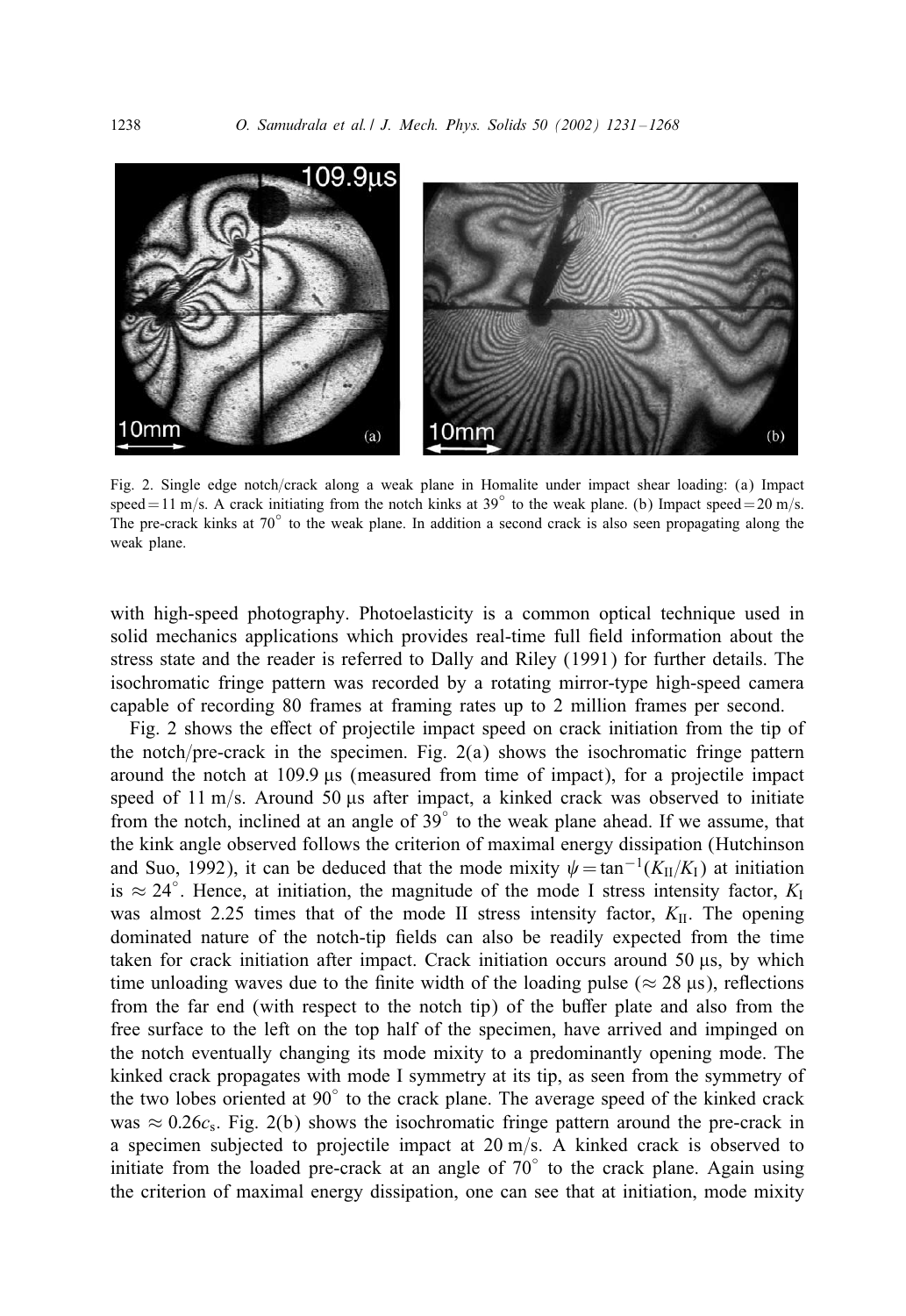Fig. 2. Single edge notch/crack along a weak plane in Homalite under impact shear loading: (a) Impact speed = 11 m/s. A crack initiating from the notch kinks at 39° to the weak plane. (b) Impact speed = 20 m/s. The pre-crack kinks at 70° to the weak plane. In addition a second crack is also seen propagating along the weak plane.

with high-speed photography. Photoelasticity is a common optical technique used in solid mechanics applications which provides real-time full field information about the stress state and the reader is referred to Dally and Riley (1991) for further details. The isochromatic fringe pattern was recorded by a rotating mirror-type high-speed camera capable of recording 80 frames at framing rates up to 2 million frames per second.

Fig. 2 shows the effect of projectile impact speed on crack initiation from the tip of the notch/pre-crack in the specimen. Fig. 2(a) shows the isochromatic fringe pattern around the notch at 109.9 μs (measured from time of impact), for a projectile impact speed of 11 m/s. Around 50 μs after impact, a kinked crack was observed to initiate from the notch, inclined at an angle of 39° to the weak plane ahead. If we assume, that the kink angle observed follows the criterion of maximal energy dissipation (Hutchinson and Suo, 1992), it can be deduced that the mode mixity $\psi = \tan^{-1}(K_{\mathrm{II}}/K_{\mathrm{I}})$ at initiation is $\approx 24^\circ$. Hence, at initiation, the magnitude of the mode I stress intensity factor, $K_{\mathrm{I}}$ was almost 2.25 times that of the mode II stress intensity factor, $K_{\mathrm{II}}$. The opening dominated nature of the notch-tip fields can also be readily expected from the time taken for crack initiation after impact. Crack initiation occurs around 50 μs, by which time unloading waves due to the finite width of the loading pulse ($\approx 28$ μs), reflections from the far end (with respect to the notch tip) of the buffer plate and also from the free surface to the left on the top half of the specimen, have arrived and impinged on the notch eventually changing its mode mixity to a predominantly opening mode. The kinked crack propagates with mode I symmetry at its tip, as seen from the symmetry of the two lobes oriented at 90° to the crack plane. The average speed of the kinked crack was $\approx 0.26c_s$. Fig. 2(b) shows the isochromatic fringe pattern around the pre-crack in a specimen subjected to projectile impact at 20 m/s. A kinked crack is observed to initiate from the loaded pre-crack at an angle of 70° to the crack plane. Again using the criterion of maximal energy dissipation, one can see that at initiation, mode mixity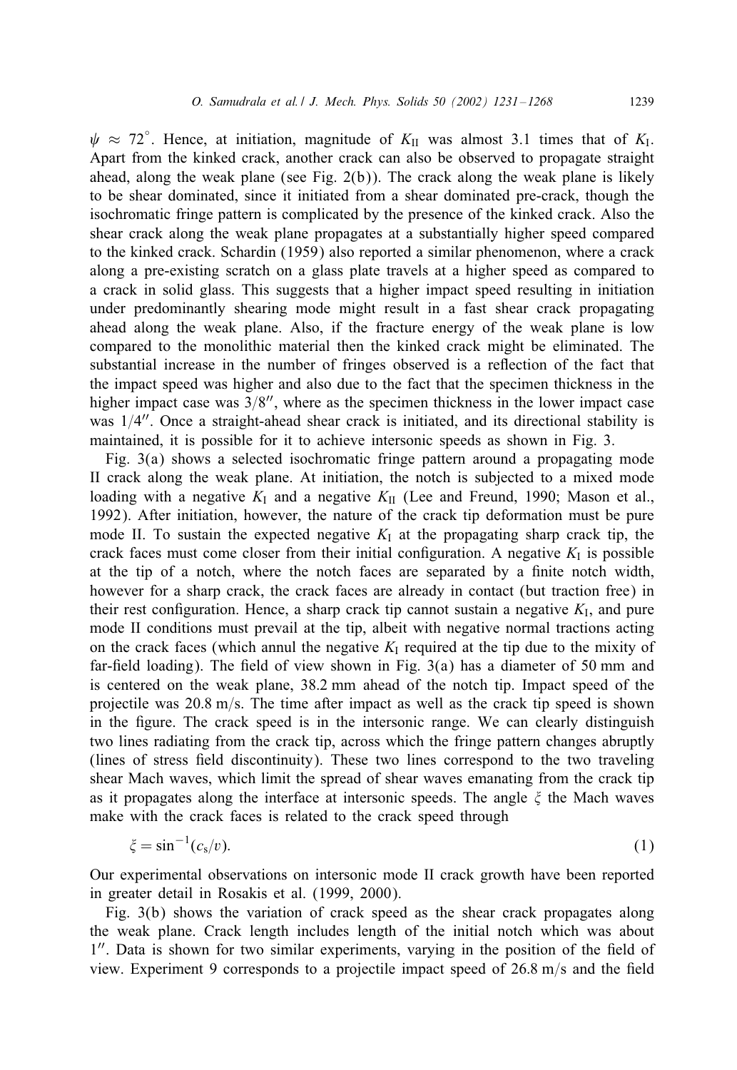$\psi \approx 72^{\circ}$. Hence, at initiation, magnitude of $K_{\mathrm{II}}$ was almost 3.1 times that of $K_{\mathrm{I}}$. Apart from the kinked crack, another crack can also be observed to propagate straight ahead, along the weak plane (see Fig. 2(b)). The crack along the weak plane is likely to be shear dominated, since it initiated from a shear dominated pre-crack, though the isochromatic fringe pattern is complicated by the presence of the kinked crack. Also the shear crack along the weak plane propagates at a substantially higher speed compared to the kinked crack. Schardin (1959) also reported a similar phenomenon, where a crack along a pre-existing scratch on a glass plate travels at a higher speed as compared to a crack in solid glass. This suggests that a higher impact speed resulting in initiation under predominantly shearing mode might result in a fast shear crack propagating ahead along the weak plane. Also, if the fracture energy of the weak plane is low compared to the monolithic material then the kinked crack might be eliminated. The substantial increase in the number of fringes observed is a reflection of the fact that the impact speed was higher and also due to the fact that the specimen thickness in the higher impact case was $3/8''$, where as the specimen thickness in the lower impact case was $1/4''$. Once a straight-ahead shear crack is initiated, and its directional stability is maintained, it is possible for it to achieve intersonic speeds as shown in Fig. 3.

Fig. 3(a) shows a selected isochromatic fringe pattern around a propagating mode II crack along the weak plane. At initiation, the notch is subjected to a mixed mode loading with a negative $K_{\mathrm{I}}$ and a negative $K_{\mathrm{II}}$ (Lee and Freund, 1990; Mason et al., 1992). After initiation, however, the nature of the crack tip deformation must be pure mode II. To sustain the expected negative $K_{\mathrm{I}}$ at the propagating sharp crack tip, the crack faces must come closer from their initial configuration. A negative $K_{\mathrm{I}}$ is possible at the tip of a notch, where the notch faces are separated by a finite notch width, however for a sharp crack, the crack faces are already in contact (but traction free) in their rest configuration. Hence, a sharp crack tip cannot sustain a negative $K_{\mathrm{I}}$, and pure mode II conditions must prevail at the tip, albeit with negative normal tractions acting on the crack faces (which annul the negative $K_{\mathrm{I}}$ required at the tip due to the mixity of far-field loading). The field of view shown in Fig. 3(a) has a diameter of 50 mm and is centered on the weak plane, 38.2 mm ahead of the notch tip. Impact speed of the projectile was 20.8 m/s. The time after impact as well as the crack tip speed is shown in the figure. The crack speed is in the intersonic range. We can clearly distinguish two lines radiating from the crack tip, across which the fringe pattern changes abruptly (lines of stress field discontinuity). These two lines correspond to the two traveling shear Mach waves, which limit the spread of shear waves emanating from the crack tip as it propagates along the interface at intersonic speeds. The angle $\xi$ the Mach waves make with the crack faces is related to the crack speed through

$$\xi = \sin^{-1}(c_s/v). \tag{1}$$

Our experimental observations on intersonic mode II crack growth have been reported in greater detail in Rosakis et al. (1999, 2000).

Fig. 3(b) shows the variation of crack speed as the shear crack propagates along the weak plane. Crack length includes length of the initial notch which was about $1''$. Data is shown for two similar experiments, varying in the position of the field of view. Experiment 9 corresponds to a projectile impact speed of 26.8 m/s and the field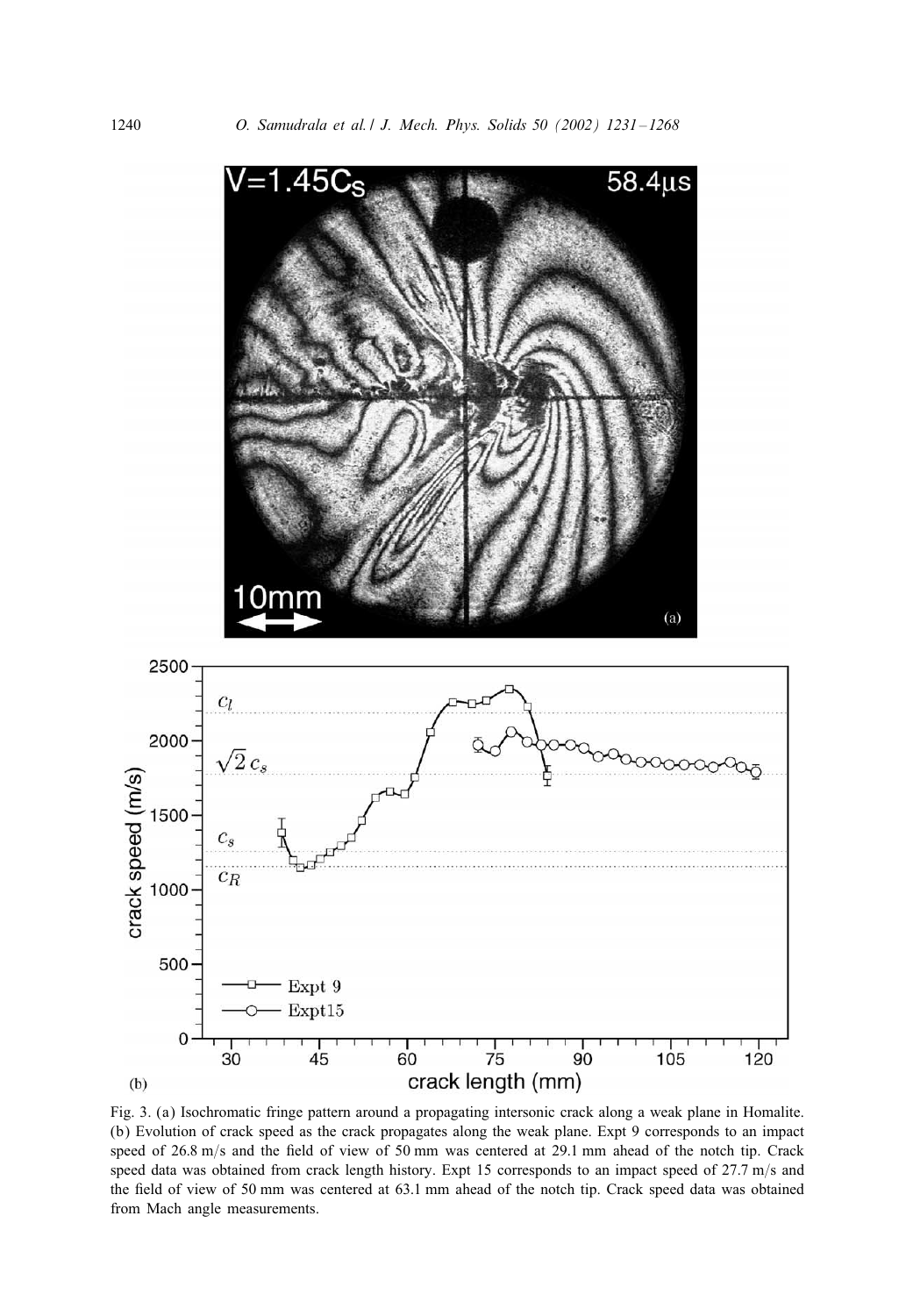Fig. 3. (a) Isochromatic fringe pattern around a propagating intersonic crack along a weak plane in Homalite. (b) Evolution of crack speed as the crack propagates along the weak plane. Expt 9 corresponds to an impact speed of 26.8 m/s and the field of view of 50 mm was centered at 29.1 mm ahead of the notch tip. Crack speed data was obtained from crack length history. Expt 15 corresponds to an impact speed of 27.7 m/s and the field of view of 50 mm was centered at 63.1 mm ahead of the notch tip. Crack speed data was obtained from Mach angle measurements.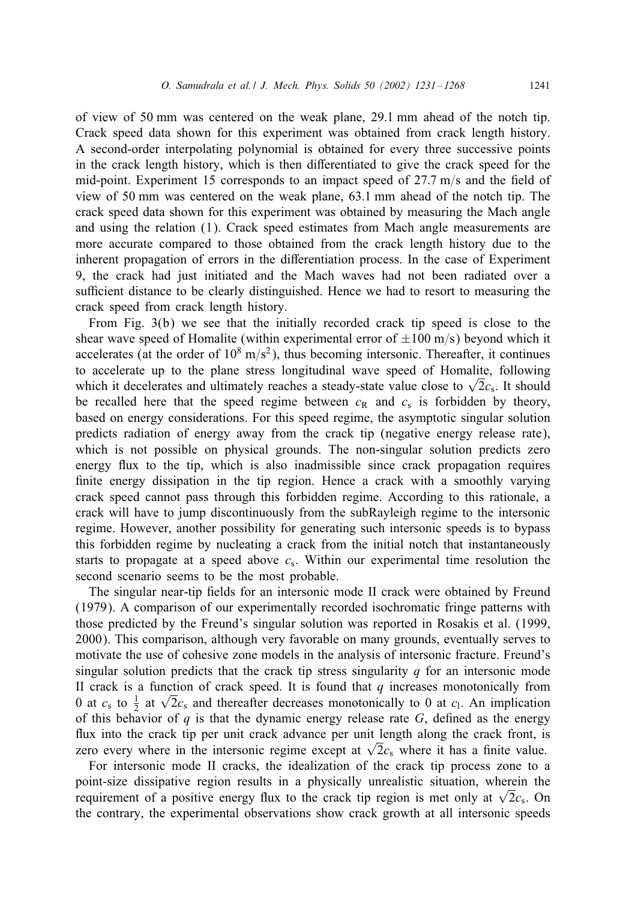of view of 50 mm was centered on the weak plane, 29.1 mm ahead of the notch tip. Crack speed data shown for this experiment was obtained from crack length history. A second-order interpolating polynomial is obtained for every three successive points in the crack length history, which is then differentiated to give the crack speed for the mid-point. Experiment 15 corresponds to an impact speed of 27.7 m/s and the field of view of 50 mm was centered on the weak plane, 63.1 mm ahead of the notch tip. The crack speed data shown for this experiment was obtained by measuring the Mach angle and using the relation (1). Crack speed estimates from Mach angle measurements are more accurate compared to those obtained from the crack length history due to the inherent propagation of errors in the differentiation process. In the case of Experiment 9, the crack had just initiated and the Mach waves had not been radiated over a sufficient distance to be clearly distinguished. Hence we had to resort to measuring the crack speed from crack length history.

From Fig. 3(b) we see that the initially recorded crack tip speed is close to the shear wave speed of Homalite (within experimental error of $\pm 100$ m/s) beyond which it accelerates (at the order of $10^8$ m/s$^2$), thus becoming intersonic. Thereafter, it continues to accelerate up to the plane stress longitudinal wave speed of Homalite, following which it decelerates and ultimately reaches a steady-state value close to $\sqrt{2}c_s$. It should be recalled here that the speed regime between $c_R$ and $c_s$ is forbidden by theory, based on energy considerations. For this speed regime, the asymptotic singular solution predicts radiation of energy away from the crack tip (negative energy release rate), which is not possible on physical grounds. The non-singular solution predicts zero energy flux to the tip, which is also inadmissible since crack propagation requires finite energy dissipation in the tip region. Hence a crack with a smoothly varying crack speed cannot pass through this forbidden regime. According to this rationale, a crack will have to jump discontinuously from the subRayleigh regime to the intersonic regime. However, another possibility for generating such intersonic speeds is to bypass this forbidden regime by nucleating a crack from the initial notch that instantaneously starts to propagate at a speed above $c_s$. Within our experimental time resolution the second scenario seems to be the most probable.

The singular near-tip fields for an intersonic mode II crack were obtained by Freund (1979). A comparison of our experimentally recorded isochromatic fringe patterns with those predicted by the Freund's singular solution was reported in Rosakis et al. (1999, 2000). This comparison, although very favorable on many grounds, eventually serves to motivate the use of cohesive zone models in the analysis of intersonic fracture. Freund's singular solution predicts that the crack tip stress singularity $q$ for an intersonic mode II crack is a function of crack speed. It is found that $q$ increases monotonically from 0 at $c_s$ to $\frac{1}{2}$ at $\sqrt{2}c_s$ and thereafter decreases monotonically to 0 at $c_l$. An implication of this behavior of $q$ is that the dynamic energy release rate $G$, defined as the energy flux into the crack tip per unit crack advance per unit length along the crack front, is zero every where in the intersonic regime except at $\sqrt{2}c_s$ where it has a finite value.

For intersonic mode II cracks, the idealization of the crack tip process zone to a point-size dissipative region results in a physically unrealistic situation, wherein the requirement of a positive energy flux to the crack tip region is met only at $\sqrt{2}c_s$. On the contrary, the experimental observations show crack growth at all intersonic speeds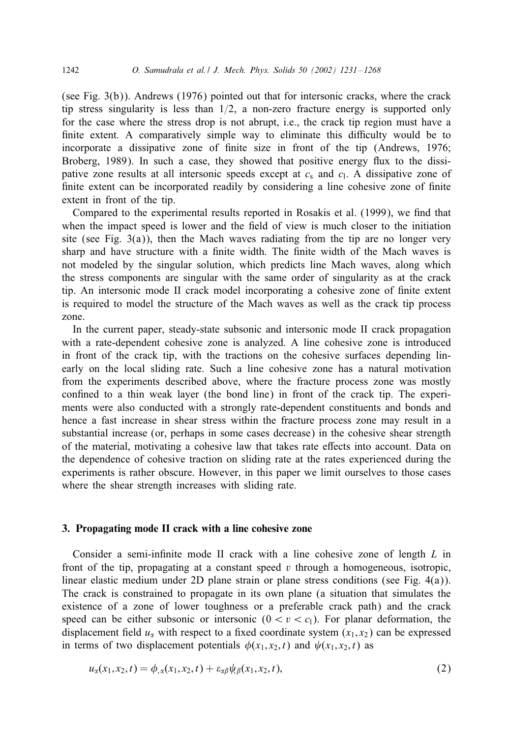(see Fig. 3(b)). Andrews (1976) pointed out that for intersonic cracks, where the crack tip stress singularity is less than 1/2, a non-zero fracture energy is supported only for the case where the stress drop is not abrupt, i.e., the crack tip region must have a finite extent. A comparatively simple way to eliminate this difficulty would be to incorporate a dissipative zone of finite size in front of the tip (Andrews, 1976; Broberg, 1989). In such a case, they showed that positive energy flux to the dissipative zone results at all intersonic speeds except at $c_s$ and $c_l$. A dissipative zone of finite extent can be incorporated readily by considering a line cohesive zone of finite extent in front of the tip.

Compared to the experimental results reported in Rosakis et al. (1999), we find that when the impact speed is lower and the field of view is much closer to the initiation site (see Fig. 3(a)), then the Mach waves radiating from the tip are no longer very sharp and have structure with a finite width. The finite width of the Mach waves is not modeled by the singular solution, which predicts line Mach waves, along which the stress components are singular with the same order of singularity as at the crack tip. An intersonic mode II crack model incorporating a cohesive zone of finite extent is required to model the structure of the Mach waves as well as the crack tip process zone.

In the current paper, steady-state subsonic and intersonic mode II crack propagation with a rate-dependent cohesive zone is analyzed. A line cohesive zone is introduced in front of the crack tip, with the tractions on the cohesive surfaces depending linearly on the local sliding rate. Such a line cohesive zone has a natural motivation from the experiments described above, where the fracture process zone was mostly confined to a thin weak layer (the bond line) in front of the crack tip. The experiments were also conducted with a strongly rate-dependent constituents and bonds and hence a fast increase in shear stress within the fracture process zone may result in a substantial increase (or, perhaps in some cases decrease) in the cohesive shear strength of the material, motivating a cohesive law that takes rate effects into account. Data on the dependence of cohesive traction on sliding rate at the rates experienced during the experiments is rather obscure. However, in this paper we limit ourselves to those cases where the shear strength increases with sliding rate.

## 3. Propagating mode II crack with a line cohesive zone

Consider a semi-infinite mode II crack with a line cohesive zone of length $L$ in front of the tip, propagating at a constant speed $v$ through a homogeneous, isotropic, linear elastic medium under 2D plane strain or plane stress conditions (see Fig. 4(a)). The crack is constrained to propagate in its own plane (a situation that simulates the existence of a zone of lower toughness or a preferable crack path) and the crack speed can be either subsonic or intersonic ($0 < v < c_l$). For planar deformation, the displacement field $u_\alpha$ with respect to a fixed coordinate system $(x_1, x_2)$ can be expressed in terms of two displacement potentials $\phi(x_1, x_2, t)$ and $\psi(x_1, x_2, t)$ as

$$u_\alpha(x_1, x_2, t) = \phi_{,\alpha}(x_1, x_2, t) + \varepsilon_{\alpha\beta}\psi_{,\beta}(x_1, x_2, t), \tag{2}$$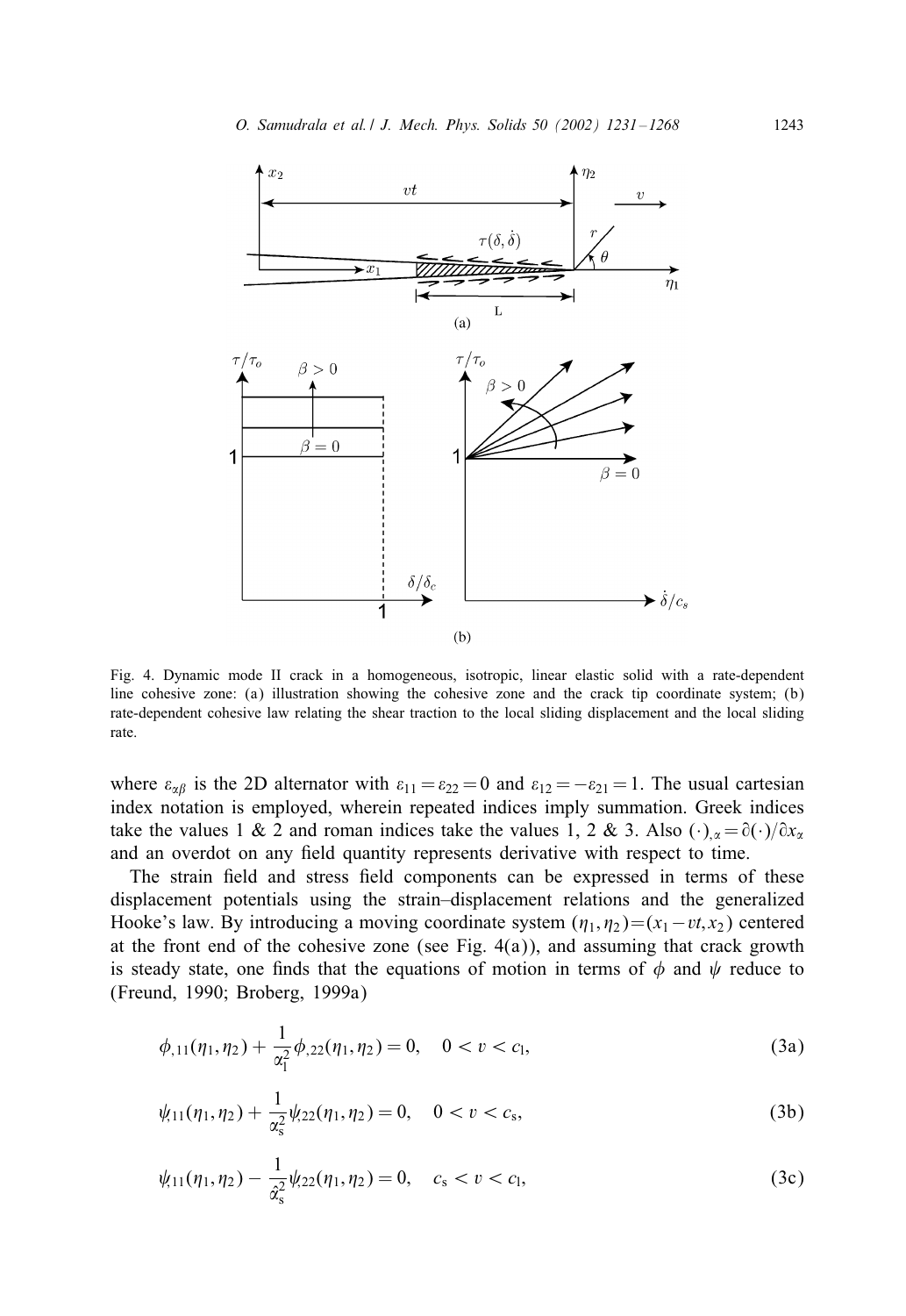Fig. 4. Dynamic mode II crack in a homogeneous, isotropic, linear elastic solid with a rate-dependent line cohesive zone: (a) illustration showing the cohesive zone and the crack tip coordinate system; (b) rate-dependent cohesive law relating the shear traction to the local sliding displacement and the local sliding rate.

where $\varepsilon_{\alpha\beta}$ is the 2D alternator with $\varepsilon_{11} = \varepsilon_{22} = 0$ and $\varepsilon_{12} = -\varepsilon_{21} = 1$. The usual cartesian index notation is employed, wherein repeated indices imply summation. Greek indices take the values 1 & 2 and roman indices take the values 1, 2 & 3. Also $(\cdot)_{,\alpha} = \partial(\cdot)/\partial x_\alpha$ and an overdot on any field quantity represents derivative with respect to time.

The strain field and stress field components can be expressed in terms of these displacement potentials using the strain–displacement relations and the generalized Hooke's law. By introducing a moving coordinate system $(\eta_1, \eta_2) = (x_1 - vt, x_2)$ centered at the front end of the cohesive zone (see Fig. 4(a)), and assuming that crack growth is steady state, one finds that the equations of motion in terms of $\phi$ and $\psi$ reduce to (Freund, 1990; Broberg, 1999a)

$$\phi_{,11}(\eta_1, \eta_2) + \frac{1}{\alpha_l^2}\phi_{,22}(\eta_1, \eta_2) = 0, \quad 0 < v < c_l, \tag{3a}$$

$$\psi_{,11}(\eta_1, \eta_2) + \frac{1}{\alpha_s^2}\psi_{,22}(\eta_1, \eta_2) = 0, \quad 0 < v < c_s, \tag{3b}$$

$$\psi_{,11}(\eta_1, \eta_2) - \frac{1}{\hat{\alpha}_s^2}\psi_{,22}(\eta_1, \eta_2) = 0, \quad c_s < v < c_l, \tag{3c}$$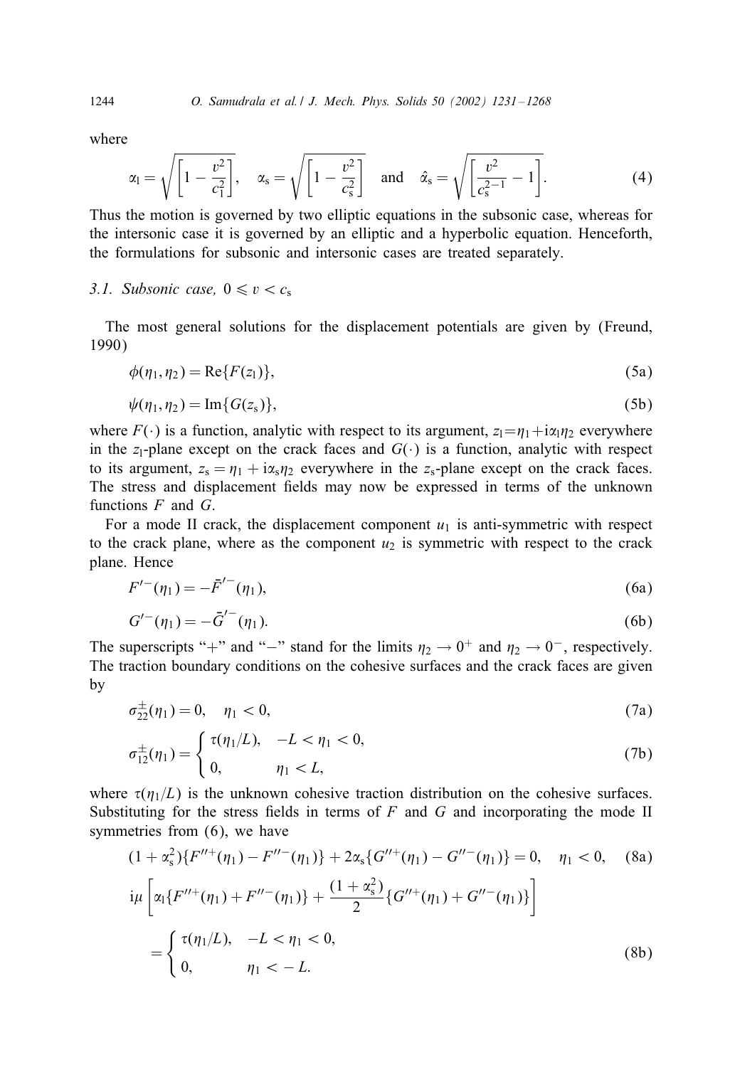where

$$\alpha_l = \sqrt{\left[1 - \frac{v^2}{c_l^2}\right]}, \quad \alpha_s = \sqrt{\left[1 - \frac{v^2}{c_s^2}\right]} \quad \text{and} \quad \hat{\alpha}_s = \sqrt{\left[\frac{v^2}{c_s^{2-1}} - 1\right]}. \tag{4}$$

Thus the motion is governed by two elliptic equations in the subsonic case, whereas for the intersonic case it is governed by an elliptic and a hyperbolic equation. Henceforth, the formulations for subsonic and intersonic cases are treated separately.

### 3.1. Subsonic case, $0 \leqslant v < c_s$

The most general solutions for the displacement potentials are given by (Freund, 1990)

$$\phi(\eta_1, \eta_2) = \mathrm{Re}\{F(z_l)\}, \tag{5a}$$

$$\psi(\eta_1, \eta_2) = \mathrm{Im}\{G(z_s)\}, \tag{5b}$$

where $F(\cdot)$ is a function, analytic with respect to its argument, $z_l = \eta_1 + i\alpha_l\eta_2$ everywhere in the $z_l$-plane except on the crack faces and $G(\cdot)$ is a function, analytic with respect to its argument, $z_s = \eta_1 + i\alpha_s\eta_2$ everywhere in the $z_s$-plane except on the crack faces. The stress and displacement fields may now be expressed in terms of the unknown functions $F$ and $G$.

For a mode II crack, the displacement component $u_1$ is anti-symmetric with respect to the crack plane, where as the component $u_2$ is symmetric with respect to the crack plane. Hence

$$F'^{-}(\eta_1) = -\bar{F}'^{-}(\eta_1), \tag{6a}$$

$$G'^{-}(\eta_1) = -\bar{G}'^{-}(\eta_1). \tag{6b}$$

The superscripts "+" and "−" stand for the limits $\eta_2 \to 0^+$ and $\eta_2 \to 0^-$, respectively. The traction boundary conditions on the cohesive surfaces and the crack faces are given by

$$\sigma_{22}^{\pm}(\eta_1) = 0, \quad \eta_1 < 0, \tag{7a}$$

$$\sigma_{12}^{\pm}(\eta_1) = \begin{cases} \tau(\eta_1/L), & -L < \eta_1 < 0, \\ 0, & \eta_1 < L, \end{cases} \tag{7b}$$

where $\tau(\eta_1/L)$ is the unknown cohesive traction distribution on the cohesive surfaces. Substituting for the stress fields in terms of $F$ and $G$ and incorporating the mode II symmetries from (6), we have

$$(1 + \alpha_s^2)\{F''^{+}(\eta_1) - F''^{-}(\eta_1)\} + 2\alpha_s\{G''^{+}(\eta_1) - G''^{-}(\eta_1)\} = 0, \quad \eta_1 < 0, \tag{8a}$$

$$i\mu\left[\alpha_l\{F''^{+}(\eta_1) + F''^{-}(\eta_1)\} + \frac{(1 + \alpha_s^2)}{2}\{G''^{+}(\eta_1) + G''^{-}(\eta_1)\}\right] = \begin{cases} \tau(\eta_1/L), & -L < \eta_1 < 0, \\ 0, & \eta_1 < -L. \end{cases} \tag{8b}$$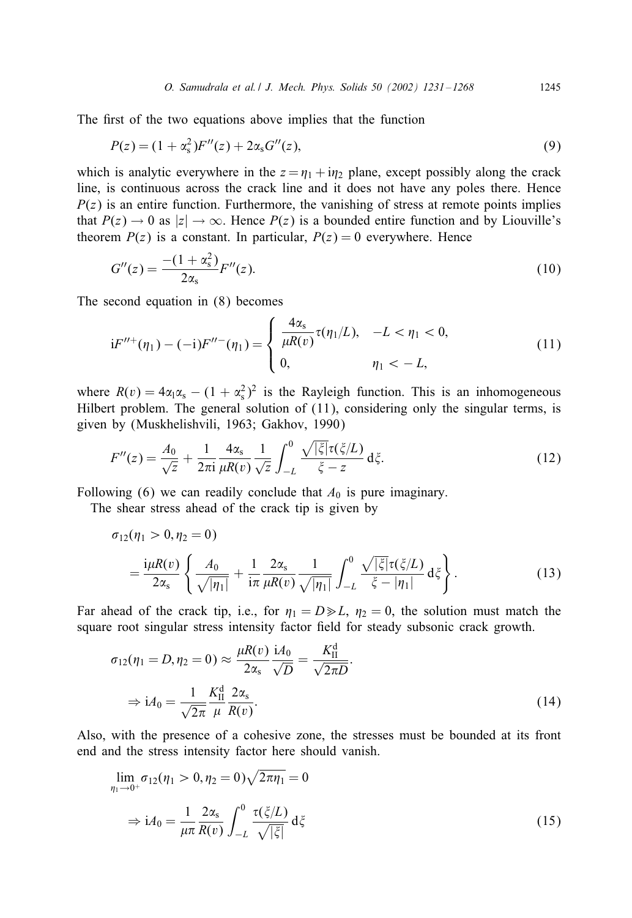The first of the two equations above implies that the function

$$P(z) = (1 + \alpha_s^2)F''(z) + 2\alpha_s G''(z), \tag{9}$$

which is analytic everywhere in the $z = \eta_1 + i\eta_2$ plane, except possibly along the crack line, is continuous across the crack line and it does not have any poles there. Hence $P(z)$ is an entire function. Furthermore, the vanishing of stress at remote points implies that $P(z) \to 0$ as $|z| \to \infty$. Hence $P(z)$ is a bounded entire function and by Liouville's theorem $P(z)$ is a constant. In particular, $P(z) = 0$ everywhere. Hence

$$G''(z) = \frac{-(1 + \alpha_s^2)}{2\alpha_s} F''(z). \tag{10}$$

The second equation in (8) becomes

$$iF''^{+}(\eta_1) - (-i)F''^{-}(\eta_1) = \begin{cases} \dfrac{4\alpha_s}{\mu R(v)} \tau(\eta_1/L), & -L < \eta_1 < 0, \\ 0, & \eta_1 < -L, \end{cases} \tag{11}$$

where $R(v) = 4\alpha_1\alpha_s - (1 + \alpha_s^2)^2$ is the Rayleigh function. This is an inhomogeneous Hilbert problem. The general solution of (11), considering only the singular terms, is given by (Muskhelishvili, 1963; Gakhov, 1990)

$$F''(z) = \frac{A_0}{\sqrt{z}} + \frac{1}{2\pi i} \frac{4\alpha_s}{\mu R(v)} \frac{1}{\sqrt{z}} \int_{-L}^{0} \frac{\sqrt{|\xi|}\tau(\xi/L)}{\xi - z} \, d\xi. \tag{12}$$

Following (6) we can readily conclude that $A_0$ is pure imaginary.

The shear stress ahead of the crack tip is given by

$$\sigma_{12}(\eta_1 > 0, \eta_2 = 0) = \frac{i\mu R(v)}{2\alpha_s} \left\{ \frac{A_0}{\sqrt{|\eta_1|}} + \frac{1}{i\pi} \frac{2\alpha_s}{\mu R(v)} \frac{1}{\sqrt{|\eta_1|}} \int_{-L}^{0} \frac{\sqrt{|\xi|}\tau(\xi/L)}{\xi - |\eta_1|} \, d\xi \right\}. \tag{13}$$

Far ahead of the crack tip, i.e., for $\eta_1 = D \gg L$, $\eta_2 = 0$, the solution must match the square root singular stress intensity factor field for steady subsonic crack growth.

$$\sigma_{12}(\eta_1 = D, \eta_2 = 0) \approx \frac{\mu R(v)}{2\alpha_s} \frac{iA_0}{\sqrt{D}} = \frac{K_{II}^{d}}{\sqrt{2\pi D}}.$$

$$\Rightarrow iA_0 = \frac{1}{\sqrt{2\pi}} \frac{K_{II}^{d}}{\mu} \frac{2\alpha_s}{R(v)}. \tag{14}$$

Also, with the presence of a cohesive zone, the stresses must be bounded at its front end and the stress intensity factor here should vanish.

$$\lim_{\eta_1 \to 0^+} \sigma_{12}(\eta_1 > 0, \eta_2 = 0)\sqrt{2\pi\eta_1} = 0$$

$$\Rightarrow iA_0 = \frac{1}{\mu\pi} \frac{2\alpha_s}{R(v)} \int_{-L}^{0} \frac{\tau(\xi/L)}{\sqrt{|\xi|}} \, d\xi \tag{15}$$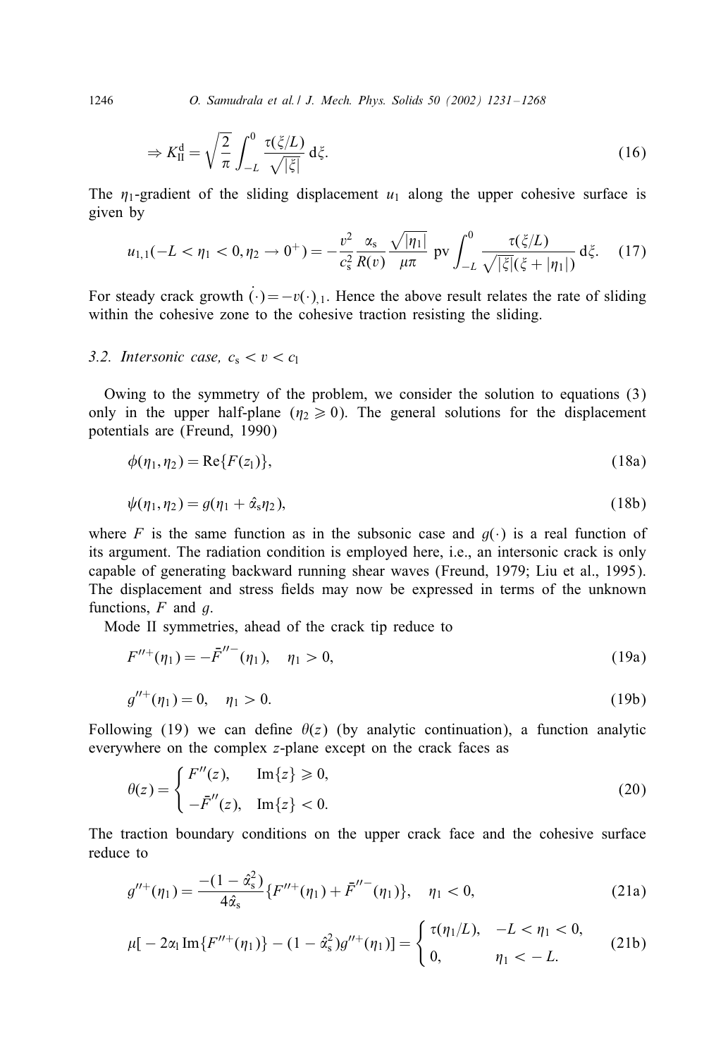$$\Rightarrow K_{\mathrm{II}}^{\mathrm{d}} = \sqrt{\frac{2}{\pi}} \int_{-L}^{0} \frac{\tau(\xi/L)}{\sqrt{|\xi|}} \, \mathrm{d}\xi. \tag{16}$$

The $\eta_1$-gradient of the sliding displacement $u_1$ along the upper cohesive surface is given by

$$u_{1,1}(-L < \eta_1 < 0, \eta_2 \to 0^+) = -\frac{v^2}{c_s^2} \frac{\alpha_s}{R(v)} \frac{\sqrt{|\eta_1|}}{\mu\pi} \, \mathrm{pv} \int_{-L}^{0} \frac{\tau(\xi/L)}{\sqrt{|\xi|}(\xi + |\eta_1|)} \, \mathrm{d}\xi. \tag{17}$$

For steady crack growth $\dot{(\cdot)} = -v(\cdot)_{,1}$. Hence the above result relates the rate of sliding within the cohesive zone to the cohesive traction resisting the sliding.

### 3.2. Intersonic case, $c_s < v < c_l$

Owing to the symmetry of the problem, we consider the solution to equations (3) only in the upper half-plane ($\eta_2 \geqslant 0$). The general solutions for the displacement potentials are (Freund, 1990)

$$\phi(\eta_1, \eta_2) = \mathrm{Re}\{F(z_l)\}, \tag{18a}$$

$$\psi(\eta_1, \eta_2) = g(\eta_1 + \hat{\alpha}_s \eta_2), \tag{18b}$$

where $F$ is the same function as in the subsonic case and $g(\cdot)$ is a real function of its argument. The radiation condition is employed here, i.e., an intersonic crack is only capable of generating backward running shear waves (Freund, 1979; Liu et al., 1995). The displacement and stress fields may now be expressed in terms of the unknown functions, $F$ and $g$.

Mode II symmetries, ahead of the crack tip reduce to

$$F''^{+}(\eta_1) = -\bar{F}''^{-}(\eta_1), \quad \eta_1 > 0, \tag{19a}$$

$$g''^{+}(\eta_1) = 0, \quad \eta_1 > 0. \tag{19b}$$

Following (19) we can define $\theta(z)$ (by analytic continuation), a function analytic everywhere on the complex $z$-plane except on the crack faces as

$$\theta(z) = \begin{cases} F''(z), & \mathrm{Im}\{z\} \geqslant 0, \\ -\bar{F}''(z), & \mathrm{Im}\{z\} < 0. \end{cases} \tag{20}$$

The traction boundary conditions on the upper crack face and the cohesive surface reduce to

$$g''^{+}(\eta_1) = \frac{-(1 - \hat{\alpha}_s^2)}{4\hat{\alpha}_s} \{F''^{+}(\eta_1) + \bar{F}''^{-}(\eta_1)\}, \quad \eta_1 < 0, \tag{21a}$$

$$\mu[-2\alpha_l \, \mathrm{Im}\{F''^{+}(\eta_1)\} - (1 - \hat{\alpha}_s^2) g''^{+}(\eta_1)] = \begin{cases} \tau(\eta_1/L), & -L < \eta_1 < 0, \\ 0, & \eta_1 < -L. \end{cases} \tag{21b}$$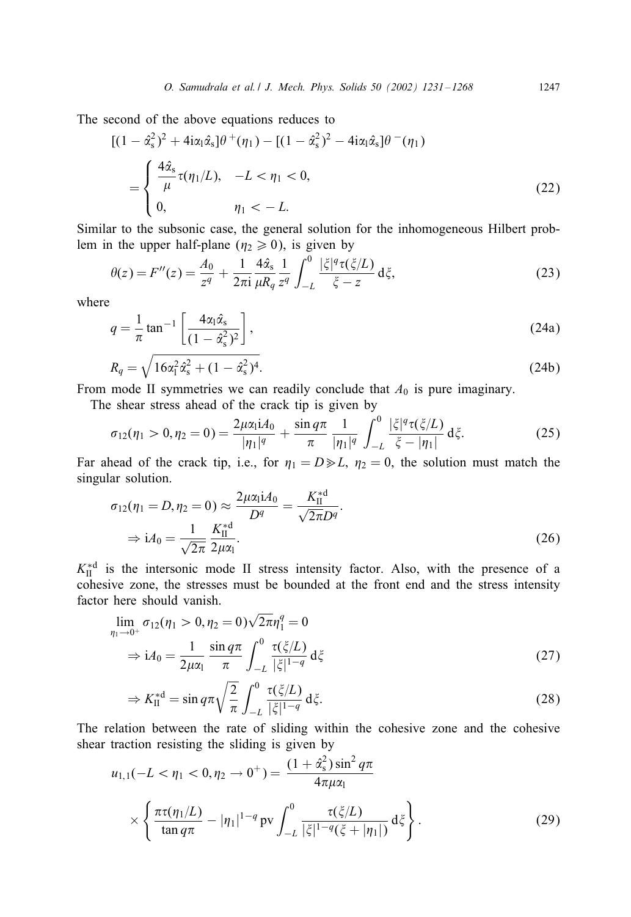The second of the above equations reduces to

$$[(1 - \hat{\alpha}_s^2)^2 + 4i\alpha_l\hat{\alpha}_s]\theta^+(\eta_1) - [(1 - \hat{\alpha}_s^2)^2 - 4i\alpha_l\hat{\alpha}_s]\theta^-(\eta_1)$$

$$= \begin{cases} \dfrac{4\hat{\alpha}_s}{\mu}\tau(\eta_1/L), & -L < \eta_1 < 0, \\ 0, & \eta_1 < -L. \end{cases} \tag{22}$$

Similar to the subsonic case, the general solution for the inhomogeneous Hilbert problem in the upper half-plane ($\eta_2 \geqslant 0$), is given by

$$\theta(z) = F''(z) = \frac{A_0}{z^q} + \frac{1}{2\pi i}\frac{4\hat{\alpha}_s}{\mu R_q}\frac{1}{z^q}\int_{-L}^{0}\frac{|\xi|^q\tau(\xi/L)}{\xi - z}\,d\xi, \tag{23}$$

where

$$q = \frac{1}{\pi}\tan^{-1}\left[\frac{4\alpha_l\hat{\alpha}_s}{(1 - \hat{\alpha}_s^2)^2}\right], \tag{24a}$$

$$R_q = \sqrt{16\alpha_l^2\hat{\alpha}_s^2 + (1 - \hat{\alpha}_s^2)^4}. \tag{24b}$$

From mode II symmetries we can readily conclude that $A_0$ is pure imaginary.

The shear stress ahead of the crack tip is given by

$$\sigma_{12}(\eta_1 > 0, \eta_2 = 0) = \frac{2\mu\alpha_l iA_0}{|\eta_1|^q} + \frac{\sin q\pi}{\pi}\frac{1}{|\eta_1|^q}\int_{-L}^{0}\frac{|\xi|^q\tau(\xi/L)}{\xi - |\eta_1|}\,d\xi. \tag{25}$$

Far ahead of the crack tip, i.e., for $\eta_1 = D \gg L$, $\eta_2 = 0$, the solution must match the singular solution.

$$\sigma_{12}(\eta_1 = D, \eta_2 = 0) \approx \frac{2\mu\alpha_l iA_0}{D^q} = \frac{K_{II}^{*d}}{\sqrt{2\pi}D^q}.$$

$$\Rightarrow iA_0 = \frac{1}{\sqrt{2\pi}}\frac{K_{II}^{*d}}{2\mu\alpha_l}. \tag{26}$$

$K_{II}^{*d}$ is the intersonic mode II stress intensity factor. Also, with the presence of a cohesive zone, the stresses must be bounded at the front end and the stress intensity factor here should vanish.

$$\lim_{\eta_1 \to 0^+}\sigma_{12}(\eta_1 > 0, \eta_2 = 0)\sqrt{2\pi}\eta_1^q = 0$$

$$\Rightarrow iA_0 = \frac{1}{2\mu\alpha_l}\frac{\sin q\pi}{\pi}\int_{-L}^{0}\frac{\tau(\xi/L)}{|\xi|^{1-q}}\,d\xi \tag{27}$$

$$\Rightarrow K_{II}^{*d} = \sin q\pi\sqrt{\frac{2}{\pi}}\int_{-L}^{0}\frac{\tau(\xi/L)}{|\xi|^{1-q}}\,d\xi. \tag{28}$$

The relation between the rate of sliding within the cohesive zone and the cohesive shear traction resisting the sliding is given by

$$u_{1,1}(-L < \eta_1 < 0, \eta_2 \to 0^+) = \frac{(1 + \hat{\alpha}_s^2)\sin^2 q\pi}{4\pi\mu\alpha_l}$$

$$\times \left\{\frac{\pi\tau(\eta_1/L)}{\tan q\pi} - |\eta_1|^{1-q}\,\mathrm{pv}\int_{-L}^{0}\frac{\tau(\xi/L)}{|\xi|^{1-q}(\xi + |\eta_1|)}\,d\xi\right\}. \tag{29}$$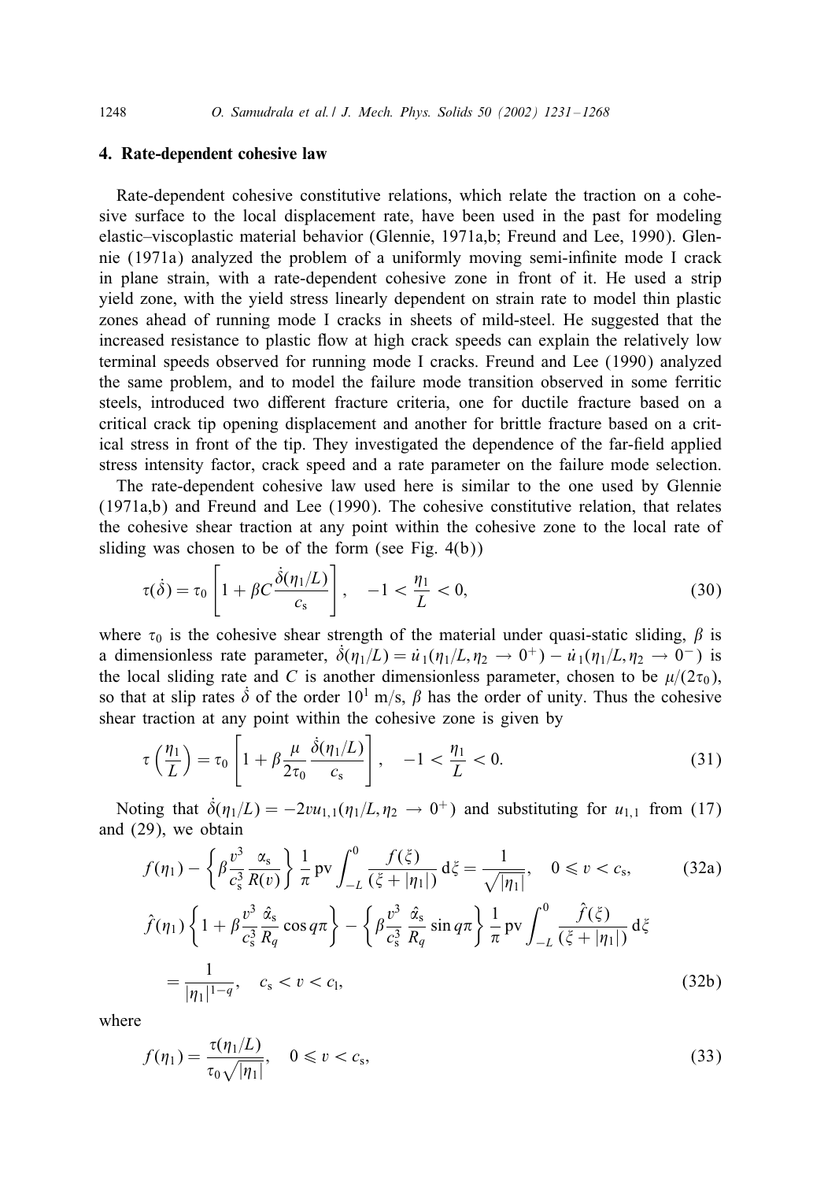## 4. Rate-dependent cohesive law

Rate-dependent cohesive constitutive relations, which relate the traction on a cohesive surface to the local displacement rate, have been used in the past for modeling elastic–viscoplastic material behavior (Glennie, 1971a,b; Freund and Lee, 1990). Glennie (1971a) analyzed the problem of a uniformly moving semi-infinite mode I crack in plane strain, with a rate-dependent cohesive zone in front of it. He used a strip yield zone, with the yield stress linearly dependent on strain rate to model thin plastic zones ahead of running mode I cracks in sheets of mild-steel. He suggested that the increased resistance to plastic flow at high crack speeds can explain the relatively low terminal speeds observed for running mode I cracks. Freund and Lee (1990) analyzed the same problem, and to model the failure mode transition observed in some ferritic steels, introduced two different fracture criteria, one for ductile fracture based on a critical crack tip opening displacement and another for brittle fracture based on a critical stress in front of the tip. They investigated the dependence of the far-field applied stress intensity factor, crack speed and a rate parameter on the failure mode selection.

The rate-dependent cohesive law used here is similar to the one used by Glennie (1971a,b) and Freund and Lee (1990). The cohesive constitutive relation, that relates the cohesive shear traction at any point within the cohesive zone to the local rate of sliding was chosen to be of the form (see Fig. 4(b))

$$\tau(\dot{\delta}) = \tau_0 \left[ 1 + \beta C \frac{\dot{\delta}(\eta_1/L)}{c_s} \right], \quad -1 < \frac{\eta_1}{L} < 0, \tag{30}$$

where $\tau_0$ is the cohesive shear strength of the material under quasi-static sliding, $\beta$ is a dimensionless rate parameter, $\dot{\delta}(\eta_1/L) = \dot{u}_1(\eta_1/L, \eta_2 \to 0^+) - \dot{u}_1(\eta_1/L, \eta_2 \to 0^-)$ is the local sliding rate and $C$ is another dimensionless parameter, chosen to be $\mu/(2\tau_0)$, so that at slip rates $\dot{\delta}$ of the order $10^1$ m/s, $\beta$ has the order of unity. Thus the cohesive shear traction at any point within the cohesive zone is given by

$$\tau\left(\frac{\eta_1}{L}\right) = \tau_0 \left[ 1 + \beta \frac{\mu}{2\tau_0} \frac{\dot{\delta}(\eta_1/L)}{c_s} \right], \quad -1 < \frac{\eta_1}{L} < 0. \tag{31}$$

Noting that $\dot{\delta}(\eta_1/L) = -2v u_{1,1}(\eta_1/L, \eta_2 \to 0^+)$ and substituting for $u_{1,1}$ from (17) and (29), we obtain

$$f(\eta_1) - \left\{ \beta \frac{v^3}{c_s^3} \frac{\alpha_s}{R(v)} \right\} \frac{1}{\pi} \text{pv} \int_{-L}^{0} \frac{f(\xi)}{(\xi + |\eta_1|)} \, d\xi = \frac{1}{\sqrt{|\eta_1|}}, \quad 0 \leqslant v < c_s, \tag{32a}$$

$$\hat{f}(\eta_1) \left\{ 1 + \beta \frac{v^3}{c_s^3} \frac{\hat{\alpha}_s}{R_q} \cos q\pi \right\} - \left\{ \beta \frac{v^3}{c_s^3} \frac{\hat{\alpha}_s}{R_q} \sin q\pi \right\} \frac{1}{\pi} \text{pv} \int_{-L}^{0} \frac{\hat{f}(\xi)}{(\xi + |\eta_1|)} \, d\xi$$

$$= \frac{1}{|\eta_1|^{1-q}}, \quad c_s < v < c_l, \tag{32b}$$

where

$$f(\eta_1) = \frac{\tau(\eta_1/L)}{\tau_0 \sqrt{|\eta_1|}}, \quad 0 \leqslant v < c_s, \tag{33}$$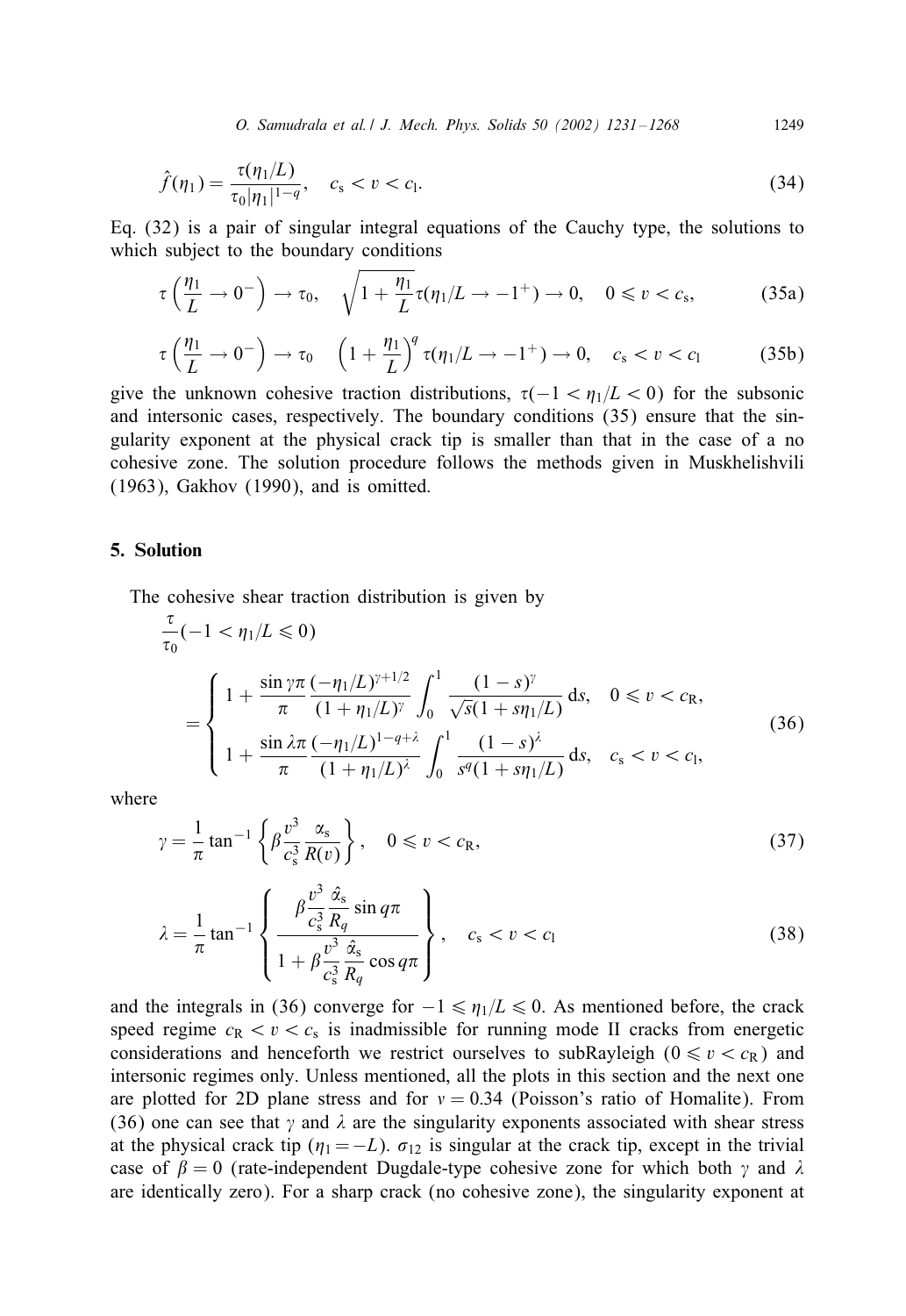$$\hat{f}(\eta_1) = \frac{\tau(\eta_1/L)}{\tau_0|\eta_1|^{1-q}}, \quad c_s < v < c_l. \tag{34}$$

Eq. (32) is a pair of singular integral equations of the Cauchy type, the solutions to which subject to the boundary conditions

$$\tau\left(\frac{\eta_1}{L} \to 0^-\right) \to \tau_0, \quad \sqrt{1+\frac{\eta_1}{L}}\,\tau(\eta_1/L \to -1^+) \to 0, \quad 0 \leqslant v < c_s, \tag{35a}$$

$$\tau\left(\frac{\eta_1}{L} \to 0^-\right) \to \tau_0 \quad \left(1+\frac{\eta_1}{L}\right)^q \tau(\eta_1/L \to -1^+) \to 0, \quad c_s < v < c_l \tag{35b}$$

give the unknown cohesive traction distributions, $\tau(-1 < \eta_1/L < 0)$ for the subsonic and intersonic cases, respectively. The boundary conditions (35) ensure that the singularity exponent at the physical crack tip is smaller than that in the case of a no cohesive zone. The solution procedure follows the methods given in Muskhelishvili (1963), Gakhov (1990), and is omitted.

## 5. Solution

The cohesive shear traction distribution is given by

$$\frac{\tau}{\tau_0}(-1 < \eta_1/L \leqslant 0) = \begin{cases} 1 + \dfrac{\sin\gamma\pi}{\pi}\dfrac{(-\eta_1/L)^{\gamma+1/2}}{(1+\eta_1/L)^{\gamma}}\displaystyle\int_0^1 \frac{(1-s)^{\gamma}}{\sqrt{s}(1+s\eta_1/L)}\,\mathrm{d}s, & 0 \leqslant v < c_R, \\[2ex] 1 + \dfrac{\sin\lambda\pi}{\pi}\dfrac{(-\eta_1/L)^{1-q+\lambda}}{(1+\eta_1/L)^{\lambda}}\displaystyle\int_0^1 \frac{(1-s)^{\lambda}}{s^q(1+s\eta_1/L)}\,\mathrm{d}s, & c_s < v < c_l, \end{cases} \tag{36}$$

where

$$\gamma = \frac{1}{\pi}\tan^{-1}\left\{\beta\frac{v^3}{c_s^3}\frac{\alpha_s}{R(v)}\right\}, \quad 0 \leqslant v < c_R, \tag{37}$$

$$\lambda = \frac{1}{\pi}\tan^{-1}\left\{\frac{\beta\dfrac{v^3}{c_s^3}\dfrac{\hat{\alpha}_s}{R_q}\sin q\pi}{1+\beta\dfrac{v^3}{c_s^3}\dfrac{\hat{\alpha}_s}{R_q}\cos q\pi}\right\}, \quad c_s < v < c_l \tag{38}$$

and the integrals in (36) converge for $-1 \leqslant \eta_1/L \leqslant 0$. As mentioned before, the crack speed regime $c_R < v < c_s$ is inadmissible for running mode II cracks from energetic considerations and henceforth we restrict ourselves to subRayleigh ($0 \leqslant v < c_R$) and intersonic regimes only. Unless mentioned, all the plots in this section and the next one are plotted for 2D plane stress and for $\nu = 0.34$ (Poisson's ratio of Homalite). From (36) one can see that $\gamma$ and $\lambda$ are the singularity exponents associated with shear stress at the physical crack tip ($\eta_1 = -L$). $\sigma_{12}$ is singular at the crack tip, except in the trivial case of $\beta = 0$ (rate-independent Dugdale-type cohesive zone for which both $\gamma$ and $\lambda$ are identically zero). For a sharp crack (no cohesive zone), the singularity exponent at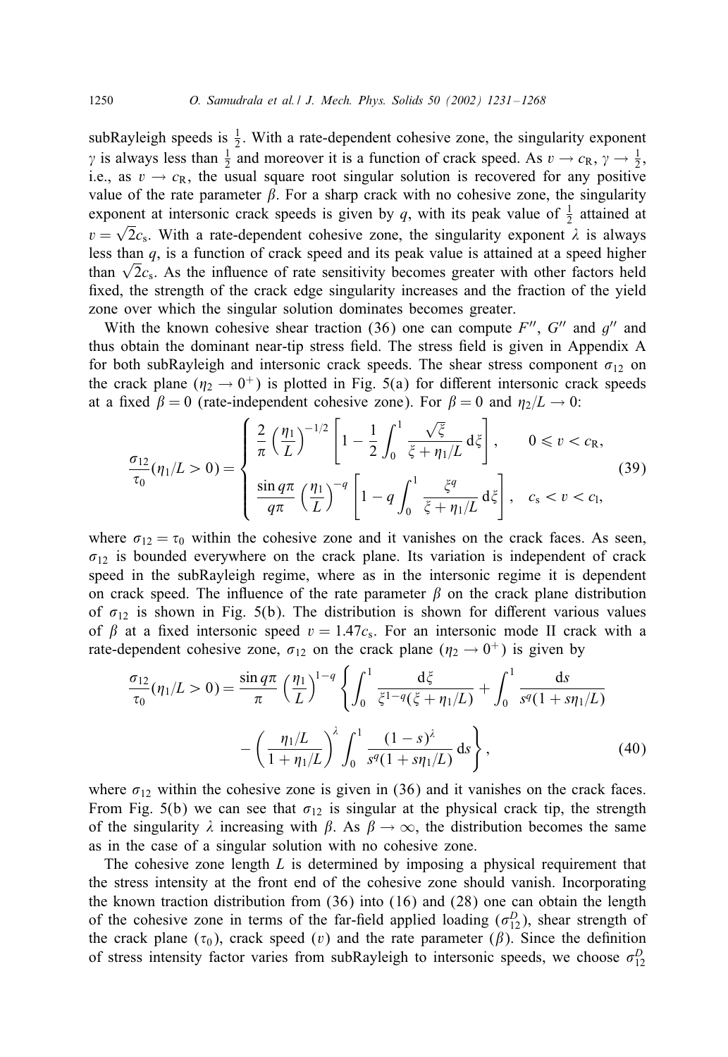subRayleigh speeds is $\frac{1}{2}$. With a rate-dependent cohesive zone, the singularity exponent $\gamma$ is always less than $\frac{1}{2}$ and moreover it is a function of crack speed. As $v \to c_R$, $\gamma \to \frac{1}{2}$, i.e., as $v \to c_R$, the usual square root singular solution is recovered for any positive value of the rate parameter $\beta$. For a sharp crack with no cohesive zone, the singularity exponent at intersonic crack speeds is given by $q$, with its peak value of $\frac{1}{2}$ attained at $v = \sqrt{2}c_s$. With a rate-dependent cohesive zone, the singularity exponent $\lambda$ is always less than $q$, is a function of crack speed and its peak value is attained at a speed higher than $\sqrt{2}c_s$. As the influence of rate sensitivity becomes greater with other factors held fixed, the strength of the crack edge singularity increases and the fraction of the yield zone over which the singular solution dominates becomes greater.

With the known cohesive shear traction (36) one can compute $F''$, $G''$ and $g''$ and thus obtain the dominant near-tip stress field. The stress field is given in Appendix A for both subRayleigh and intersonic crack speeds. The shear stress component $\sigma_{12}$ on the crack plane ($\eta_2 \to 0^+$) is plotted in Fig. 5(a) for different intersonic crack speeds at a fixed $\beta = 0$ (rate-independent cohesive zone). For $\beta = 0$ and $\eta_2/L \to 0$:

$$
\frac{\sigma_{12}}{\tau_0}(\eta_1/L > 0) = \begin{cases} \dfrac{2}{\pi}\left(\dfrac{\eta_1}{L}\right)^{-1/2}\left[1 - \dfrac{1}{2}\displaystyle\int_0^1 \frac{\sqrt{\xi}}{\xi + \eta_1/L}\,\mathrm{d}\xi\right], & 0 \leqslant v < c_R, \\[2ex] \dfrac{\sin q\pi}{q\pi}\left(\dfrac{\eta_1}{L}\right)^{-q}\left[1 - q\displaystyle\int_0^1 \frac{\xi^q}{\xi + \eta_1/L}\,\mathrm{d}\xi\right], & c_s < v < c_l, \end{cases} \tag{39}
$$

where $\sigma_{12} = \tau_0$ within the cohesive zone and it vanishes on the crack faces. As seen, $\sigma_{12}$ is bounded everywhere on the crack plane. Its variation is independent of crack speed in the subRayleigh regime, where as in the intersonic regime it is dependent on crack speed. The influence of the rate parameter $\beta$ on the crack plane distribution of $\sigma_{12}$ is shown in Fig. 5(b). The distribution is shown for different various values of $\beta$ at a fixed intersonic speed $v = 1.47c_s$. For an intersonic mode II crack with a rate-dependent cohesive zone, $\sigma_{12}$ on the crack plane ($\eta_2 \to 0^+$) is given by

$$
\begin{aligned}
\frac{\sigma_{12}}{\tau_0}(\eta_1/L > 0) = \frac{\sin q\pi}{\pi}\left(\frac{\eta_1}{L}\right)^{1-q}&\left\{\int_0^1 \frac{\mathrm{d}\xi}{\xi^{1-q}(\xi + \eta_1/L)} + \int_0^1 \frac{\mathrm{d}s}{s^q(1 + s\eta_1/L)}\right. \\
&\left. - \left(\frac{\eta_1/L}{1 + \eta_1/L}\right)^{\lambda}\int_0^1 \frac{(1-s)^{\lambda}}{s^q(1 + s\eta_1/L)}\,\mathrm{d}s\right\},
\end{aligned} \tag{40}
$$

where $\sigma_{12}$ within the cohesive zone is given in (36) and it vanishes on the crack faces. From Fig. 5(b) we can see that $\sigma_{12}$ is singular at the physical crack tip, the strength of the singularity $\lambda$ increasing with $\beta$. As $\beta \to \infty$, the distribution becomes the same as in the case of a singular solution with no cohesive zone.

The cohesive zone length $L$ is determined by imposing a physical requirement that the stress intensity at the front end of the cohesive zone should vanish. Incorporating the known traction distribution from (36) into (16) and (28) one can obtain the length of the cohesive zone in terms of the far-field applied loading ($\sigma_{12}^D$), shear strength of the crack plane ($\tau_0$), crack speed ($v$) and the rate parameter ($\beta$). Since the definition of stress intensity factor varies from subRayleigh to intersonic speeds, we choose $\sigma_{12}^D$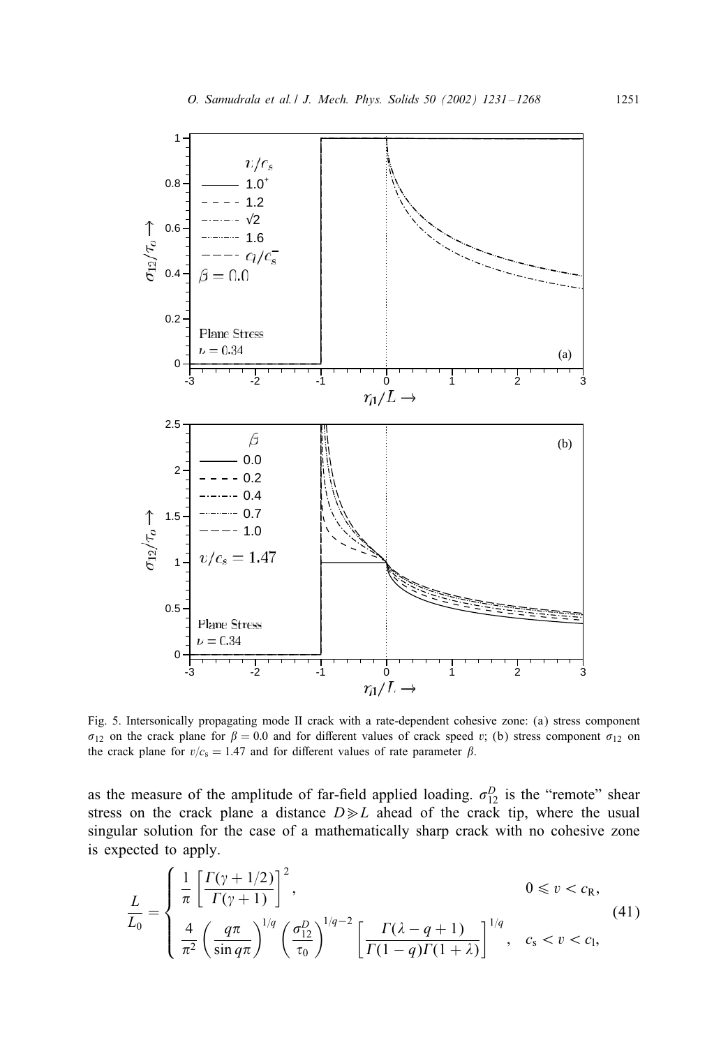Fig. 5. Intersonically propagating mode II crack with a rate-dependent cohesive zone: (a) stress component $\sigma_{12}$ on the crack plane for $\beta = 0.0$ and for different values of crack speed $v$; (b) stress component $\sigma_{12}$ on the crack plane for $v/c_s = 1.47$ and for different values of rate parameter $\beta$.

as the measure of the amplitude of far-field applied loading. $\sigma_{12}^D$ is the "remote" shear stress on the crack plane a distance $D \gg L$ ahead of the crack tip, where the usual singular solution for the case of a mathematically sharp crack with no cohesive zone is expected to apply.

$$
\frac{L}{L_0} = \begin{cases} \dfrac{1}{\pi} \left[ \dfrac{\Gamma(\gamma + 1/2)}{\Gamma(\gamma + 1)} \right]^2, & 0 \leqslant v < c_R, \\[2ex] \dfrac{4}{\pi^2} \left( \dfrac{q\pi}{\sin q\pi} \right)^{1/q} \left( \dfrac{\sigma_{12}^D}{\tau_0} \right)^{1/q - 2} \left[ \dfrac{\Gamma(\lambda - q + 1)}{\Gamma(1 - q)\Gamma(1 + \lambda)} \right]^{1/q}, & c_s < v < c_l, \end{cases} \tag{41}
$$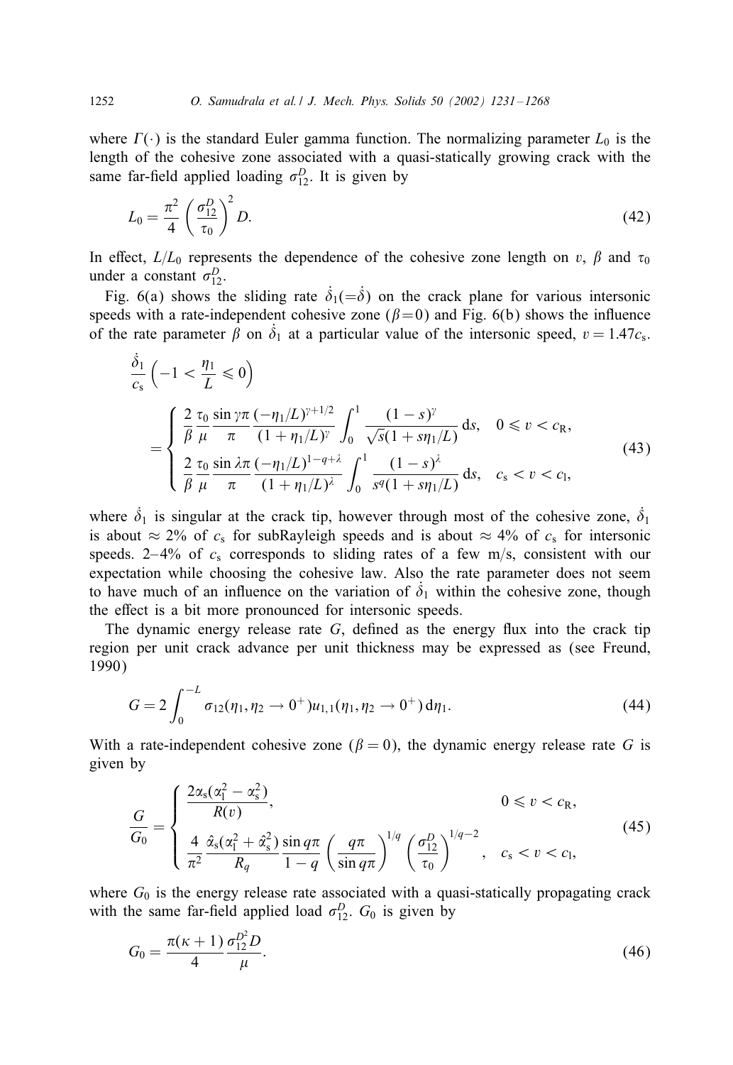where $\Gamma(\cdot)$ is the standard Euler gamma function. The normalizing parameter $L_0$ is the length of the cohesive zone associated with a quasi-statically growing crack with the same far-field applied loading $\sigma_{12}^D$. It is given by

$$L_0 = \frac{\pi^2}{4}\left(\frac{\sigma_{12}^D}{\tau_0}\right)^2 D. \tag{42}$$

In effect, $L/L_0$ represents the dependence of the cohesive zone length on $v$, $\beta$ and $\tau_0$ under a constant $\sigma_{12}^D$.

Fig. 6(a) shows the sliding rate $\dot{\delta}_1 (=\dot{\delta})$ on the crack plane for various intersonic speeds with a rate-independent cohesive zone ($\beta = 0$) and Fig. 6(b) shows the influence of the rate parameter $\beta$ on $\dot{\delta}_1$ at a particular value of the intersonic speed, $v = 1.47c_s$.

$$\frac{\dot{\delta}_1}{c_s}\left(-1 < \frac{\eta_1}{L} \leqslant 0\right)$$
$$= \begin{cases} \dfrac{2}{\beta}\dfrac{\tau_0}{\mu}\dfrac{\sin\gamma\pi}{\pi}\dfrac{(-\eta_1/L)^{\gamma+1/2}}{(1+\eta_1/L)^{\gamma}}\displaystyle\int_0^1 \frac{(1-s)^{\gamma}}{\sqrt{s}(1+s\eta_1/L)}\,\mathrm{d}s, & 0 \leqslant v < c_R, \\[2ex] \dfrac{2}{\beta}\dfrac{\tau_0}{\mu}\dfrac{\sin\lambda\pi}{\pi}\dfrac{(-\eta_1/L)^{1-q+\lambda}}{(1+\eta_1/L)^{\lambda}}\displaystyle\int_0^1 \frac{(1-s)^{\lambda}}{s^q(1+s\eta_1/L)}\,\mathrm{d}s, & c_s < v < c_l, \end{cases} \tag{43}$$

where $\dot{\delta}_1$ is singular at the crack tip, however through most of the cohesive zone, $\dot{\delta}_1$ is about $\approx 2\%$ of $c_s$ for subRayleigh speeds and is about $\approx 4\%$ of $c_s$ for intersonic speeds. 2–4% of $c_s$ corresponds to sliding rates of a few m/s, consistent with our expectation while choosing the cohesive law. Also the rate parameter does not seem to have much of an influence on the variation of $\dot{\delta}_1$ within the cohesive zone, though the effect is a bit more pronounced for intersonic speeds.

The dynamic energy release rate $G$, defined as the energy flux into the crack tip region per unit crack advance per unit thickness may be expressed as (see Freund, 1990)

$$G = 2\int_0^{-L} \sigma_{12}(\eta_1, \eta_2 \to 0^+) u_{1,1}(\eta_1, \eta_2 \to 0^+)\,\mathrm{d}\eta_1. \tag{44}$$

With a rate-independent cohesive zone ($\beta = 0$), the dynamic energy release rate $G$ is given by

$$\frac{G}{G_0} = \begin{cases} \dfrac{2\alpha_s(\alpha_l^2 - \alpha_s^2)}{R(v)}, & 0 \leqslant v < c_R, \\[2ex] \dfrac{4}{\pi^2}\dfrac{\hat{\alpha}_s(\alpha_l^2 + \hat{\alpha}_s^2)}{R_q}\dfrac{\sin q\pi}{1-q}\left(\dfrac{q\pi}{\sin q\pi}\right)^{1/q}\left(\dfrac{\sigma_{12}^D}{\tau_0}\right)^{1/q-2}, & c_s < v < c_l, \end{cases} \tag{45}$$

where $G_0$ is the energy release rate associated with a quasi-statically propagating crack with the same far-field applied load $\sigma_{12}^D$. $G_0$ is given by

$$G_0 = \frac{\pi(\kappa+1)}{4}\frac{\sigma_{12}^{D^2} D}{\mu}. \tag{46}$$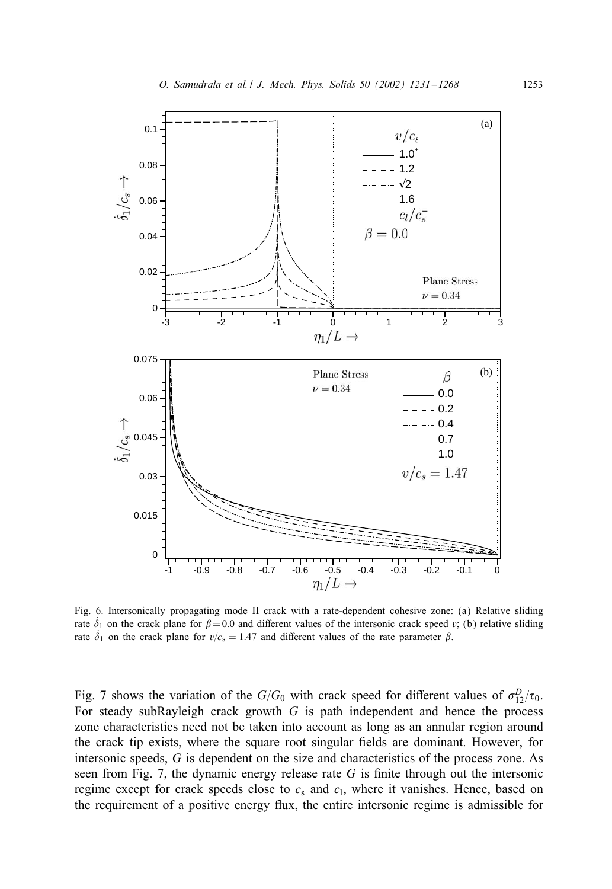Fig. 6. Intersonically propagating mode II crack with a rate-dependent cohesive zone: (a) Relative sliding rate $\dot{\delta}_1$ on the crack plane for $\beta = 0.0$ and different values of the intersonic crack speed $v$; (b) relative sliding rate $\dot{\delta}_1$ on the crack plane for $v/c_s = 1.47$ and different values of the rate parameter $\beta$.

Fig. 7 shows the variation of the $G/G_0$ with crack speed for different values of $\sigma_{12}^D/\tau_0$. For steady subRayleigh crack growth $G$ is path independent and hence the process zone characteristics need not be taken into account as long as an annular region around the crack tip exists, where the square root singular fields are dominant. However, for intersonic speeds, $G$ is dependent on the size and characteristics of the process zone. As seen from Fig. 7, the dynamic energy release rate $G$ is finite through out the intersonic regime except for crack speeds close to $c_s$ and $c_l$, where it vanishes. Hence, based on the requirement of a positive energy flux, the entire intersonic regime is admissible for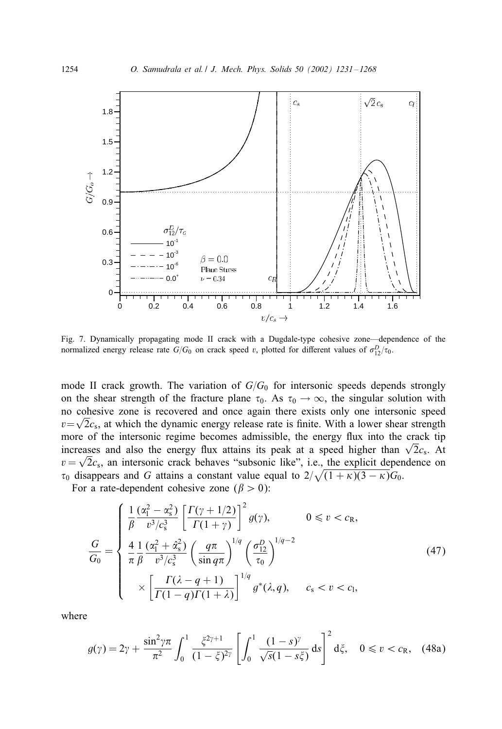Fig. 7. Dynamically propagating mode II crack with a Dugdale-type cohesive zone—dependence of the normalized energy release rate $G/G_0$ on crack speed $v$, plotted for different values of $\sigma_{12}^D/\tau_0$.

mode II crack growth. The variation of $G/G_0$ for intersonic speeds depends strongly on the shear strength of the fracture plane $\tau_0$. As $\tau_0 \to \infty$, the singular solution with no cohesive zone is recovered and once again there exists only one intersonic speed $v = \sqrt{2}c_s$, at which the dynamic energy release rate is finite. With a lower shear strength more of the intersonic regime becomes admissible, the energy flux into the crack tip increases and also the energy flux attains its peak at a speed higher than $\sqrt{2}c_s$. At $v = \sqrt{2}c_s$, an intersonic crack behaves "subsonic like", i.e., the explicit dependence on $\tau_0$ disappears and $G$ attains a constant value equal to $2/\sqrt{(1+\kappa)(3-\kappa)}G_0$.

For a rate-dependent cohesive zone ($\beta > 0$):

$$
\frac{G}{G_0} = \begin{cases} \dfrac{1}{\beta}\dfrac{(\alpha_l^2 - \alpha_s^2)}{v^3/c_s^3}\left[\dfrac{\Gamma(\gamma + 1/2)}{\Gamma(1+\gamma)}\right]^2 g(\gamma), & 0 \leqslant v < c_R, \\[2ex] \dfrac{4}{\pi}\dfrac{1}{\beta}\dfrac{(\alpha_l^2 + \hat{\alpha}_s^2)}{v^3/c_s^3}\left(\dfrac{q\pi}{\sin q\pi}\right)^{1/q}\left(\dfrac{\sigma_{12}^D}{\tau_0}\right)^{1/q-2} & \\[2ex] \quad \times \left[\dfrac{\Gamma(\lambda - q + 1)}{\Gamma(1-q)\Gamma(1+\lambda)}\right]^{1/q} g^*(\lambda, q), & c_s < v < c_l, \end{cases} \tag{47}
$$

where

$$
g(\gamma) = 2\gamma + \frac{\sin^2\gamma\pi}{\pi^2}\int_0^1 \frac{\xi^{2\gamma+1}}{(1-\xi)^{2\gamma}}\left[\int_0^1 \frac{(1-s)^\gamma}{\sqrt{s}(1-s\xi)}\,\mathrm{d}s\right]^2 \mathrm{d}\xi, \quad 0 \leqslant v < c_R, \tag{48a}
$$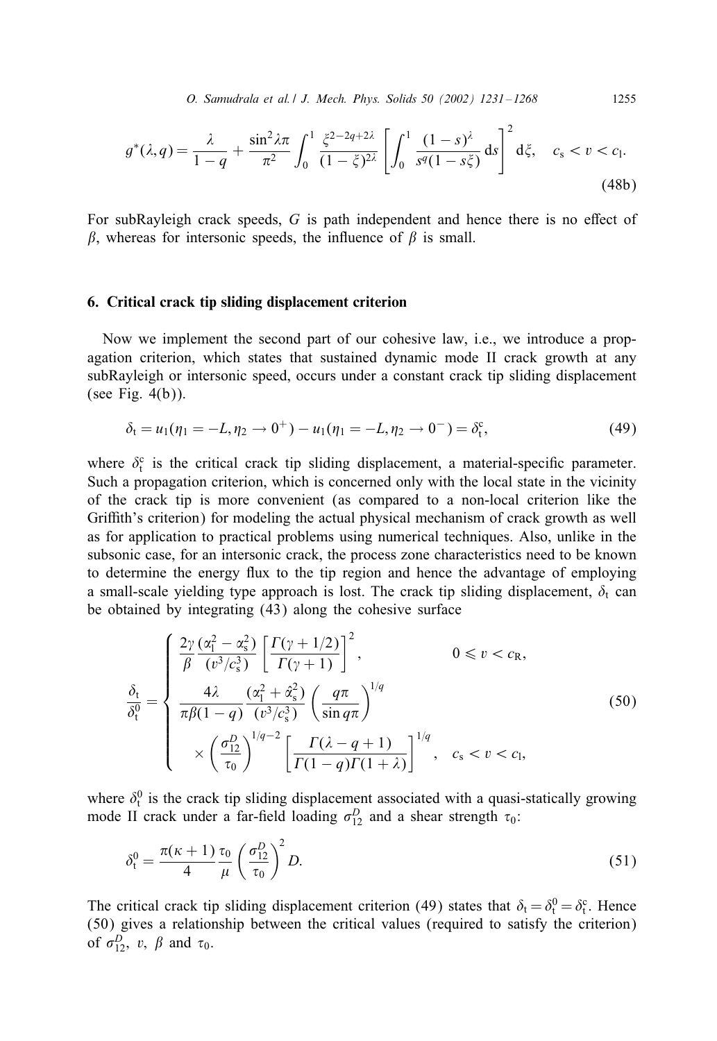$$g^*(\lambda, q) = \frac{\lambda}{1-q} + \frac{\sin^2 \lambda\pi}{\pi^2} \int_0^1 \frac{\xi^{2-2q+2\lambda}}{(1-\xi)^{2\lambda}} \left[ \int_0^1 \frac{(1-s)^\lambda}{s^q(1-s\xi)} \mathrm{d}s \right]^2 \mathrm{d}\xi, \quad c_\mathrm{s} < v < c_\mathrm{l}. \tag{48b}$$

For subRayleigh crack speeds, $G$ is path independent and hence there is no effect of $\beta$, whereas for intersonic speeds, the influence of $\beta$ is small.

## 6. Critical crack tip sliding displacement criterion

Now we implement the second part of our cohesive law, i.e., we introduce a propagation criterion, which states that sustained dynamic mode II crack growth at any subRayleigh or intersonic speed, occurs under a constant crack tip sliding displacement (see Fig. 4(b)).

$$\delta_\mathrm{t} = u_1(\eta_1 = -L, \eta_2 \to 0^+) - u_1(\eta_1 = -L, \eta_2 \to 0^-) = \delta_\mathrm{t}^\mathrm{c}, \tag{49}$$

where $\delta_\mathrm{t}^\mathrm{c}$ is the critical crack tip sliding displacement, a material-specific parameter. Such a propagation criterion, which is concerned only with the local state in the vicinity of the crack tip is more convenient (as compared to a non-local criterion like the Griffith's criterion) for modeling the actual physical mechanism of crack growth as well as for application to practical problems using numerical techniques. Also, unlike in the subsonic case, for an intersonic crack, the process zone characteristics need to be known to determine the energy flux to the tip region and hence the advantage of employing a small-scale yielding type approach is lost. The crack tip sliding displacement, $\delta_\mathrm{t}$ can be obtained by integrating (43) along the cohesive surface

$$\frac{\delta_\mathrm{t}}{\delta_\mathrm{t}^0} = \begin{cases} \dfrac{2\gamma}{\beta} \dfrac{(\alpha_\mathrm{l}^2 - \alpha_\mathrm{s}^2)}{(v^3/c_\mathrm{s}^3)} \left[ \dfrac{\Gamma(\gamma + 1/2)}{\Gamma(\gamma+1)} \right]^2, & 0 \leqslant v < c_\mathrm{R}, \\ \dfrac{4\lambda}{\pi\beta(1-q)} \dfrac{(\alpha_\mathrm{l}^2 + \hat{\alpha}_\mathrm{s}^2)}{(v^3/c_\mathrm{s}^3)} \left( \dfrac{q\pi}{\sin q\pi} \right)^{1/q} & \\ \quad \times \left( \dfrac{\sigma_{12}^D}{\tau_0} \right)^{1/q-2} \left[ \dfrac{\Gamma(\lambda - q + 1)}{\Gamma(1-q)\Gamma(1+\lambda)} \right]^{1/q}, & c_\mathrm{s} < v < c_\mathrm{l}, \end{cases} \tag{50}$$

where $\delta_\mathrm{t}^0$ is the crack tip sliding displacement associated with a quasi-statically growing mode II crack under a far-field loading $\sigma_{12}^D$ and a shear strength $\tau_0$:

$$\delta_\mathrm{t}^0 = \frac{\pi(\kappa+1)}{4} \frac{\tau_0}{\mu} \left( \frac{\sigma_{12}^D}{\tau_0} \right)^2 D. \tag{51}$$

The critical crack tip sliding displacement criterion (49) states that $\delta_\mathrm{t} = \delta_\mathrm{t}^0 = \delta_\mathrm{t}^\mathrm{c}$. Hence (50) gives a relationship between the critical values (required to satisfy the criterion) of $\sigma_{12}^D$, $v$, $\beta$ and $\tau_0$.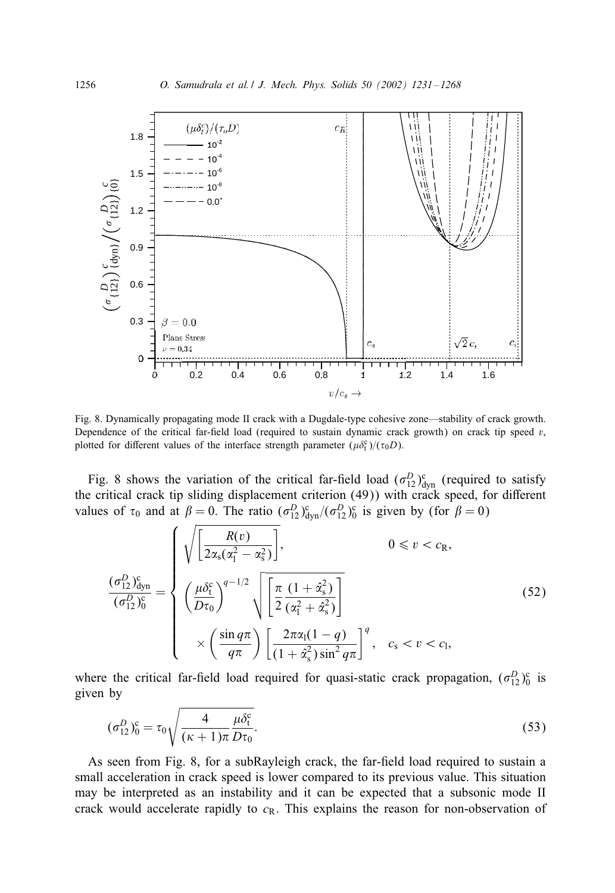Fig. 8. Dynamically propagating mode II crack with a Dugdale-type cohesive zone—stability of crack growth. Dependence of the critical far-field load (required to sustain dynamic crack growth) on crack tip speed $v$, plotted for different values of the interface strength parameter $(\mu\delta_t^c)/(\tau_0 D)$.

Fig. 8 shows the variation of the critical far-field load $(\sigma_{12}^D)_{\rm dyn}^c$ (required to satisfy the critical crack tip sliding displacement criterion (49)) with crack speed, for different values of $\tau_0$ and at $\beta = 0$. The ratio $(\sigma_{12}^D)_{\rm dyn}^c/(\sigma_{12}^D)_0^c$ is given by (for $\beta = 0$)

$$
\frac{(\sigma_{12}^D)_{\rm dyn}^c}{(\sigma_{12}^D)_0^c} = \begin{cases} \sqrt{\left[\dfrac{R(v)}{2\alpha_s(\alpha_l^2 - \alpha_s^2)}\right]}, & 0 \leqslant v < c_R, \\[2ex] \left(\dfrac{\mu\delta_t^c}{D\tau_0}\right)^{q-1/2} \sqrt{\left[\dfrac{\pi}{2}\dfrac{(1+\hat{\alpha}_s^2)}{(\alpha_l^2 + \hat{\alpha}_s^2)}\right]} & \\[2ex] \quad \times \left(\dfrac{\sin q\pi}{q\pi}\right)\left[\dfrac{2\pi\alpha_l(1-q)}{(1+\hat{\alpha}_s^2)\sin^2 q\pi}\right]^q, & c_s < v < c_l, \end{cases} \tag{52}
$$

where the critical far-field load required for quasi-static crack propagation, $(\sigma_{12}^D)_0^c$ is given by

$$
(\sigma_{12}^D)_0^c = \tau_0 \sqrt{\frac{4}{(\kappa+1)\pi}\frac{\mu\delta_t^c}{D\tau_0}}. \tag{53}
$$

As seen from Fig. 8, for a subRayleigh crack, the far-field load required to sustain a small acceleration in crack speed is lower compared to its previous value. This situation may be interpreted as an instability and it can be expected that a subsonic mode II crack would accelerate rapidly to $c_R$. This explains the reason for non-observation of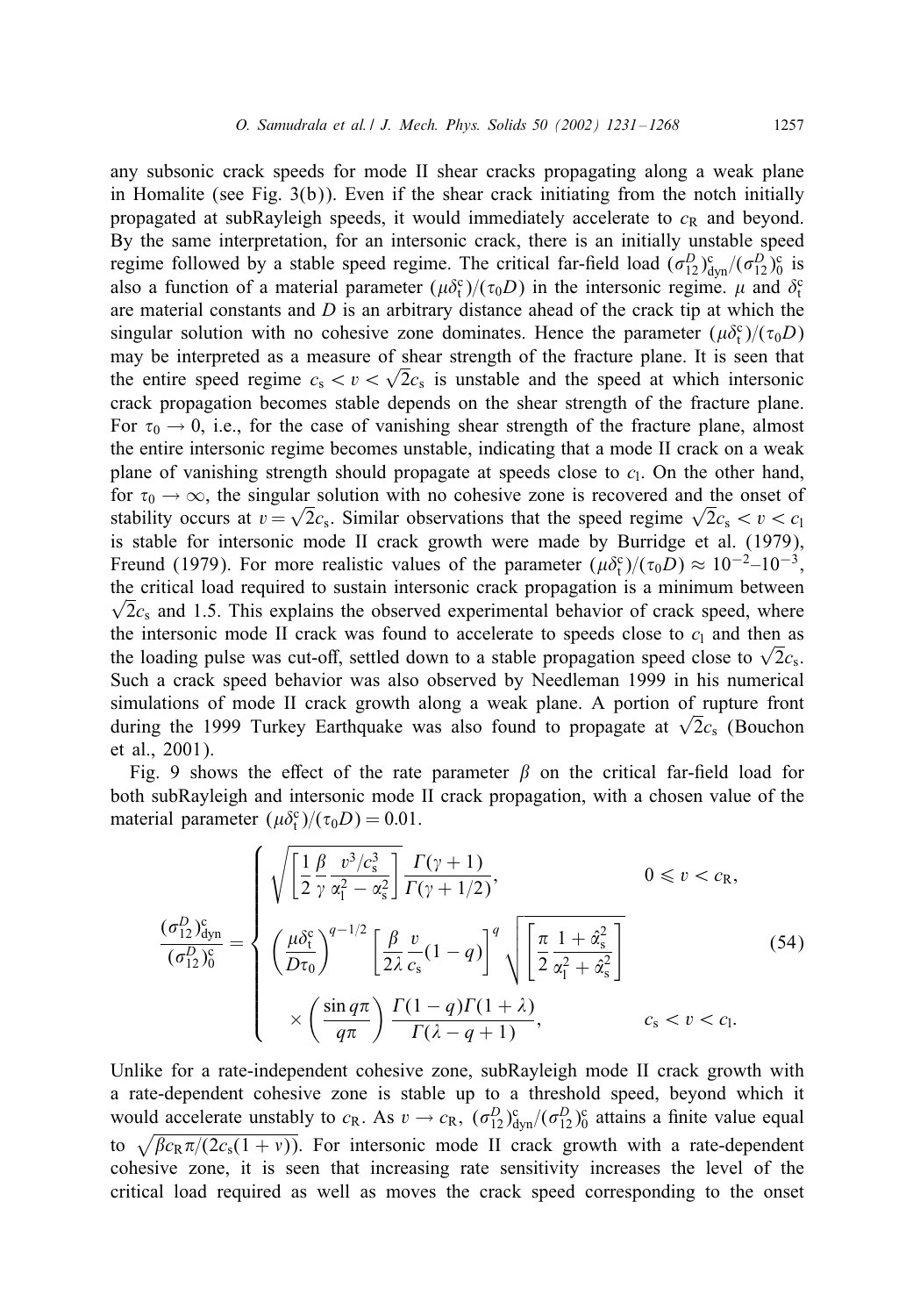any subsonic crack speeds for mode II shear cracks propagating along a weak plane in Homalite (see Fig. 3(b)). Even if the shear crack initiating from the notch initially propagated at subRayleigh speeds, it would immediately accelerate to $c_R$ and beyond. By the same interpretation, for an intersonic crack, there is an initially unstable speed regime followed by a stable speed regime. The critical far-field load $(\sigma_{12}^D)_{\rm dyn}^{\rm c}/(\sigma_{12}^D)_0^{\rm c}$ is also a function of a material parameter $(\mu\delta_t^c)/(\tau_0 D)$ in the intersonic regime. $\mu$ and $\delta_t^c$ are material constants and $D$ is an arbitrary distance ahead of the crack tip at which the singular solution with no cohesive zone dominates. Hence the parameter $(\mu\delta_t^c)/(\tau_0 D)$ may be interpreted as a measure of shear strength of the fracture plane. It is seen that the entire speed regime $c_s < v < \sqrt{2}c_s$ is unstable and the speed at which intersonic crack propagation becomes stable depends on the shear strength of the fracture plane. For $\tau_0 \to 0$, i.e., for the case of vanishing shear strength of the fracture plane, almost the entire intersonic regime becomes unstable, indicating that a mode II crack on a weak plane of vanishing strength should propagate at speeds close to $c_l$. On the other hand, for $\tau_0 \to \infty$, the singular solution with no cohesive zone is recovered and the onset of stability occurs at $v = \sqrt{2}c_s$. Similar observations that the speed regime $\sqrt{2}c_s < v < c_l$ is stable for intersonic mode II crack growth were made by Burridge et al. (1979), Freund (1979). For more realistic values of the parameter $(\mu\delta_t^c)/(\tau_0 D) \approx 10^{-2}$–$10^{-3}$, the critical load required to sustain intersonic crack propagation is a minimum between $\sqrt{2}c_s$ and 1.5. This explains the observed experimental behavior of crack speed, where the intersonic mode II crack was found to accelerate to speeds close to $c_l$ and then as the loading pulse was cut-off, settled down to a stable propagation speed close to $\sqrt{2}c_s$. Such a crack speed behavior was also observed by Needleman 1999 in his numerical simulations of mode II crack growth along a weak plane. A portion of rupture front during the 1999 Turkey Earthquake was also found to propagate at $\sqrt{2}c_s$ (Bouchon et al., 2001).

Fig. 9 shows the effect of the rate parameter $\beta$ on the critical far-field load for both subRayleigh and intersonic mode II crack propagation, with a chosen value of the material parameter $(\mu\delta_t^c)/(\tau_0 D) = 0.01$.

$$
\frac{(\sigma_{12}^D)_{\rm dyn}^{\rm c}}{(\sigma_{12}^D)_0^{\rm c}} =
\begin{cases}
\sqrt{\left[\dfrac{1}{2}\dfrac{\beta}{\gamma}\dfrac{v^3/c_s^3}{\alpha_l^2-\alpha_s^2}\right]}\dfrac{\Gamma(\gamma+1)}{\Gamma(\gamma+1/2)}, & 0 \leqslant v < c_R, \\[2ex]
\left(\dfrac{\mu\delta_t^c}{D\tau_0}\right)^{q-1/2}\left[\dfrac{\beta}{2\lambda}\dfrac{v}{c_s}(1-q)\right]^q \sqrt{\left[\dfrac{\pi}{2}\dfrac{1+\hat{\alpha}_s^2}{\alpha_l^2+\hat{\alpha}_s^2}\right]} & \\[2ex]
\quad\times\left(\dfrac{\sin q\pi}{q\pi}\right)\dfrac{\Gamma(1-q)\Gamma(1+\lambda)}{\Gamma(\lambda-q+1)}, & c_s < v < c_l.
\end{cases}
\tag{54}
$$

Unlike for a rate-independent cohesive zone, subRayleigh mode II crack growth with a rate-dependent cohesive zone is stable up to a threshold speed, beyond which it would accelerate unstably to $c_R$. As $v \to c_R$, $(\sigma_{12}^D)_{\rm dyn}^{\rm c}/(\sigma_{12}^D)_0^{\rm c}$ attains a finite value equal to $\sqrt{\beta c_R\pi/(2c_s(1+v))}$. For intersonic mode II crack growth with a rate-dependent cohesive zone, it is seen that increasing rate sensitivity increases the level of the critical load required as well as moves the crack speed corresponding to the onset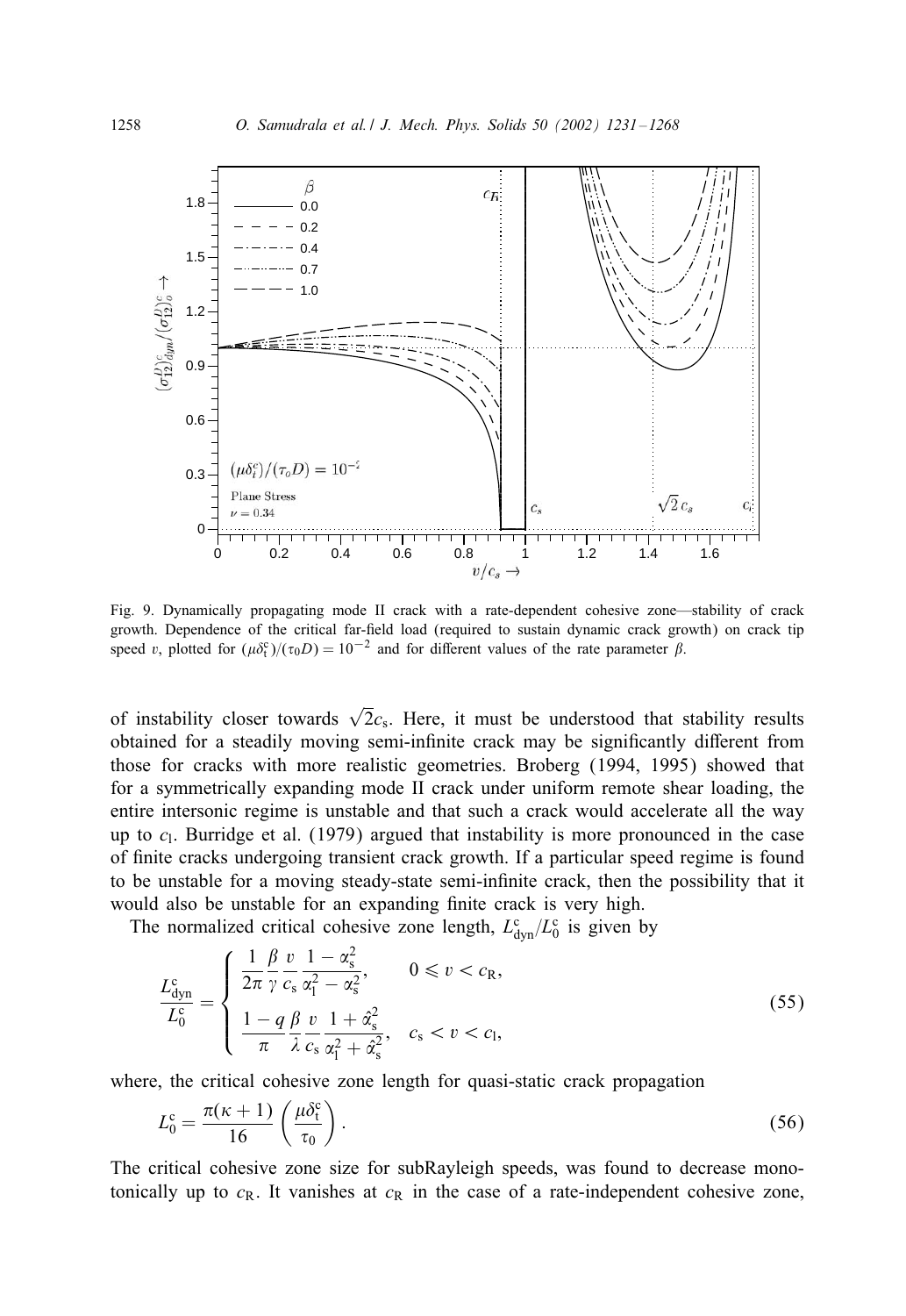Fig. 9. Dynamically propagating mode II crack with a rate-dependent cohesive zone—stability of crack growth. Dependence of the critical far-field load (required to sustain dynamic crack growth) on crack tip speed $v$, plotted for $(\mu\delta_t^c)/(\tau_0 D) = 10^{-2}$ and for different values of the rate parameter $\beta$.

of instability closer towards $\sqrt{2}c_s$. Here, it must be understood that stability results obtained for a steadily moving semi-infinite crack may be significantly different from those for cracks with more realistic geometries. Broberg (1994, 1995) showed that for a symmetrically expanding mode II crack under uniform remote shear loading, the entire intersonic regime is unstable and that such a crack would accelerate all the way up to $c_l$. Burridge et al. (1979) argued that instability is more pronounced in the case of finite cracks undergoing transient crack growth. If a particular speed regime is found to be unstable for a moving steady-state semi-infinite crack, then the possibility that it would also be unstable for an expanding finite crack is very high.

The normalized critical cohesive zone length, $L_{\text{dyn}}^c/L_0^c$ is given by

$$\frac{L_{\text{dyn}}^c}{L_0^c} = \begin{cases} \dfrac{1}{2\pi}\dfrac{\beta}{\gamma}\dfrac{v}{c_s}\dfrac{1-\alpha_s^2}{\alpha_l^2-\alpha_s^2}, & 0 \leqslant v < c_R, \\[2ex] \dfrac{1-q}{\pi}\dfrac{\beta}{\lambda}\dfrac{v}{c_s}\dfrac{1+\hat{\alpha}_s^2}{\alpha_l^2+\hat{\alpha}_s^2}, & c_s < v < c_l, \end{cases} \tag{55}$$

where, the critical cohesive zone length for quasi-static crack propagation

$$L_0^c = \frac{\pi(\kappa+1)}{16}\left(\frac{\mu\delta_t^c}{\tau_0}\right). \tag{56}$$

The critical cohesive zone size for subRayleigh speeds, was found to decrease monotonically up to $c_R$. It vanishes at $c_R$ in the case of a rate-independent cohesive zone,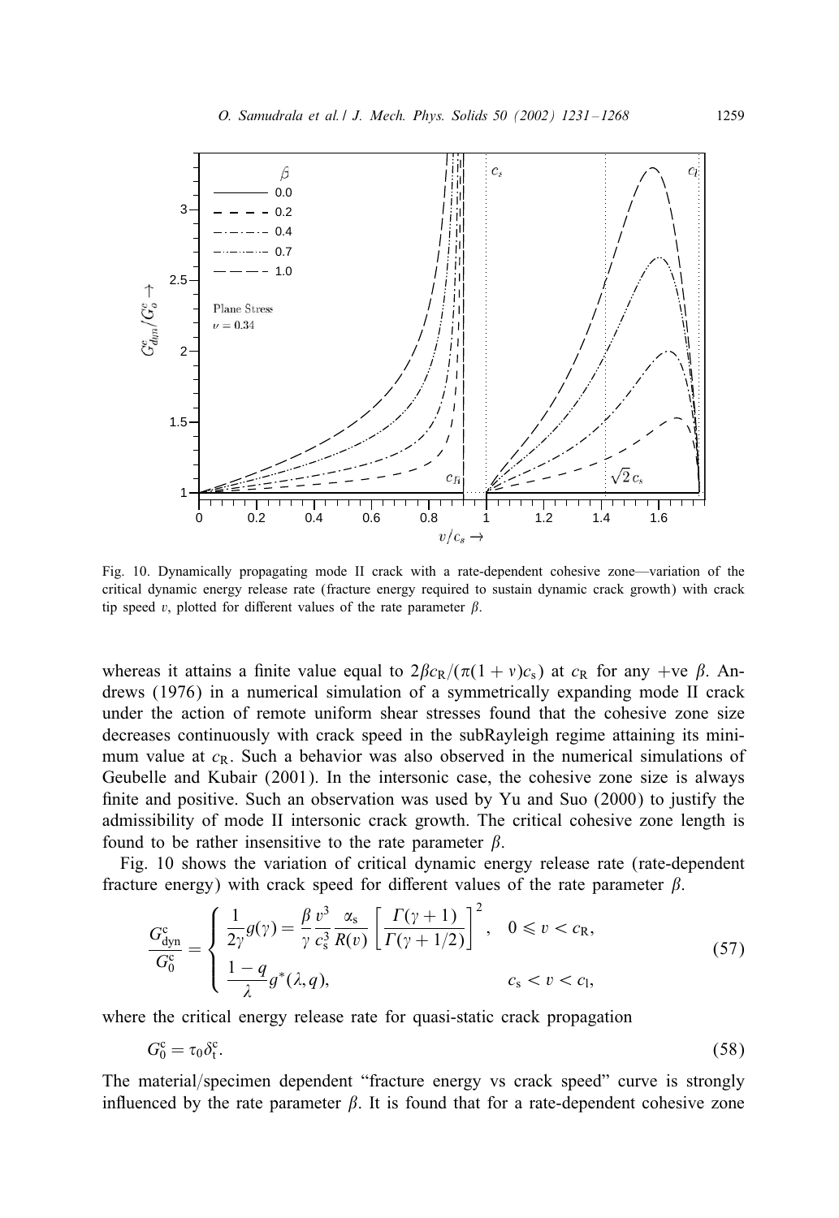Fig. 10. Dynamically propagating mode II crack with a rate-dependent cohesive zone—variation of the critical dynamic energy release rate (fracture energy required to sustain dynamic crack growth) with crack tip speed $v$, plotted for different values of the rate parameter $\beta$.

whereas it attains a finite value equal to $2\beta c_R/(\pi(1+v)c_s)$ at $c_R$ for any +ve $\beta$. Andrews (1976) in a numerical simulation of a symmetrically expanding mode II crack under the action of remote uniform shear stresses found that the cohesive zone size decreases continuously with crack speed in the subRayleigh regime attaining its minimum value at $c_R$. Such a behavior was also observed in the numerical simulations of Geubelle and Kubair (2001). In the intersonic case, the cohesive zone size is always finite and positive. Such an observation was used by Yu and Suo (2000) to justify the admissibility of mode II intersonic crack growth. The critical cohesive zone length is found to be rather insensitive to the rate parameter $\beta$.

Fig. 10 shows the variation of critical dynamic energy release rate (rate-dependent fracture energy) with crack speed for different values of the rate parameter $\beta$.

$$
\frac{G^c_{\text{dyn}}}{G^c_0} = \begin{cases} \dfrac{1}{2\gamma}g(\gamma) = \dfrac{\beta}{\gamma}\dfrac{v^3}{c_s^3}\dfrac{\alpha_s}{R(v)}\left[\dfrac{\Gamma(\gamma+1)}{\Gamma(\gamma+1/2)}\right]^2, & 0 \leqslant v < c_R, \\ \dfrac{1-q}{\lambda}g^*(\lambda, q), & c_s < v < c_l, \end{cases} \tag{57}
$$

where the critical energy release rate for quasi-static crack propagation

$$
G^c_0 = \tau_0 \delta^c_t. \tag{58}
$$

The material/specimen dependent "fracture energy vs crack speed" curve is strongly influenced by the rate parameter $\beta$. It is found that for a rate-dependent cohesive zone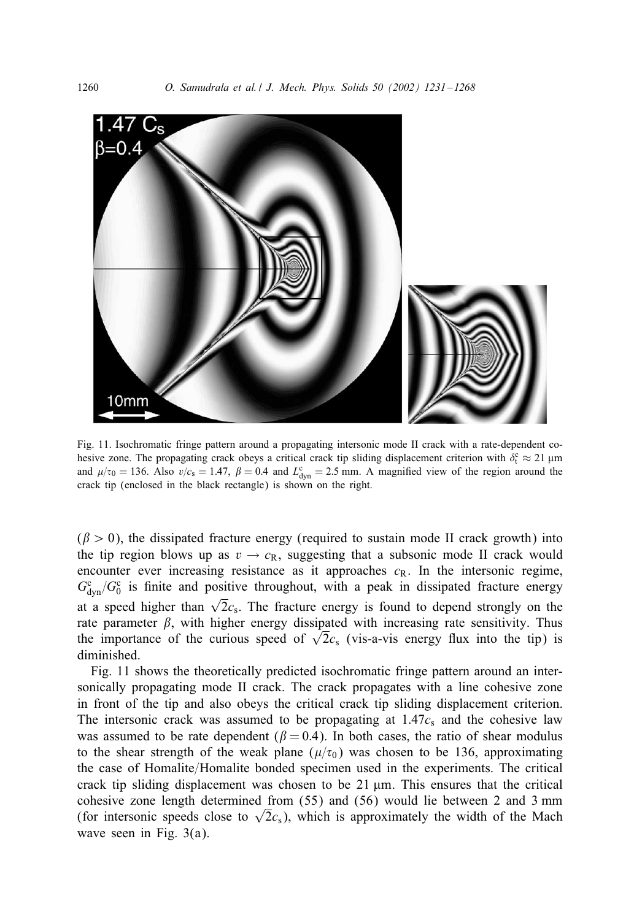Fig. 11. Isochromatic fringe pattern around a propagating intersonic mode II crack with a rate-dependent cohesive zone. The propagating crack obeys a critical crack tip sliding displacement criterion with $\delta_t^c \approx 21$ μm and $\mu/\tau_0 = 136$. Also $v/c_s = 1.47$, $\beta = 0.4$ and $L_{dyn}^c = 2.5$ mm. A magnified view of the region around the crack tip (enclosed in the black rectangle) is shown on the right.

($\beta > 0$), the dissipated fracture energy (required to sustain mode II crack growth) into the tip region blows up as $v \to c_R$, suggesting that a subsonic mode II crack would encounter ever increasing resistance as it approaches $c_R$. In the intersonic regime, $G_{dyn}^c/G_0^c$ is finite and positive throughout, with a peak in dissipated fracture energy at a speed higher than $\sqrt{2}c_s$. The fracture energy is found to depend strongly on the rate parameter $\beta$, with higher energy dissipated with increasing rate sensitivity. Thus the importance of the curious speed of $\sqrt{2}c_s$ (vis-a-vis energy flux into the tip) is diminished.

Fig. 11 shows the theoretically predicted isochromatic fringe pattern around an intersonically propagating mode II crack. The crack propagates with a line cohesive zone in front of the tip and also obeys the critical crack tip sliding displacement criterion. The intersonic crack was assumed to be propagating at $1.47c_s$ and the cohesive law was assumed to be rate dependent ($\beta = 0.4$). In both cases, the ratio of shear modulus to the shear strength of the weak plane ($\mu/\tau_0$) was chosen to be 136, approximating the case of Homalite/Homalite bonded specimen used in the experiments. The critical crack tip sliding displacement was chosen to be 21 μm. This ensures that the critical cohesive zone length determined from (55) and (56) would lie between 2 and 3 mm (for intersonic speeds close to $\sqrt{2}c_s$), which is approximately the width of the Mach wave seen in Fig. 3(a).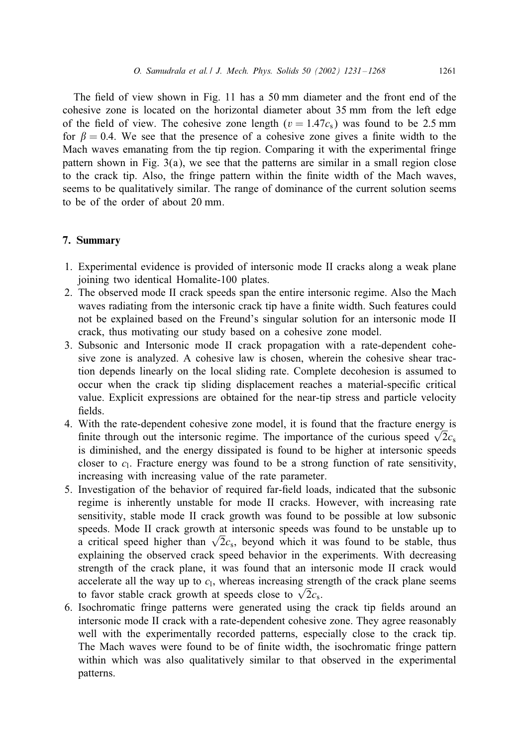The field of view shown in Fig. 11 has a 50 mm diameter and the front end of the cohesive zone is located on the horizontal diameter about 35 mm from the left edge of the field of view. The cohesive zone length ($v = 1.47c_s$) was found to be 2.5 mm for $\beta = 0.4$. We see that the presence of a cohesive zone gives a finite width to the Mach waves emanating from the tip region. Comparing it with the experimental fringe pattern shown in Fig. 3(a), we see that the patterns are similar in a small region close to the crack tip. Also, the fringe pattern within the finite width of the Mach waves, seems to be qualitatively similar. The range of dominance of the current solution seems to be of the order of about 20 mm.

## 7. Summary

1. Experimental evidence is provided of intersonic mode II cracks along a weak plane joining two identical Homalite-100 plates.
2. The observed mode II crack speeds span the entire intersonic regime. Also the Mach waves radiating from the intersonic crack tip have a finite width. Such features could not be explained based on the Freund's singular solution for an intersonic mode II crack, thus motivating our study based on a cohesive zone model.
3. Subsonic and Intersonic mode II crack propagation with a rate-dependent cohesive zone is analyzed. A cohesive law is chosen, wherein the cohesive shear traction depends linearly on the local sliding rate. Complete decohesion is assumed to occur when the crack tip sliding displacement reaches a material-specific critical value. Explicit expressions are obtained for the near-tip stress and particle velocity fields.
4. With the rate-dependent cohesive zone model, it is found that the fracture energy is finite through out the intersonic regime. The importance of the curious speed $\sqrt{2}c_s$ is diminished, and the energy dissipated is found to be higher at intersonic speeds closer to $c_l$. Fracture energy was found to be a strong function of rate sensitivity, increasing with increasing value of the rate parameter.
5. Investigation of the behavior of required far-field loads, indicated that the subsonic regime is inherently unstable for mode II cracks. However, with increasing rate sensitivity, stable mode II crack growth was found to be possible at low subsonic speeds. Mode II crack growth at intersonic speeds was found to be unstable up to a critical speed higher than $\sqrt{2}c_s$, beyond which it was found to be stable, thus explaining the observed crack speed behavior in the experiments. With decreasing strength of the crack plane, it was found that an intersonic mode II crack would accelerate all the way up to $c_l$, whereas increasing strength of the crack plane seems to favor stable crack growth at speeds close to $\sqrt{2}c_s$.
6. Isochromatic fringe patterns were generated using the crack tip fields around an intersonic mode II crack with a rate-dependent cohesive zone. They agree reasonably well with the experimentally recorded patterns, especially close to the crack tip. The Mach waves were found to be of finite width, the isochromatic fringe pattern within which was also qualitatively similar to that observed in the experimental patterns.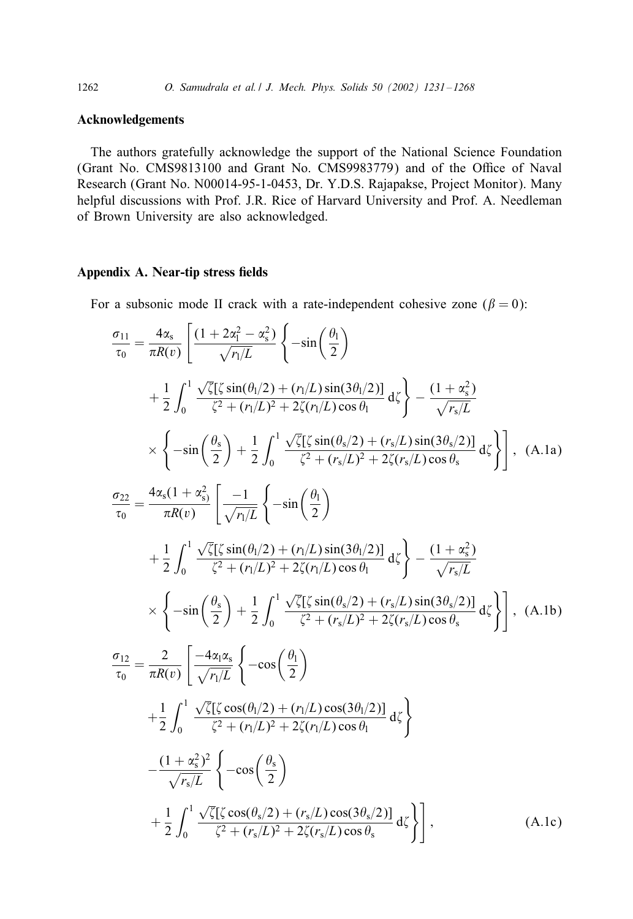## Acknowledgements

The authors gratefully acknowledge the support of the National Science Foundation (Grant No. CMS9813100 and Grant No. CMS9983779) and of the Office of Naval Research (Grant No. N00014-95-1-0453, Dr. Y.D.S. Rajapakse, Project Monitor). Many helpful discussions with Prof. J.R. Rice of Harvard University and Prof. A. Needleman of Brown University are also acknowledged.

## Appendix A. Near-tip stress fields

For a subsonic mode II crack with a rate-independent cohesive zone ($\beta = 0$):

$$
\begin{aligned}
\frac{\sigma_{11}}{\tau_0} = \frac{4\alpha_s}{\pi R(v)} \Bigg[ & \frac{(1+2\alpha_l^2-\alpha_s^2)}{\sqrt{r_l/L}} \Bigg\{ -\sin\left(\frac{\theta_l}{2}\right) \\
& + \frac{1}{2}\int_0^1 \frac{\sqrt{\zeta}[\zeta\sin(\theta_l/2) + (r_l/L)\sin(3\theta_l/2)]}{\zeta^2 + (r_l/L)^2 + 2\zeta(r_l/L)\cos\theta_l}\,\mathrm{d}\zeta \Bigg\} - \frac{(1+\alpha_s^2)}{\sqrt{r_s/L}} \\
& \times \Bigg\{ -\sin\left(\frac{\theta_s}{2}\right) + \frac{1}{2}\int_0^1 \frac{\sqrt{\zeta}[\zeta\sin(\theta_s/2) + (r_s/L)\sin(3\theta_s/2)]}{\zeta^2 + (r_s/L)^2 + 2\zeta(r_s/L)\cos\theta_s}\,\mathrm{d}\zeta \Bigg\} \Bigg], \quad \text{(A.1a)}
\end{aligned}
$$

$$
\begin{aligned}
\frac{\sigma_{22}}{\tau_0} = \frac{4\alpha_s(1+\alpha_s^2)}{\pi R(v)} \Bigg[ & \frac{-1}{\sqrt{r_l/L}} \Bigg\{ -\sin\left(\frac{\theta_l}{2}\right) \\
& + \frac{1}{2}\int_0^1 \frac{\sqrt{\zeta}[\zeta\sin(\theta_l/2) + (r_l/L)\sin(3\theta_l/2)]}{\zeta^2 + (r_l/L)^2 + 2\zeta(r_l/L)\cos\theta_l}\,\mathrm{d}\zeta \Bigg\} - \frac{(1+\alpha_s^2)}{\sqrt{r_s/L}} \\
& \times \Bigg\{ -\sin\left(\frac{\theta_s}{2}\right) + \frac{1}{2}\int_0^1 \frac{\sqrt{\zeta}[\zeta\sin(\theta_s/2) + (r_s/L)\sin(3\theta_s/2)]}{\zeta^2 + (r_s/L)^2 + 2\zeta(r_s/L)\cos\theta_s}\,\mathrm{d}\zeta \Bigg\} \Bigg], \quad \text{(A.1b)}
\end{aligned}
$$

$$
\begin{aligned}
\frac{\sigma_{12}}{\tau_0} = \frac{2}{\pi R(v)} \Bigg[ & \frac{-4\alpha_l\alpha_s}{\sqrt{r_l/L}} \Bigg\{ -\cos\left(\frac{\theta_l}{2}\right) \\
& + \frac{1}{2}\int_0^1 \frac{\sqrt{\zeta}[\zeta\cos(\theta_l/2) + (r_l/L)\cos(3\theta_l/2)]}{\zeta^2 + (r_l/L)^2 + 2\zeta(r_l/L)\cos\theta_l}\,\mathrm{d}\zeta \Bigg\} \\
& - \frac{(1+\alpha_s^2)^2}{\sqrt{r_s/L}} \Bigg\{ -\cos\left(\frac{\theta_s}{2}\right) \\
& + \frac{1}{2}\int_0^1 \frac{\sqrt{\zeta}[\zeta\cos(\theta_s/2) + (r_s/L)\cos(3\theta_s/2)]}{\zeta^2 + (r_s/L)^2 + 2\zeta(r_s/L)\cos\theta_s}\,\mathrm{d}\zeta \Bigg\} \Bigg], \quad \text{(A.1c)}
\end{aligned}
$$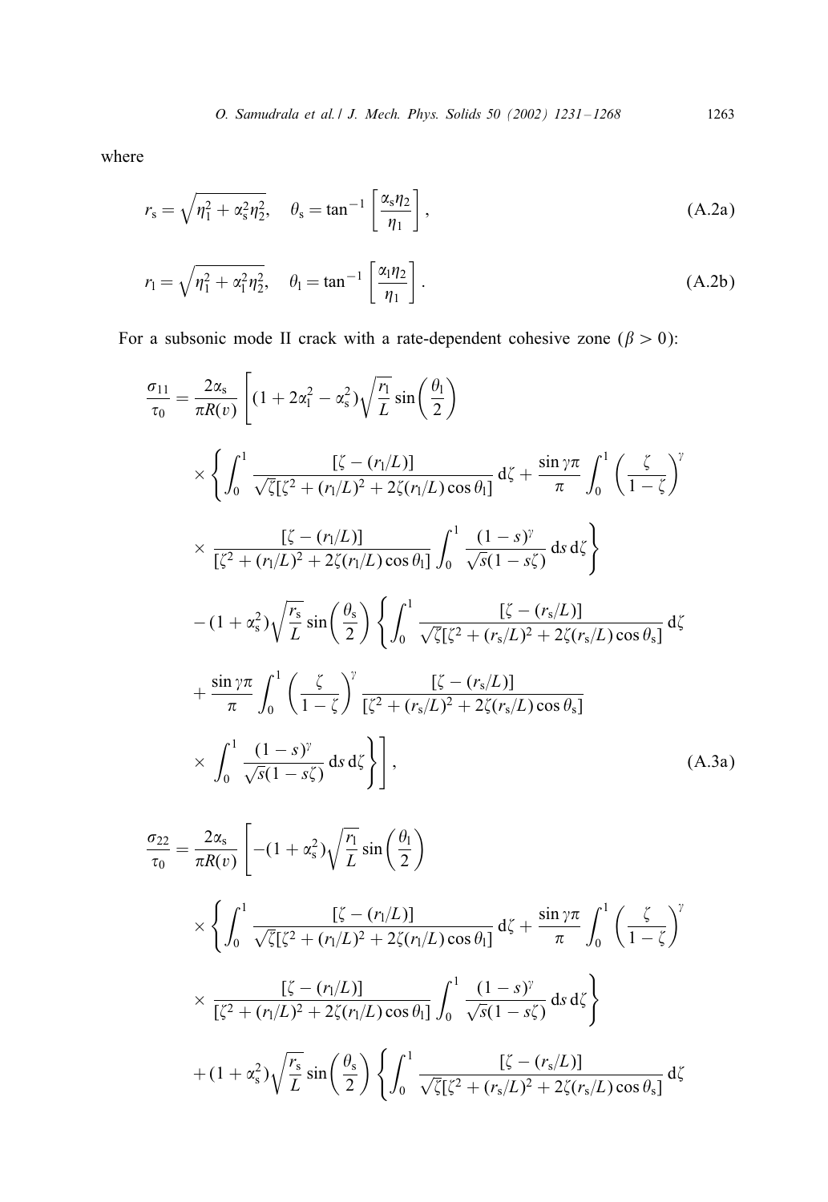where

$$
r_{\mathrm{s}} = \sqrt{\eta_1^2 + \alpha_{\mathrm{s}}^2 \eta_2^2}, \quad \theta_{\mathrm{s}} = \tan^{-1}\left[\frac{\alpha_{\mathrm{s}} \eta_2}{\eta_1}\right], \tag{A.2a}
$$

$$
r_{\mathrm{l}} = \sqrt{\eta_1^2 + \alpha_{\mathrm{l}}^2 \eta_2^2}, \quad \theta_{\mathrm{l}} = \tan^{-1}\left[\frac{\alpha_{\mathrm{l}} \eta_2}{\eta_1}\right]. \tag{A.2b}
$$

For a subsonic mode II crack with a rate-dependent cohesive zone ($\beta > 0$):

$$
\begin{aligned}
\frac{\sigma_{11}}{\tau_0} = \frac{2\alpha_{\mathrm{s}}}{\pi R(v)} \Bigg[ & (1 + 2\alpha_{\mathrm{l}}^2 - \alpha_{\mathrm{s}}^2) \sqrt{\frac{r_{\mathrm{l}}}{L}} \sin\left(\frac{\theta_{\mathrm{l}}}{2}\right) \\
& \times \Bigg\{ \int_0^1 \frac{[\zeta - (r_{\mathrm{l}}/L)]}{\sqrt{\zeta}[\zeta^2 + (r_{\mathrm{l}}/L)^2 + 2\zeta(r_{\mathrm{l}}/L)\cos\theta_{\mathrm{l}}]} \, \mathrm{d}\zeta + \frac{\sin\gamma\pi}{\pi} \int_0^1 \left(\frac{\zeta}{1-\zeta}\right)^{\gamma} \\
& \times \frac{[\zeta - (r_{\mathrm{l}}/L)]}{[\zeta^2 + (r_{\mathrm{l}}/L)^2 + 2\zeta(r_{\mathrm{l}}/L)\cos\theta_{\mathrm{l}}]} \int_0^1 \frac{(1-s)^{\gamma}}{\sqrt{s}(1-s\zeta)} \, \mathrm{d}s \, \mathrm{d}\zeta \Bigg\} \\
& - (1 + \alpha_{\mathrm{s}}^2) \sqrt{\frac{r_{\mathrm{s}}}{L}} \sin\left(\frac{\theta_{\mathrm{s}}}{2}\right) \Bigg\{ \int_0^1 \frac{[\zeta - (r_{\mathrm{s}}/L)]}{\sqrt{\zeta}[\zeta^2 + (r_{\mathrm{s}}/L)^2 + 2\zeta(r_{\mathrm{s}}/L)\cos\theta_{\mathrm{s}}]} \, \mathrm{d}\zeta \\
& + \frac{\sin\gamma\pi}{\pi} \int_0^1 \left(\frac{\zeta}{1-\zeta}\right)^{\gamma} \frac{[\zeta - (r_{\mathrm{s}}/L)]}{[\zeta^2 + (r_{\mathrm{s}}/L)^2 + 2\zeta(r_{\mathrm{s}}/L)\cos\theta_{\mathrm{s}}]} \\
& \times \int_0^1 \frac{(1-s)^{\gamma}}{\sqrt{s}(1-s\zeta)} \, \mathrm{d}s \, \mathrm{d}\zeta \Bigg\} \Bigg],
\end{aligned} \tag{A.3a}
$$

$$
\begin{aligned}
\frac{\sigma_{22}}{\tau_0} = \frac{2\alpha_{\mathrm{s}}}{\pi R(v)} \Bigg[ & -(1 + \alpha_{\mathrm{s}}^2) \sqrt{\frac{r_{\mathrm{l}}}{L}} \sin\left(\frac{\theta_{\mathrm{l}}}{2}\right) \\
& \times \Bigg\{ \int_0^1 \frac{[\zeta - (r_{\mathrm{l}}/L)]}{\sqrt{\zeta}[\zeta^2 + (r_{\mathrm{l}}/L)^2 + 2\zeta(r_{\mathrm{l}}/L)\cos\theta_{\mathrm{l}}]} \, \mathrm{d}\zeta + \frac{\sin\gamma\pi}{\pi} \int_0^1 \left(\frac{\zeta}{1-\zeta}\right)^{\gamma} \\
& \times \frac{[\zeta - (r_{\mathrm{l}}/L)]}{[\zeta^2 + (r_{\mathrm{l}}/L)^2 + 2\zeta(r_{\mathrm{l}}/L)\cos\theta_{\mathrm{l}}]} \int_0^1 \frac{(1-s)^{\gamma}}{\sqrt{s}(1-s\zeta)} \, \mathrm{d}s \, \mathrm{d}\zeta \Bigg\} \\
& + (1 + \alpha_{\mathrm{s}}^2) \sqrt{\frac{r_{\mathrm{s}}}{L}} \sin\left(\frac{\theta_{\mathrm{s}}}{2}\right) \Bigg\{ \int_0^1 \frac{[\zeta - (r_{\mathrm{s}}/L)]}{\sqrt{\zeta}[\zeta^2 + (r_{\mathrm{s}}/L)^2 + 2\zeta(r_{\mathrm{s}}/L)\cos\theta_{\mathrm{s}}]} \, \mathrm{d}\zeta
\end{aligned}
$$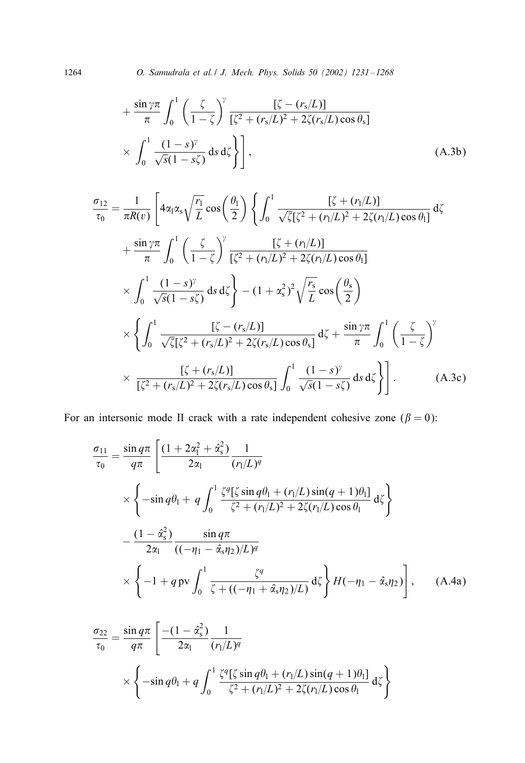$$
+ \frac{\sin \gamma\pi}{\pi} \int_0^1 \left(\frac{\zeta}{1-\zeta}\right)^{\gamma} \frac{[\zeta - (r_{\rm s}/L)]}{[\zeta^2 + (r_{\rm s}/L)^2 + 2\zeta(r_{\rm s}/L)\cos\theta_{\rm s}]}
$$

$$
\left. \left. \times \int_0^1 \frac{(1-s)^{\gamma}}{\sqrt{s}(1-s\zeta)}\, {\rm d}s\, {\rm d}\zeta \right\} \right], \tag{A.3b}
$$

$$
\frac{\sigma_{12}}{\tau_0} = \frac{1}{\pi R(v)} \left[ 4\alpha_1\alpha_{\rm s}\sqrt{\frac{r_1}{L}}\cos\left(\frac{\theta_1}{2}\right) \left\{ \int_0^1 \frac{[\zeta + (r_1/L)]}{\sqrt{\zeta}[\zeta^2 + (r_1/L)^2 + 2\zeta(r_1/L)\cos\theta_1]}\, {\rm d}\zeta \right. \right.
$$

$$
+ \frac{\sin \gamma\pi}{\pi} \int_0^1 \left(\frac{\zeta}{1-\zeta}\right)^{\gamma} \frac{[\zeta + (r_1/L)]}{[\zeta^2 + (r_1/L)^2 + 2\zeta(r_1/L)\cos\theta_1]}
$$

$$
\left. \times \int_0^1 \frac{(1-s)^{\gamma}}{\sqrt{s}(1-s\zeta)}\, {\rm d}s\, {\rm d}\zeta \right\} - (1+\alpha_{\rm s}^2)^2 \sqrt{\frac{r_{\rm s}}{L}}\cos\left(\frac{\theta_{\rm s}}{2}\right)
$$

$$
\times \left\{ \int_0^1 \frac{[\zeta - (r_{\rm s}/L)]}{\sqrt{\zeta}[\zeta^2 + (r_{\rm s}/L)^2 + 2\zeta(r_{\rm s}/L)\cos\theta_{\rm s}]}\, {\rm d}\zeta + \frac{\sin \gamma\pi}{\pi} \int_0^1 \left(\frac{\zeta}{1-\zeta}\right)^{\gamma} \right.
$$

$$
\left. \left. \times \frac{[\zeta + (r_{\rm s}/L)]}{[\zeta^2 + (r_{\rm s}/L)^2 + 2\zeta(r_{\rm s}/L)\cos\theta_{\rm s}]} \int_0^1 \frac{(1-s)^{\gamma}}{\sqrt{s}(1-s\zeta)}\, {\rm d}s\, {\rm d}\zeta \right\} \right]. \tag{A.3c}
$$

For an intersonic mode II crack with a rate independent cohesive zone ($\beta = 0$):

$$
\frac{\sigma_{11}}{\tau_0} = \frac{\sin q\pi}{q\pi} \left[ \frac{(1 + 2\alpha_1^2 + \hat{\alpha}_{\rm s}^2)}{2\alpha_1} \frac{1}{(r_1/L)^q} \right.
$$

$$
\times \left\{ -\sin q\theta_1 + q \int_0^1 \frac{\zeta^q[\zeta \sin q\theta_1 + (r_1/L)\sin(q+1)\theta_1]}{\zeta^2 + (r_1/L)^2 + 2\zeta(r_1/L)\cos\theta_1}\, {\rm d}\zeta \right\}
$$

$$
- \frac{(1-\hat{\alpha}_{\rm s}^2)}{2\alpha_1} \frac{\sin q\pi}{((-\eta_1 - \hat{\alpha}_{\rm s}\eta_2)/L)^q}
$$

$$
\left. \times \left\{ -1 + q\, {\rm pv} \int_0^1 \frac{\zeta^q}{\zeta + ((-\eta_1 + \hat{\alpha}_{\rm s}\eta_2)/L)}\, {\rm d}\zeta \right\} H(-\eta_1 - \hat{\alpha}_{\rm s}\eta_2) \right], \tag{A.4a}
$$

$$
\frac{\sigma_{22}}{\tau_0} = \frac{\sin q\pi}{q\pi} \left[ \frac{-(1-\hat{\alpha}_{\rm s}^2)}{2\alpha_1} \frac{1}{(r_1/L)^q} \right.
$$

$$
\times \left\{ -\sin q\theta_1 + q \int_0^1 \frac{\zeta^q[\zeta \sin q\theta_1 + (r_1/L)\sin(q+1)\theta_1]}{\zeta^2 + (r_1/L)^2 + 2\zeta(r_1/L)\cos\theta_1}\, {\rm d}\zeta \right\}
$$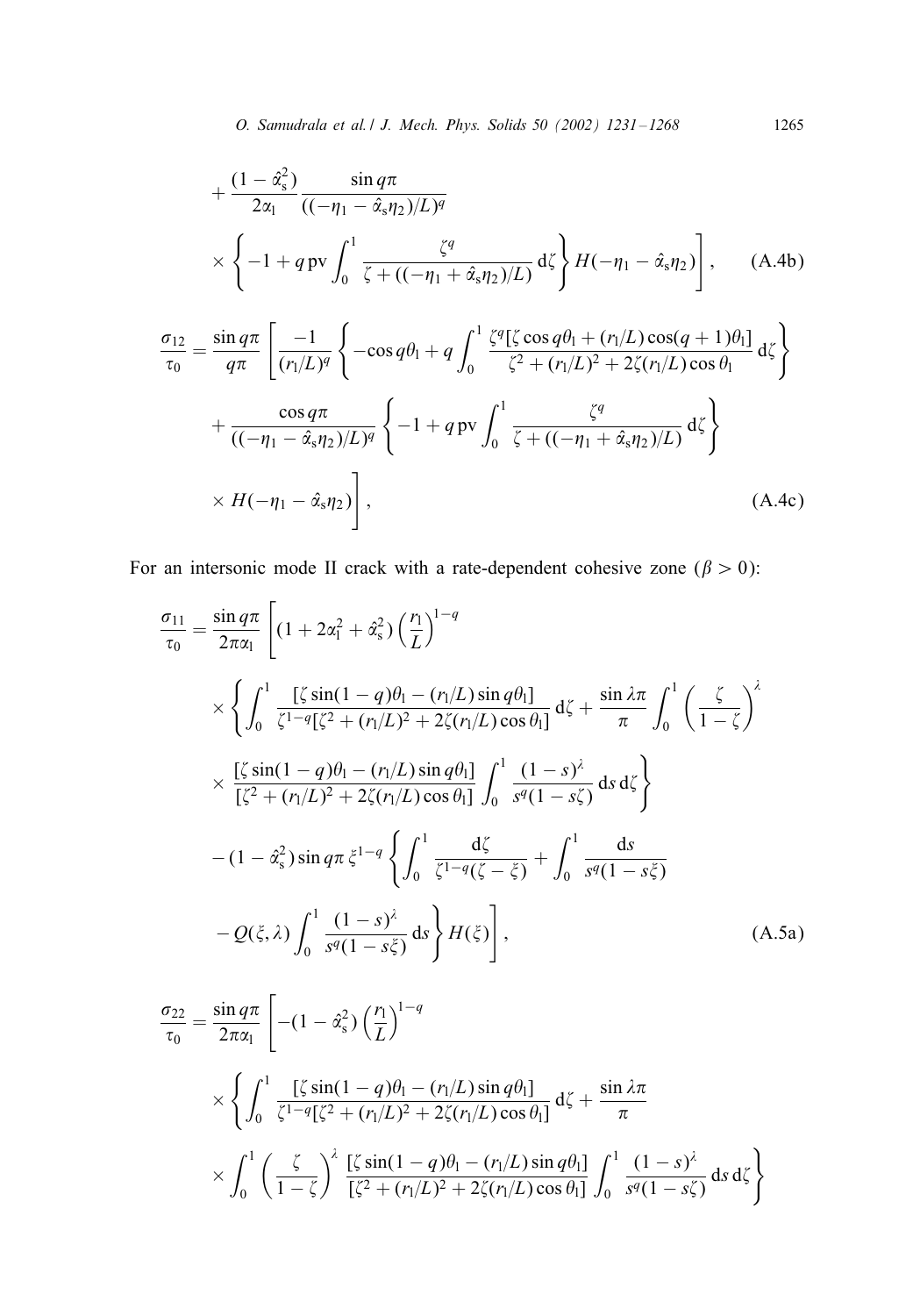$$+ \frac{(1-\hat{\alpha}_s^2)}{2\alpha_l} \frac{\sin q\pi}{((-\eta_1 - \hat{\alpha}_s\eta_2)/L)^q}$$

$$\times \left\{ -1 + q \,\mathrm{pv} \int_0^1 \frac{\zeta^q}{\zeta + ((-\eta_1 + \hat{\alpha}_s\eta_2)/L)} \,\mathrm{d}\zeta \right\} H(-\eta_1 - \hat{\alpha}_s\eta_2) \Bigg], \tag{A.4b}$$

$$\frac{\sigma_{12}}{\tau_0} = \frac{\sin q\pi}{q\pi} \Bigg[ \frac{-1}{(r_l/L)^q} \left\{ -\cos q\theta_l + q \int_0^1 \frac{\zeta^q [\zeta \cos q\theta_l + (r_l/L)\cos(q+1)\theta_l]}{\zeta^2 + (r_l/L)^2 + 2\zeta(r_l/L)\cos\theta_l} \,\mathrm{d}\zeta \right\}$$

$$+ \frac{\cos q\pi}{((-\eta_1 - \hat{\alpha}_s\eta_2)/L)^q} \left\{ -1 + q \,\mathrm{pv} \int_0^1 \frac{\zeta^q}{\zeta + ((-\eta_1 + \hat{\alpha}_s\eta_2)/L)} \,\mathrm{d}\zeta \right\}$$

$$\times H(-\eta_1 - \hat{\alpha}_s\eta_2) \Bigg], \tag{A.4c}$$

For an intersonic mode II crack with a rate-dependent cohesive zone ($\beta > 0$):

$$\frac{\sigma_{11}}{\tau_0} = \frac{\sin q\pi}{2\pi\alpha_l} \Bigg[ (1 + 2\alpha_l^2 + \hat{\alpha}_s^2) \left(\frac{r_l}{L}\right)^{1-q}$$

$$\times \left\{ \int_0^1 \frac{[\zeta \sin(1-q)\theta_l - (r_l/L)\sin q\theta_l]}{\zeta^{1-q}[\zeta^2 + (r_l/L)^2 + 2\zeta(r_l/L)\cos\theta_l]} \,\mathrm{d}\zeta + \frac{\sin\lambda\pi}{\pi} \int_0^1 \left(\frac{\zeta}{1-\zeta}\right)^{\lambda} \right.$$

$$\left. \times \frac{[\zeta \sin(1-q)\theta_l - (r_l/L)\sin q\theta_l]}{[\zeta^2 + (r_l/L)^2 + 2\zeta(r_l/L)\cos\theta_l]} \int_0^1 \frac{(1-s)^{\lambda}}{s^q(1-s\zeta)} \,\mathrm{d}s \,\mathrm{d}\zeta \right\}$$

$$- (1-\hat{\alpha}_s^2) \sin q\pi \, \xi^{1-q} \left\{ \int_0^1 \frac{\mathrm{d}\zeta}{\zeta^{1-q}(\zeta - \xi)} + \int_0^1 \frac{\mathrm{d}s}{s^q(1-s\xi)} \right.$$

$$\left. - Q(\xi, \lambda) \int_0^1 \frac{(1-s)^{\lambda}}{s^q(1-s\xi)} \,\mathrm{d}s \right\} H(\xi) \Bigg], \tag{A.5a}$$

$$\frac{\sigma_{22}}{\tau_0} = \frac{\sin q\pi}{2\pi\alpha_l} \Bigg[ -(1-\hat{\alpha}_s^2) \left(\frac{r_l}{L}\right)^{1-q}$$

$$\times \left\{ \int_0^1 \frac{[\zeta \sin(1-q)\theta_l - (r_l/L)\sin q\theta_l]}{\zeta^{1-q}[\zeta^2 + (r_l/L)^2 + 2\zeta(r_l/L)\cos\theta_l]} \,\mathrm{d}\zeta + \frac{\sin\lambda\pi}{\pi} \right.$$

$$\left. \times \int_0^1 \left(\frac{\zeta}{1-\zeta}\right)^{\lambda} \frac{[\zeta \sin(1-q)\theta_l - (r_l/L)\sin q\theta_l]}{[\zeta^2 + (r_l/L)^2 + 2\zeta(r_l/L)\cos\theta_l]} \int_0^1 \frac{(1-s)^{\lambda}}{s^q(1-s\zeta)} \,\mathrm{d}s \,\mathrm{d}\zeta \right\}$$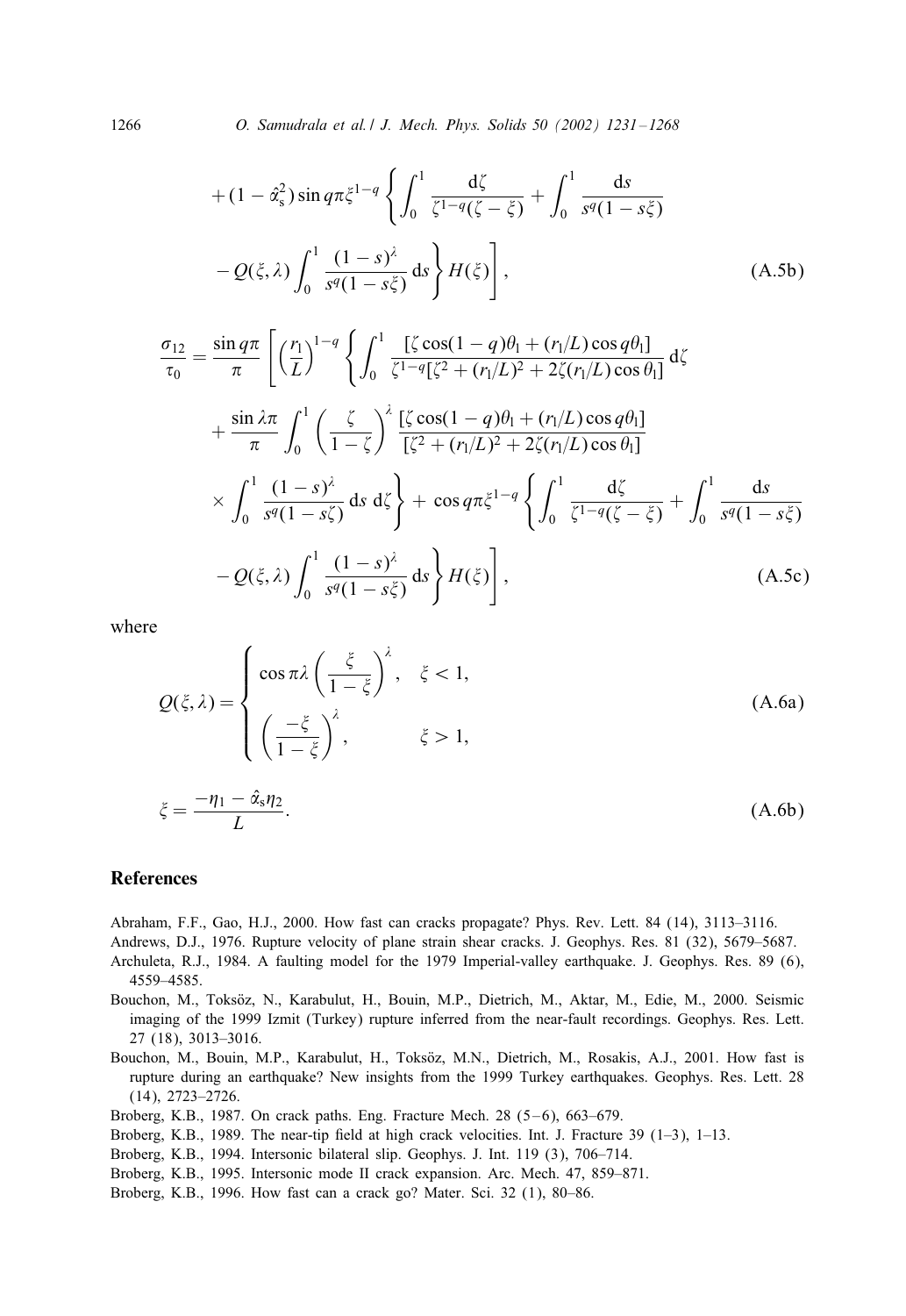$$
+ (1 - \hat{\alpha}_s^2) \sin q\pi \xi^{1-q} \left\{ \int_0^1 \frac{\mathrm{d}\zeta}{\zeta^{1-q}(\zeta - \xi)} + \int_0^1 \frac{\mathrm{d}s}{s^q(1 - s\xi)} \right.
$$

$$
\left. \left. - Q(\xi, \lambda) \int_0^1 \frac{(1-s)^\lambda}{s^q(1 - s\xi)} \mathrm{d}s \right\} H(\xi) \right], \tag{A.5b}
$$

$$
\frac{\sigma_{12}}{\tau_0} = \frac{\sin q\pi}{\pi} \left[ \left( \frac{r_1}{L} \right)^{1-q} \left\{ \int_0^1 \frac{[\zeta \cos(1-q)\theta_1 + (r_1/L) \cos q\theta_1]}{\zeta^{1-q}[\zeta^2 + (r_1/L)^2 + 2\zeta(r_1/L)\cos\theta_1]} \mathrm{d}\zeta \right. \right.
$$

$$
+ \frac{\sin \lambda\pi}{\pi} \int_0^1 \left( \frac{\zeta}{1-\zeta} \right)^\lambda \frac{[\zeta \cos(1-q)\theta_1 + (r_1/L)\cos q\theta_1]}{[\zeta^2 + (r_1/L)^2 + 2\zeta(r_1/L)\cos\theta_1]}
$$

$$
\left. \times \int_0^1 \frac{(1-s)^\lambda}{s^q(1 - s\zeta)} \mathrm{d}s \, \mathrm{d}\zeta \right\} + \cos q\pi \xi^{1-q} \left\{ \int_0^1 \frac{\mathrm{d}\zeta}{\zeta^{1-q}(\zeta - \xi)} + \int_0^1 \frac{\mathrm{d}s}{s^q(1 - s\xi)} \right.
$$

$$
\left. \left. - Q(\xi, \lambda) \int_0^1 \frac{(1-s)^\lambda}{s^q(1 - s\xi)} \mathrm{d}s \right\} H(\xi) \right], \tag{A.5c}
$$

where

$$
Q(\xi, \lambda) = \begin{cases} \cos \pi\lambda \left( \dfrac{\xi}{1-\xi} \right)^\lambda, & \xi < 1, \\[2ex] \left( \dfrac{-\xi}{1-\xi} \right)^\lambda, & \xi > 1, \end{cases} \tag{A.6a}
$$

$$
\xi = \frac{-\eta_1 - \hat{\alpha}_s \eta_2}{L}. \tag{A.6b}
$$

## References

Abraham, F.F., Gao, H.J., 2000. How fast can cracks propagate? Phys. Rev. Lett. 84 (14), 3113–3116.

Andrews, D.J., 1976. Rupture velocity of plane strain shear cracks. J. Geophys. Res. 81 (32), 5679–5687.

Archuleta, R.J., 1984. A faulting model for the 1979 Imperial-valley earthquake. J. Geophys. Res. 89 (6), 4559–4585.

Bouchon, M., Toksöz, N., Karabulut, H., Bouin, M.P., Dietrich, M., Aktar, M., Edie, M., 2000. Seismic imaging of the 1999 Izmit (Turkey) rupture inferred from the near-fault recordings. Geophys. Res. Lett. 27 (18), 3013–3016.

Bouchon, M., Bouin, M.P., Karabulut, H., Toksöz, M.N., Dietrich, M., Rosakis, A.J., 2001. How fast is rupture during an earthquake? New insights from the 1999 Turkey earthquakes. Geophys. Res. Lett. 28 (14), 2723–2726.

Broberg, K.B., 1987. On crack paths. Eng. Fracture Mech. 28 (5–6), 663–679.

Broberg, K.B., 1989. The near-tip field at high crack velocities. Int. J. Fracture 39 (1–3), 1–13.

Broberg, K.B., 1994. Intersonic bilateral slip. Geophys. J. Int. 119 (3), 706–714.

Broberg, K.B., 1995. Intersonic mode II crack expansion. Arc. Mech. 47, 859–871.

Broberg, K.B., 1996. How fast can a crack go? Mater. Sci. 32 (1), 80–86.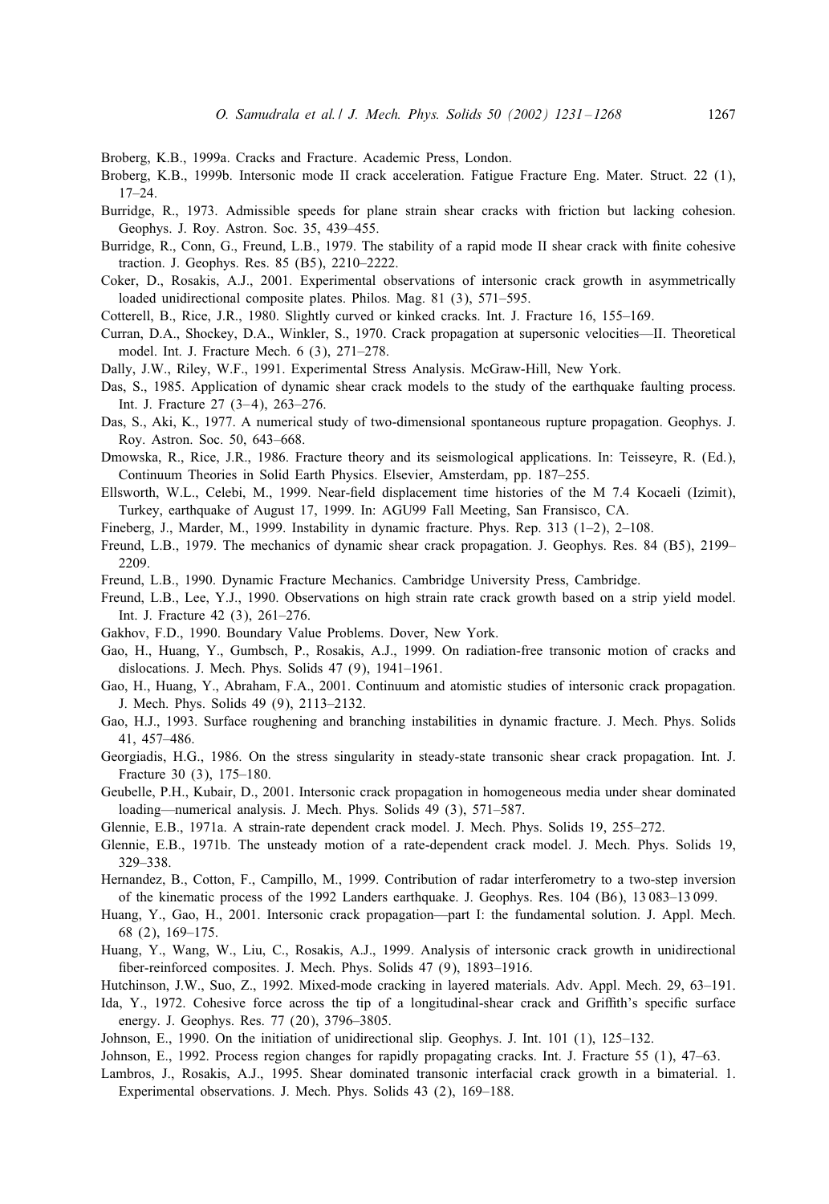Broberg, K.B., 1999a. Cracks and Fracture. Academic Press, London.

Broberg, K.B., 1999b. Intersonic mode II crack acceleration. Fatigue Fracture Eng. Mater. Struct. 22 (1), 17–24.

Burridge, R., 1973. Admissible speeds for plane strain shear cracks with friction but lacking cohesion. Geophys. J. Roy. Astron. Soc. 35, 439–455.

Burridge, R., Conn, G., Freund, L.B., 1979. The stability of a rapid mode II shear crack with finite cohesive traction. J. Geophys. Res. 85 (B5), 2210–2222.

Coker, D., Rosakis, A.J., 2001. Experimental observations of intersonic crack growth in asymmetrically loaded unidirectional composite plates. Philos. Mag. 81 (3), 571–595.

Cotterell, B., Rice, J.R., 1980. Slightly curved or kinked cracks. Int. J. Fracture 16, 155–169.

Curran, D.A., Shockey, D.A., Winkler, S., 1970. Crack propagation at supersonic velocities—II. Theoretical model. Int. J. Fracture Mech. 6 (3), 271–278.

Dally, J.W., Riley, W.F., 1991. Experimental Stress Analysis. McGraw-Hill, New York.

Das, S., 1985. Application of dynamic shear crack models to the study of the earthquake faulting process. Int. J. Fracture 27 (3–4), 263–276.

Das, S., Aki, K., 1977. A numerical study of two-dimensional spontaneous rupture propagation. Geophys. J. Roy. Astron. Soc. 50, 643–668.

Dmowska, R., Rice, J.R., 1986. Fracture theory and its seismological applications. In: Teisseyre, R. (Ed.), Continuum Theories in Solid Earth Physics. Elsevier, Amsterdam, pp. 187–255.

Ellsworth, W.L., Celebi, M., 1999. Near-field displacement time histories of the M 7.4 Kocaeli (Izimit), Turkey, earthquake of August 17, 1999. In: AGU99 Fall Meeting, San Fransisco, CA.

Fineberg, J., Marder, M., 1999. Instability in dynamic fracture. Phys. Rep. 313 (1–2), 2–108.

Freund, L.B., 1979. The mechanics of dynamic shear crack propagation. J. Geophys. Res. 84 (B5), 2199–2209.

Freund, L.B., 1990. Dynamic Fracture Mechanics. Cambridge University Press, Cambridge.

Freund, L.B., Lee, Y.J., 1990. Observations on high strain rate crack growth based on a strip yield model. Int. J. Fracture 42 (3), 261–276.

Gakhov, F.D., 1990. Boundary Value Problems. Dover, New York.

Gao, H., Huang, Y., Gumbsch, P., Rosakis, A.J., 1999. On radiation-free transonic motion of cracks and dislocations. J. Mech. Phys. Solids 47 (9), 1941–1961.

Gao, H., Huang, Y., Abraham, F.A., 2001. Continuum and atomistic studies of intersonic crack propagation. J. Mech. Phys. Solids 49 (9), 2113–2132.

Gao, H.J., 1993. Surface roughening and branching instabilities in dynamic fracture. J. Mech. Phys. Solids 41, 457–486.

Georgiadis, H.G., 1986. On the stress singularity in steady-state transonic shear crack propagation. Int. J. Fracture 30 (3), 175–180.

Geubelle, P.H., Kubair, D., 2001. Intersonic crack propagation in homogeneous media under shear dominated loading—numerical analysis. J. Mech. Phys. Solids 49 (3), 571–587.

Glennie, E.B., 1971a. A strain-rate dependent crack model. J. Mech. Phys. Solids 19, 255–272.

Glennie, E.B., 1971b. The unsteady motion of a rate-dependent crack model. J. Mech. Phys. Solids 19, 329–338.

Hernandez, B., Cotton, F., Campillo, M., 1999. Contribution of radar interferometry to a two-step inversion of the kinematic process of the 1992 Landers earthquake. J. Geophys. Res. 104 (B6), 13 083–13 099.

Huang, Y., Gao, H., 2001. Intersonic crack propagation—part I: the fundamental solution. J. Appl. Mech. 68 (2), 169–175.

Huang, Y., Wang, W., Liu, C., Rosakis, A.J., 1999. Analysis of intersonic crack growth in unidirectional fiber-reinforced composites. J. Mech. Phys. Solids 47 (9), 1893–1916.

Hutchinson, J.W., Suo, Z., 1992. Mixed-mode cracking in layered materials. Adv. Appl. Mech. 29, 63–191.

Ida, Y., 1972. Cohesive force across the tip of a longitudinal-shear crack and Griffith's specific surface energy. J. Geophys. Res. 77 (20), 3796–3805.

Johnson, E., 1990. On the initiation of unidirectional slip. Geophys. J. Int. 101 (1), 125–132.

Johnson, E., 1992. Process region changes for rapidly propagating cracks. Int. J. Fracture 55 (1), 47–63.

Lambros, J., Rosakis, A.J., 1995. Shear dominated transonic interfacial crack growth in a bimaterial. 1. Experimental observations. J. Mech. Phys. Solids 43 (2), 169–188.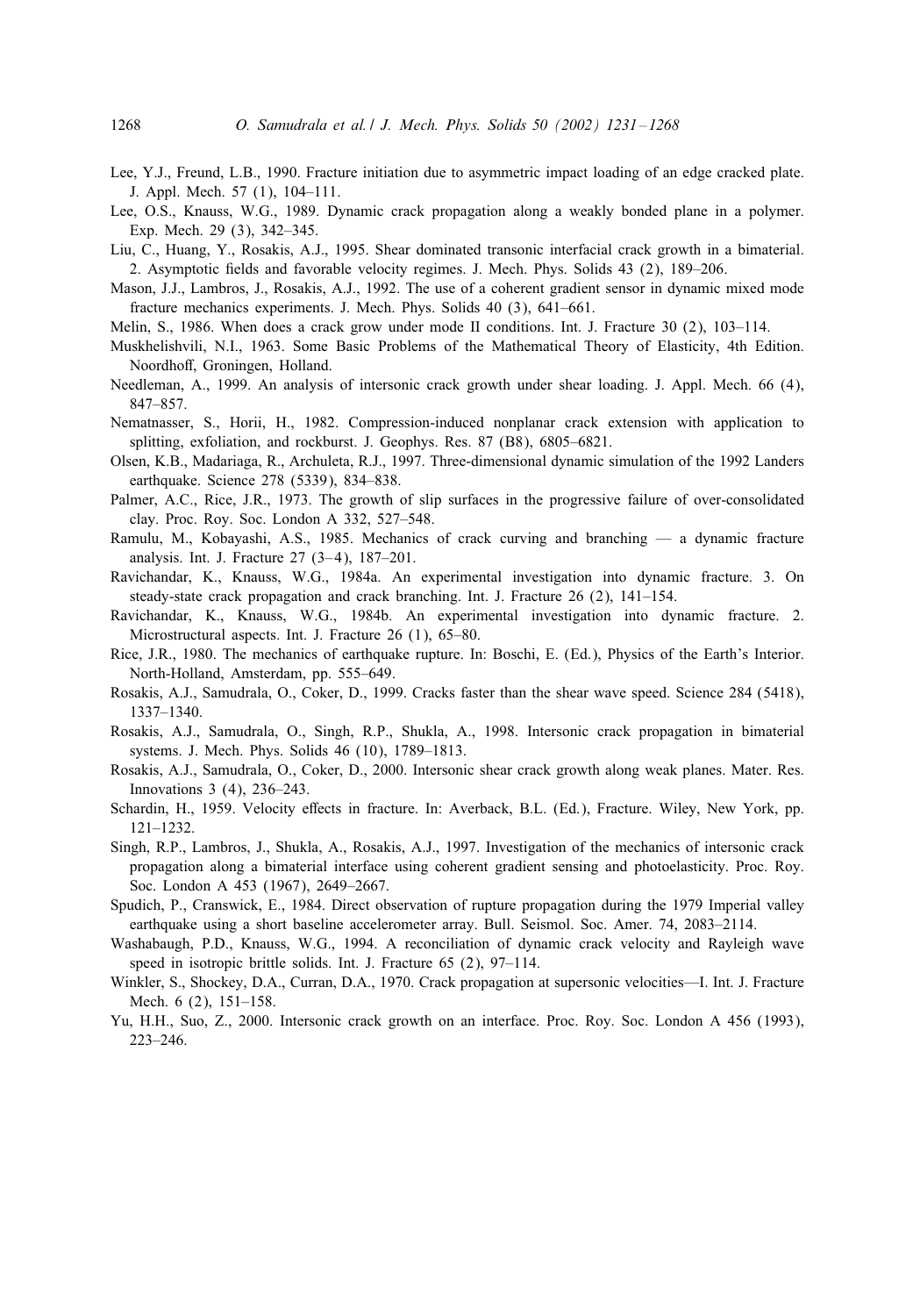Lee, Y.J., Freund, L.B., 1990. Fracture initiation due to asymmetric impact loading of an edge cracked plate. J. Appl. Mech. 57 (1), 104–111.

Lee, O.S., Knauss, W.G., 1989. Dynamic crack propagation along a weakly bonded plane in a polymer. Exp. Mech. 29 (3), 342–345.

Liu, C., Huang, Y., Rosakis, A.J., 1995. Shear dominated transonic interfacial crack growth in a bimaterial. 2. Asymptotic fields and favorable velocity regimes. J. Mech. Phys. Solids 43 (2), 189–206.

Mason, J.J., Lambros, J., Rosakis, A.J., 1992. The use of a coherent gradient sensor in dynamic mixed mode fracture mechanics experiments. J. Mech. Phys. Solids 40 (3), 641–661.

Melin, S., 1986. When does a crack grow under mode II conditions. Int. J. Fracture 30 (2), 103–114.

Muskhelishvili, N.I., 1963. Some Basic Problems of the Mathematical Theory of Elasticity, 4th Edition. Noordhoff, Groningen, Holland.

Needleman, A., 1999. An analysis of intersonic crack growth under shear loading. J. Appl. Mech. 66 (4), 847–857.

Nematnasser, S., Horii, H., 1982. Compression-induced nonplanar crack extension with application to splitting, exfoliation, and rockburst. J. Geophys. Res. 87 (B8), 6805–6821.

Olsen, K.B., Madariaga, R., Archuleta, R.J., 1997. Three-dimensional dynamic simulation of the 1992 Landers earthquake. Science 278 (5339), 834–838.

Palmer, A.C., Rice, J.R., 1973. The growth of slip surfaces in the progressive failure of over-consolidated clay. Proc. Roy. Soc. London A 332, 527–548.

Ramulu, M., Kobayashi, A.S., 1985. Mechanics of crack curving and branching — a dynamic fracture analysis. Int. J. Fracture 27 (3–4), 187–201.

Ravichandar, K., Knauss, W.G., 1984a. An experimental investigation into dynamic fracture. 3. On steady-state crack propagation and crack branching. Int. J. Fracture 26 (2), 141–154.

Ravichandar, K., Knauss, W.G., 1984b. An experimental investigation into dynamic fracture. 2. Microstructural aspects. Int. J. Fracture 26 (1), 65–80.

Rice, J.R., 1980. The mechanics of earthquake rupture. In: Boschi, E. (Ed.), Physics of the Earth's Interior. North-Holland, Amsterdam, pp. 555–649.

Rosakis, A.J., Samudrala, O., Coker, D., 1999. Cracks faster than the shear wave speed. Science 284 (5418), 1337–1340.

Rosakis, A.J., Samudrala, O., Singh, R.P., Shukla, A., 1998. Intersonic crack propagation in bimaterial systems. J. Mech. Phys. Solids 46 (10), 1789–1813.

Rosakis, A.J., Samudrala, O., Coker, D., 2000. Intersonic shear crack growth along weak planes. Mater. Res. Innovations 3 (4), 236–243.

Schardin, H., 1959. Velocity effects in fracture. In: Averback, B.L. (Ed.), Fracture. Wiley, New York, pp. 121–1232.

Singh, R.P., Lambros, J., Shukla, A., Rosakis, A.J., 1997. Investigation of the mechanics of intersonic crack propagation along a bimaterial interface using coherent gradient sensing and photoelasticity. Proc. Roy. Soc. London A 453 (1967), 2649–2667.

Spudich, P., Cranswick, E., 1984. Direct observation of rupture propagation during the 1979 Imperial valley earthquake using a short baseline accelerometer array. Bull. Seismol. Soc. Amer. 74, 2083–2114.

Washabaugh, P.D., Knauss, W.G., 1994. A reconciliation of dynamic crack velocity and Rayleigh wave speed in isotropic brittle solids. Int. J. Fracture 65 (2), 97–114.

Winkler, S., Shockey, D.A., Curran, D.A., 1970. Crack propagation at supersonic velocities—I. Int. J. Fracture Mech. 6 (2), 151–158.

Yu, H.H., Suo, Z., 2000. Intersonic crack growth on an interface. Proc. Roy. Soc. London A 456 (1993), 223–246.